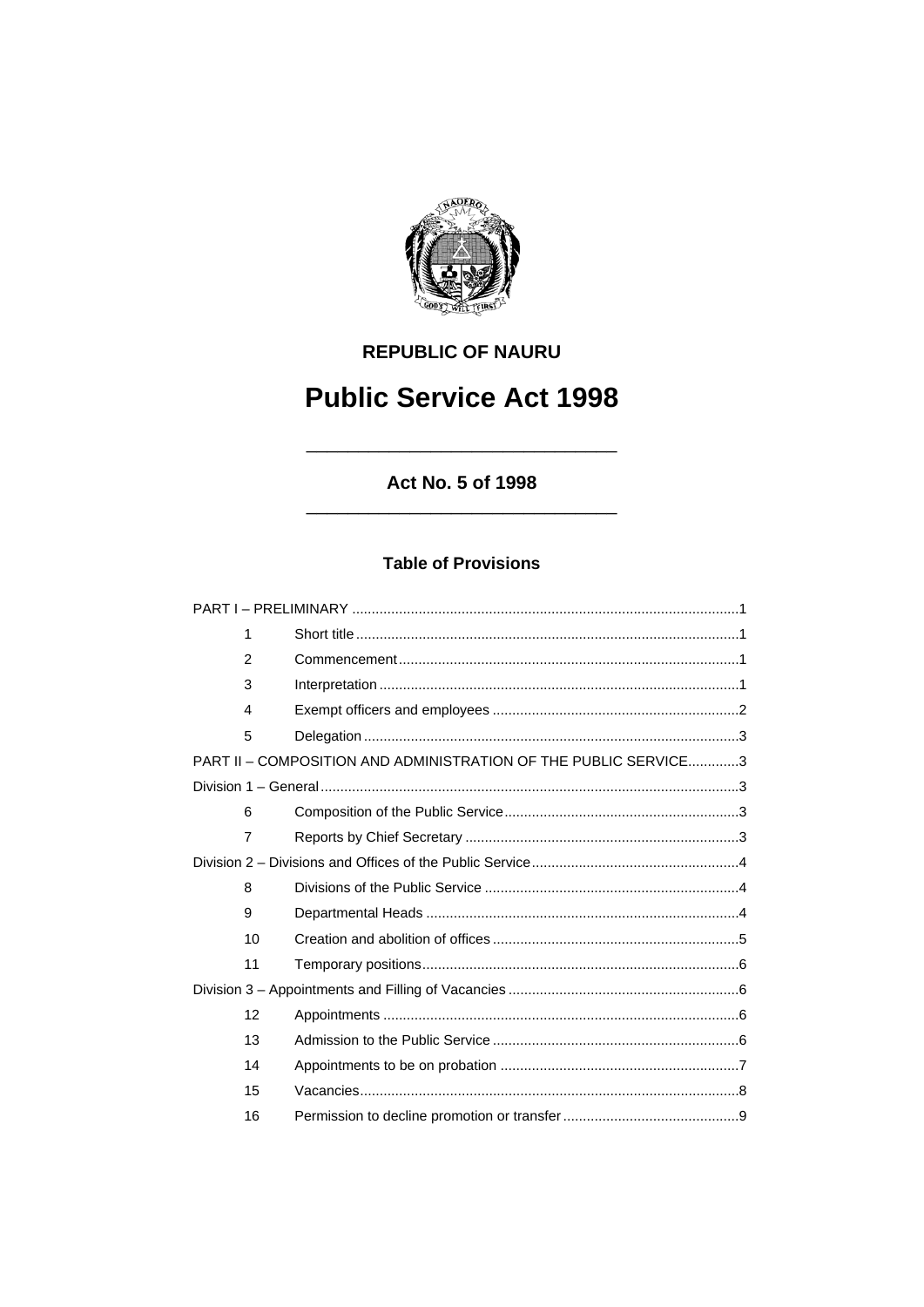**REPUBLIC OF NAURU**

# Public Service Act 1998

## Act No. 5 of 1998

### Table of Provisions

| | | |
|---|---|---|
| PART I – PRELIMINARY | | 1 |
| 1 | Short title | 1 |
| 2 | Commencement | 1 |
| 3 | Interpretation | 1 |
| 4 | Exempt officers and employees | 2 |
| 5 | Delegation | 3 |
| PART II – COMPOSITION AND ADMINISTRATION OF THE PUBLIC SERVICE | | 3 |
| Division 1 – General | | 3 |
| 6 | Composition of the Public Service | 3 |
| 7 | Reports by Chief Secretary | 3 |
| Division 2 – Divisions and Offices of the Public Service | | 4 |
| 8 | Divisions of the Public Service | 4 |
| 9 | Departmental Heads | 4 |
| 10 | Creation and abolition of offices | 5 |
| 11 | Temporary positions | 6 |
| Division 3 – Appointments and Filling of Vacancies | | 6 |
| 12 | Appointments | 6 |
| 13 | Admission to the Public Service | 6 |
| 14 | Appointments to be on probation | 7 |
| 15 | Vacancies | 8 |
| 16 | Permission to decline promotion or transfer | 9 |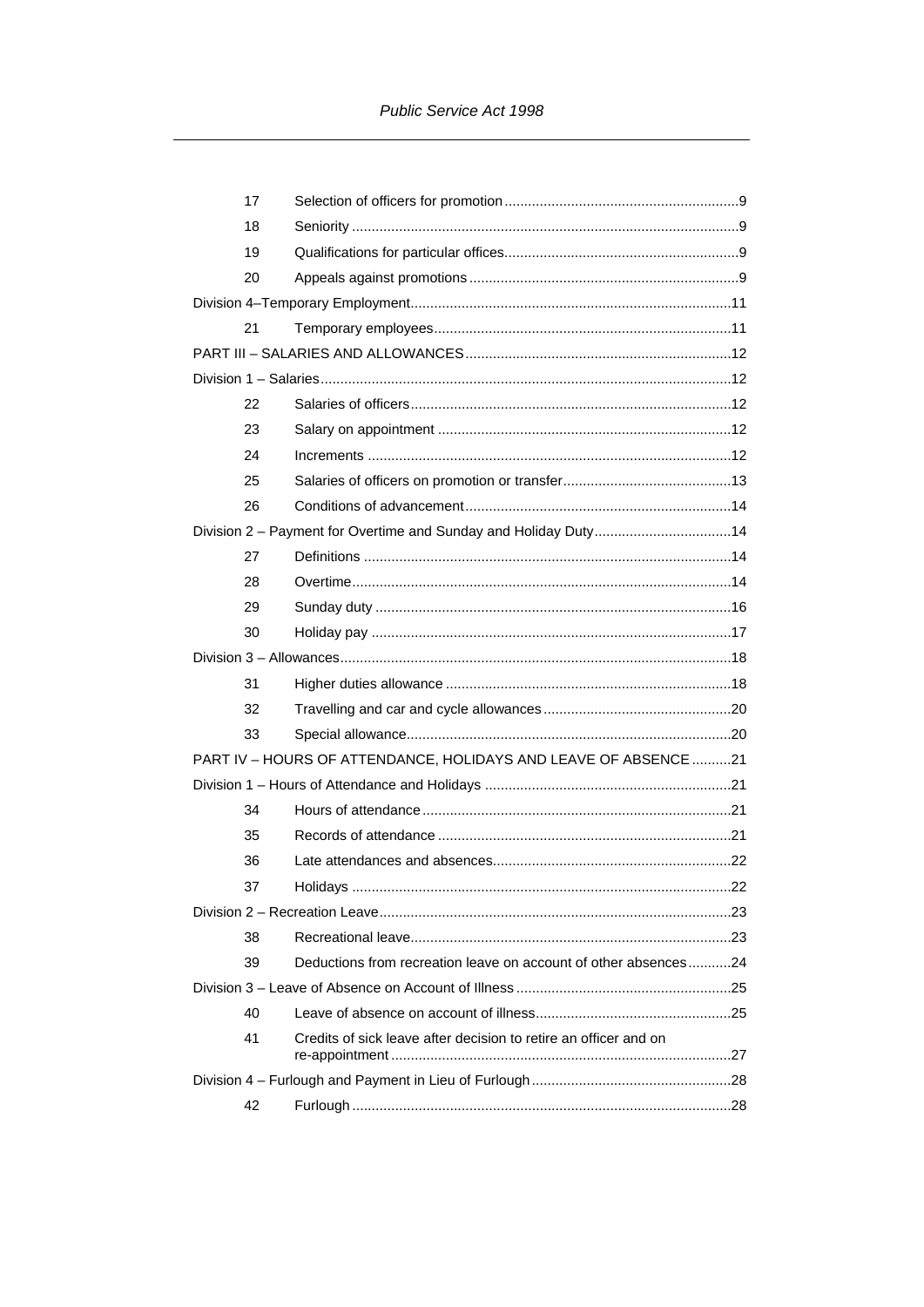| | | |
|---|---|---|
| 17 | Selection of officers for promotion | 9 |
| 18 | Seniority | 9 |
| 19 | Qualifications for particular offices | 9 |
| 20 | Appeals against promotions | 9 |
| Division 4–Temporary Employment | | 11 |
| 21 | Temporary employees | 11 |
| PART III – SALARIES AND ALLOWANCES | | 12 |
| Division 1 – Salaries | | 12 |
| 22 | Salaries of officers | 12 |
| 23 | Salary on appointment | 12 |
| 24 | Increments | 12 |
| 25 | Salaries of officers on promotion or transfer | 13 |
| 26 | Conditions of advancement | 14 |
| Division 2 – Payment for Overtime and Sunday and Holiday Duty | | 14 |
| 27 | Definitions | 14 |
| 28 | Overtime | 14 |
| 29 | Sunday duty | 16 |
| 30 | Holiday pay | 17 |
| Division 3 – Allowances | | 18 |
| 31 | Higher duties allowance | 18 |
| 32 | Travelling and car and cycle allowances | 20 |
| 33 | Special allowance | 20 |
| PART IV – HOURS OF ATTENDANCE, HOLIDAYS AND LEAVE OF ABSENCE | | 21 |
| Division 1 – Hours of Attendance and Holidays | | 21 |
| 34 | Hours of attendance | 21 |
| 35 | Records of attendance | 21 |
| 36 | Late attendances and absences | 22 |
| 37 | Holidays | 22 |
| Division 2 – Recreation Leave | | 23 |
| 38 | Recreational leave | 23 |
| 39 | Deductions from recreation leave on account of other absences | 24 |
| Division 3 – Leave of Absence on Account of Illness | | 25 |
| 40 | Leave of absence on account of illness | 25 |
| 41 | Credits of sick leave after decision to retire an officer and on re-appointment | 27 |
| Division 4 – Furlough and Payment in Lieu of Furlough | | 28 |
| 42 | Furlough | 28 |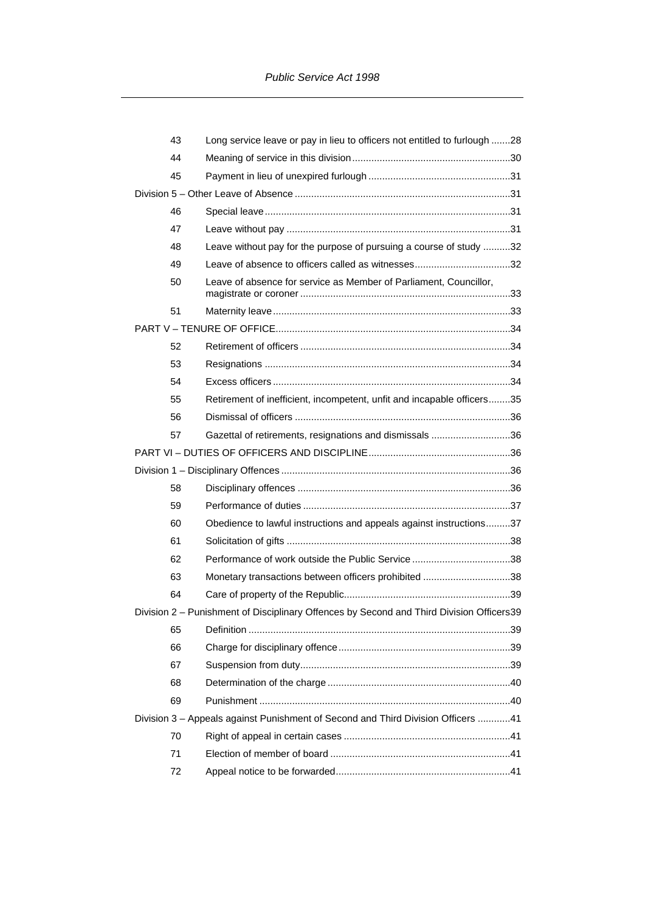| | | |
|---|---|---|
| 43 | Long service leave or pay in lieu to officers not entitled to furlough | 28 |
| 44 | Meaning of service in this division | 30 |
| 45 | Payment in lieu of unexpired furlough | 31 |
| Division 5 – Other Leave of Absence | | 31 |
| 46 | Special leave | 31 |
| 47 | Leave without pay | 31 |
| 48 | Leave without pay for the purpose of pursuing a course of study | 32 |
| 49 | Leave of absence to officers called as witnesses | 32 |
| 50 | Leave of absence for service as Member of Parliament, Councillor, magistrate or coroner | 33 |
| 51 | Maternity leave | 33 |
| PART V – TENURE OF OFFICE | | 34 |
| 52 | Retirement of officers | 34 |
| 53 | Resignations | 34 |
| 54 | Excess officers | 34 |
| 55 | Retirement of inefficient, incompetent, unfit and incapable officers | 35 |
| 56 | Dismissal of officers | 36 |
| 57 | Gazettal of retirements, resignations and dismissals | 36 |
| PART VI – DUTIES OF OFFICERS AND DISCIPLINE | | 36 |
| Division 1 – Disciplinary Offences | | 36 |
| 58 | Disciplinary offences | 36 |
| 59 | Performance of duties | 37 |
| 60 | Obedience to lawful instructions and appeals against instructions | 37 |
| 61 | Solicitation of gifts | 38 |
| 62 | Performance of work outside the Public Service | 38 |
| 63 | Monetary transactions between officers prohibited | 38 |
| 64 | Care of property of the Republic | 39 |
| Division 2 – Punishment of Disciplinary Offences by Second and Third Division Officers | | 39 |
| 65 | Definition | 39 |
| 66 | Charge for disciplinary offence | 39 |
| 67 | Suspension from duty | 39 |
| 68 | Determination of the charge | 40 |
| 69 | Punishment | 40 |
| Division 3 – Appeals against Punishment of Second and Third Division Officers | | 41 |
| 70 | Right of appeal in certain cases | 41 |
| 71 | Election of member of board | 41 |
| 72 | Appeal notice to be forwarded | 41 |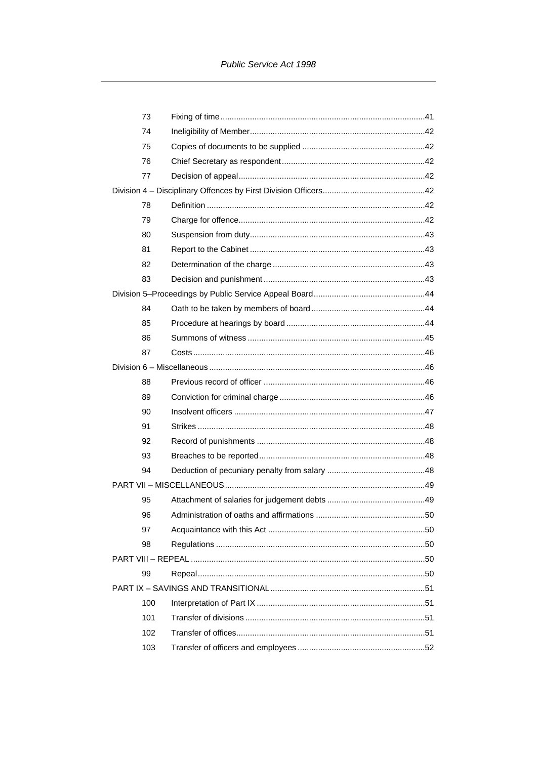| | | |
|---|---|---|
| 73 | Fixing of time | 41 |
| 74 | Ineligibility of Member | 42 |
| 75 | Copies of documents to be supplied | 42 |
| 76 | Chief Secretary as respondent | 42 |
| 77 | Decision of appeal | 42 |
| Division 4 – Disciplinary Offences by First Division Officers | | 42 |
| 78 | Definition | 42 |
| 79 | Charge for offence | 42 |
| 80 | Suspension from duty | 43 |
| 81 | Report to the Cabinet | 43 |
| 82 | Determination of the charge | 43 |
| 83 | Decision and punishment | 43 |
| Division 5–Proceedings by Public Service Appeal Board | | 44 |
| 84 | Oath to be taken by members of board | 44 |
| 85 | Procedure at hearings by board | 44 |
| 86 | Summons of witness | 45 |
| 87 | Costs | 46 |
| Division 6 – Miscellaneous | | 46 |
| 88 | Previous record of officer | 46 |
| 89 | Conviction for criminal charge | 46 |
| 90 | Insolvent officers | 47 |
| 91 | Strikes | 48 |
| 92 | Record of punishments | 48 |
| 93 | Breaches to be reported | 48 |
| 94 | Deduction of pecuniary penalty from salary | 48 |
| PART VII – MISCELLANEOUS | | 49 |
| 95 | Attachment of salaries for judgement debts | 49 |
| 96 | Administration of oaths and affirmations | 50 |
| 97 | Acquaintance with this Act | 50 |
| 98 | Regulations | 50 |
| PART VIII – REPEAL | | 50 |
| 99 | Repeal | 50 |
| PART IX – SAVINGS AND TRANSITIONAL | | 51 |
| 100 | Interpretation of Part IX | 51 |
| 101 | Transfer of divisions | 51 |
| 102 | Transfer of offices | 51 |
| 103 | Transfer of officers and employees | 52 |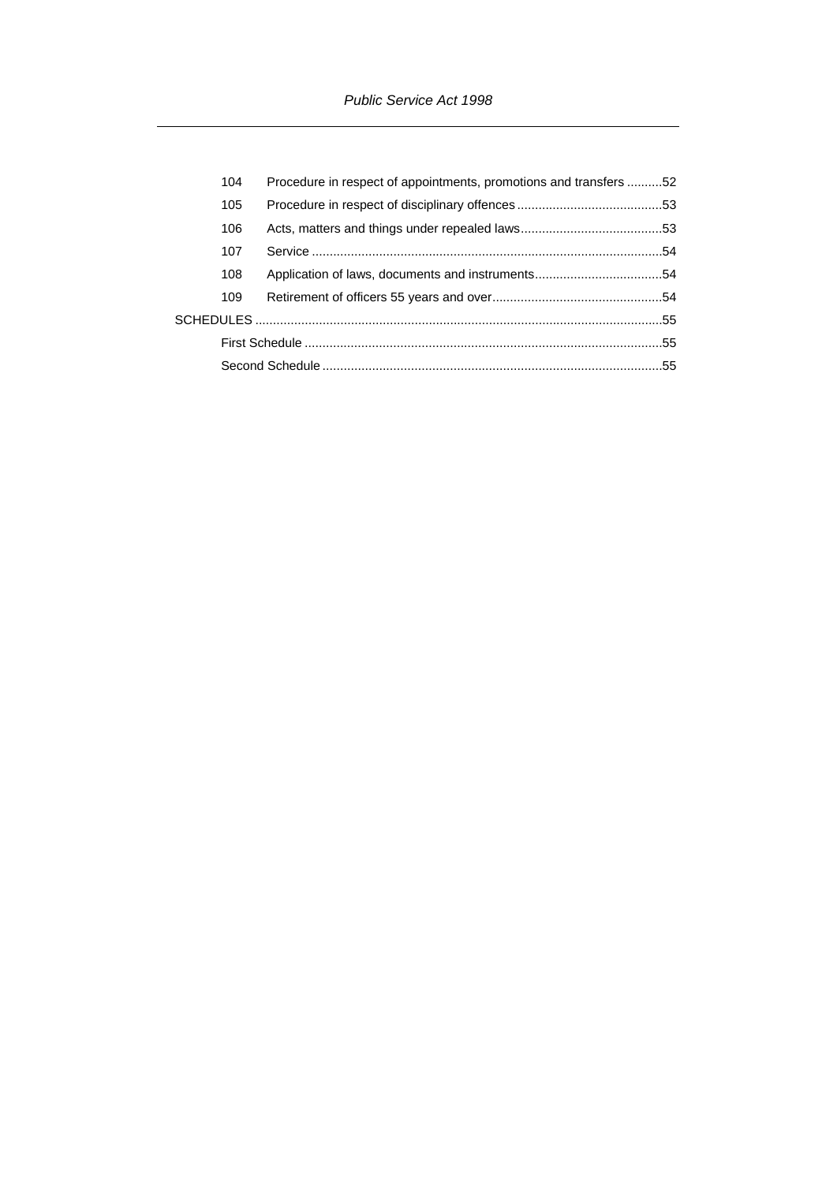| | | |
|---|---|---|
| 104 | Procedure in respect of appointments, promotions and transfers | 52 |
| 105 | Procedure in respect of disciplinary offences | 53 |
| 106 | Acts, matters and things under repealed laws | 53 |
| 107 | Service | 54 |
| 108 | Application of laws, documents and instruments | 54 |
| 109 | Retirement of officers 55 years and over | 54 |
| SCHEDULES | | 55 |
| | First Schedule | 55 |
| | Second Schedule | 55 |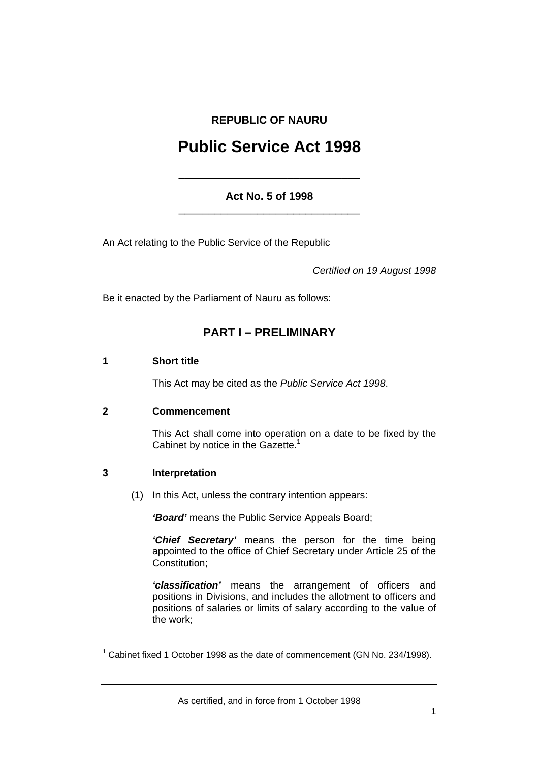**REPUBLIC OF NAURU**

# Public Service Act 1998

---

**Act No. 5 of 1998**

---

An Act relating to the Public Service of the Republic

*Certified on 19 August 1998*

Be it enacted by the Parliament of Nauru as follows:

## PART I – PRELIMINARY

### 1 Short title

This Act may be cited as the *Public Service Act 1998*.

### 2 Commencement

This Act shall come into operation on a date to be fixed by the Cabinet by notice in the Gazette.[1]

### 3 Interpretation

(1) In this Act, unless the contrary intention appears:

***'Board'*** means the Public Service Appeals Board;

***'Chief Secretary'*** means the person for the time being appointed to the office of Chief Secretary under Article 25 of the Constitution;

***'classification'*** means the arrangement of officers and positions in Divisions, and includes the allotment to officers and positions of salaries or limits of salary according to the value of the work;

---

[1] Cabinet fixed 1 October 1998 as the date of commencement (GN No. 234/1998).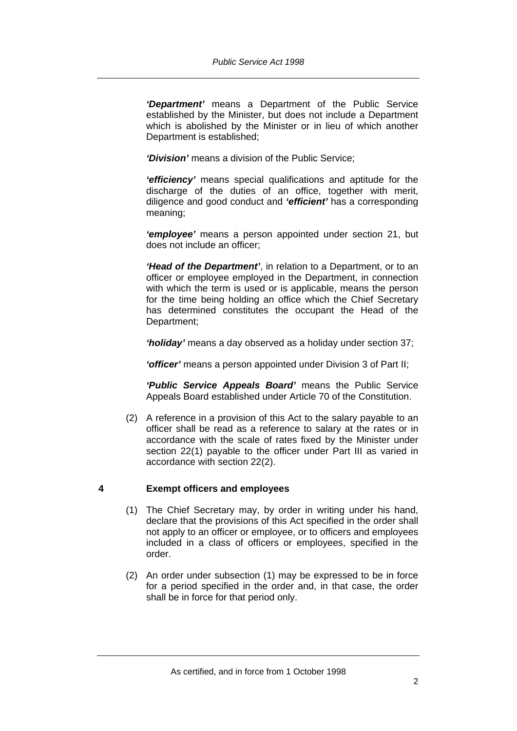***'Department'*** means a Department of the Public Service established by the Minister, but does not include a Department which is abolished by the Minister or in lieu of which another Department is established;

***'Division'*** means a division of the Public Service;

***'efficiency'*** means special qualifications and aptitude for the discharge of the duties of an office, together with merit, diligence and good conduct and ***'efficient'*** has a corresponding meaning;

***'employee'*** means a person appointed under section 21, but does not include an officer;

***'Head of the Department'***, in relation to a Department, or to an officer or employee employed in the Department, in connection with which the term is used or is applicable, means the person for the time being holding an office which the Chief Secretary has determined constitutes the occupant the Head of the Department;

***'holiday'*** means a day observed as a holiday under section 37;

***'officer'*** means a person appointed under Division 3 of Part II;

***'Public Service Appeals Board'*** means the Public Service Appeals Board established under Article 70 of the Constitution.

(2) A reference in a provision of this Act to the salary payable to an officer shall be read as a reference to salary at the rates or in accordance with the scale of rates fixed by the Minister under section 22(1) payable to the officer under Part III as varied in accordance with section 22(2).

### 4 Exempt officers and employees

(1) The Chief Secretary may, by order in writing under his hand, declare that the provisions of this Act specified in the order shall not apply to an officer or employee, or to officers and employees included in a class of officers or employees, specified in the order.

(2) An order under subsection (1) may be expressed to be in force for a period specified in the order and, in that case, the order shall be in force for that period only.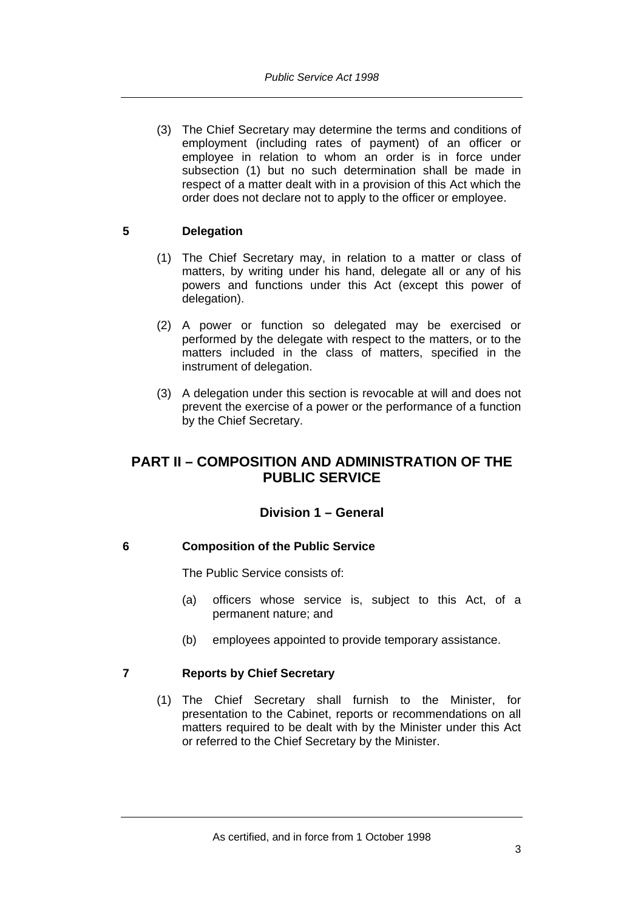(3) The Chief Secretary may determine the terms and conditions of employment (including rates of payment) of an officer or employee in relation to whom an order is in force under subsection (1) but no such determination shall be made in respect of a matter dealt with in a provision of this Act which the order does not declare not to apply to the officer or employee.

### 5 Delegation

(1) The Chief Secretary may, in relation to a matter or class of matters, by writing under his hand, delegate all or any of his powers and functions under this Act (except this power of delegation).

(2) A power or function so delegated may be exercised or performed by the delegate with respect to the matters, or to the matters included in the class of matters, specified in the instrument of delegation.

(3) A delegation under this section is revocable at will and does not prevent the exercise of a power or the performance of a function by the Chief Secretary.

# PART II – COMPOSITION AND ADMINISTRATION OF THE PUBLIC SERVICE

## Division 1 – General

### 6 Composition of the Public Service

The Public Service consists of:

(a) officers whose service is, subject to this Act, of a permanent nature; and

(b) employees appointed to provide temporary assistance.

### 7 Reports by Chief Secretary

(1) The Chief Secretary shall furnish to the Minister, for presentation to the Cabinet, reports or recommendations on all matters required to be dealt with by the Minister under this Act or referred to the Chief Secretary by the Minister.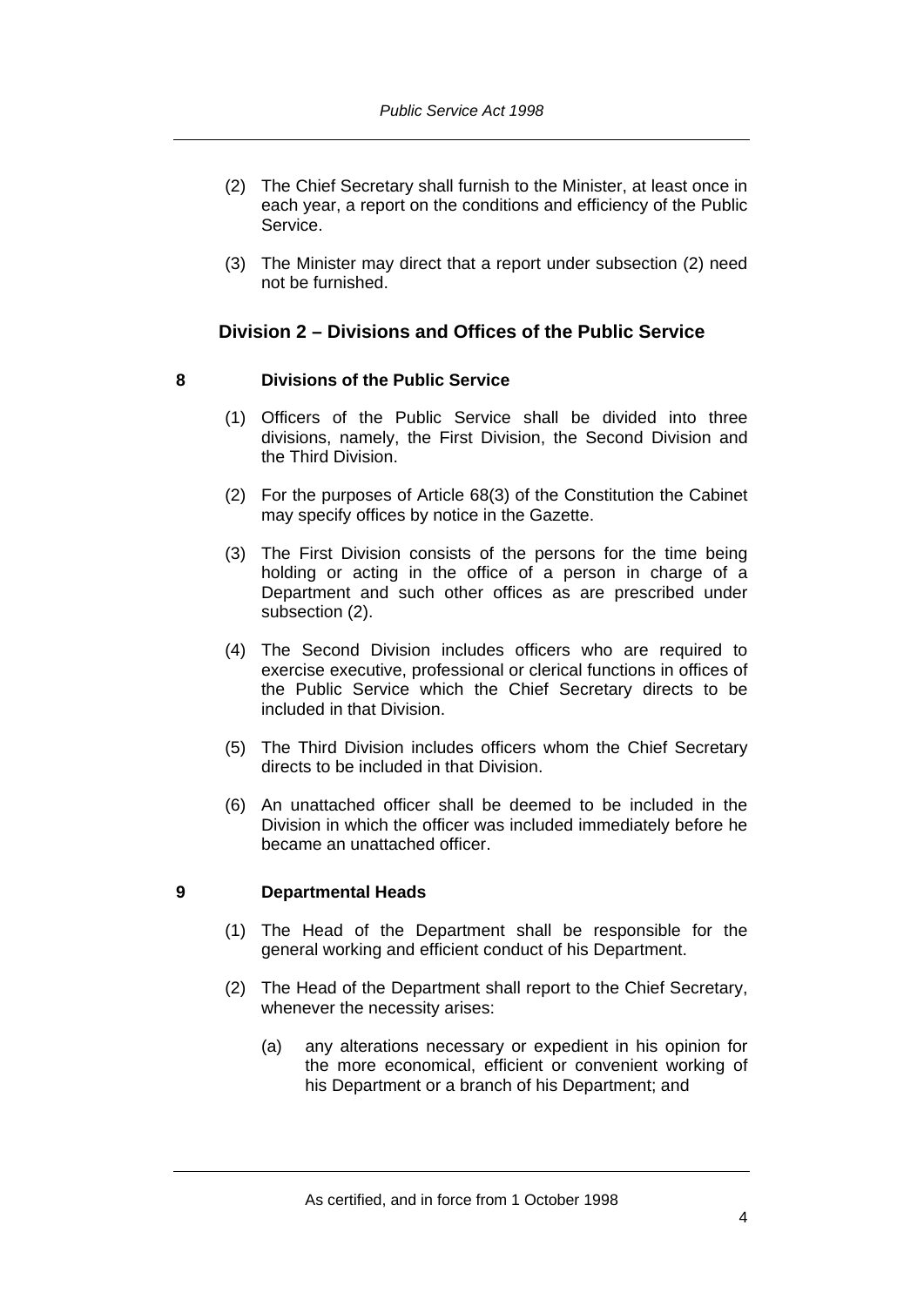(2) The Chief Secretary shall furnish to the Minister, at least once in each year, a report on the conditions and efficiency of the Public Service.

(3) The Minister may direct that a report under subsection (2) need not be furnished.

## Division 2 – Divisions and Offices of the Public Service

### 8 Divisions of the Public Service

(1) Officers of the Public Service shall be divided into three divisions, namely, the First Division, the Second Division and the Third Division.

(2) For the purposes of Article 68(3) of the Constitution the Cabinet may specify offices by notice in the Gazette.

(3) The First Division consists of the persons for the time being holding or acting in the office of a person in charge of a Department and such other offices as are prescribed under subsection (2).

(4) The Second Division includes officers who are required to exercise executive, professional or clerical functions in offices of the Public Service which the Chief Secretary directs to be included in that Division.

(5) The Third Division includes officers whom the Chief Secretary directs to be included in that Division.

(6) An unattached officer shall be deemed to be included in the Division in which the officer was included immediately before he became an unattached officer.

### 9 Departmental Heads

(1) The Head of the Department shall be responsible for the general working and efficient conduct of his Department.

(2) The Head of the Department shall report to the Chief Secretary, whenever the necessity arises:

(a) any alterations necessary or expedient in his opinion for the more economical, efficient or convenient working of his Department or a branch of his Department; and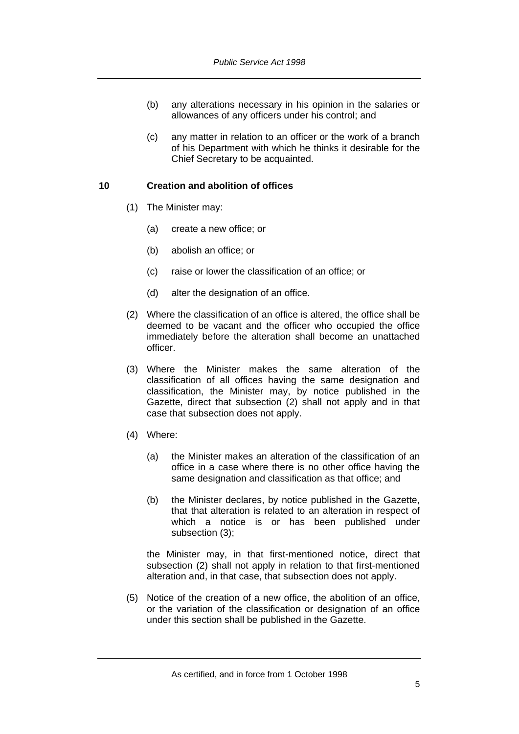(b) any alterations necessary in his opinion in the salaries or allowances of any officers under his control; and

(c) any matter in relation to an officer or the work of a branch of his Department with which he thinks it desirable for the Chief Secretary to be acquainted.

## 10 Creation and abolition of offices

(1) The Minister may:

(a) create a new office; or

(b) abolish an office; or

(c) raise or lower the classification of an office; or

(d) alter the designation of an office.

(2) Where the classification of an office is altered, the office shall be deemed to be vacant and the officer who occupied the office immediately before the alteration shall become an unattached officer.

(3) Where the Minister makes the same alteration of the classification of all offices having the same designation and classification, the Minister may, by notice published in the Gazette, direct that subsection (2) shall not apply and in that case that subsection does not apply.

(4) Where:

(a) the Minister makes an alteration of the classification of an office in a case where there is no other office having the same designation and classification as that office; and

(b) the Minister declares, by notice published in the Gazette, that that alteration is related to an alteration in respect of which a notice is or has been published under subsection (3);

the Minister may, in that first-mentioned notice, direct that subsection (2) shall not apply in relation to that first-mentioned alteration and, in that case, that subsection does not apply.

(5) Notice of the creation of a new office, the abolition of an office, or the variation of the classification or designation of an office under this section shall be published in the Gazette.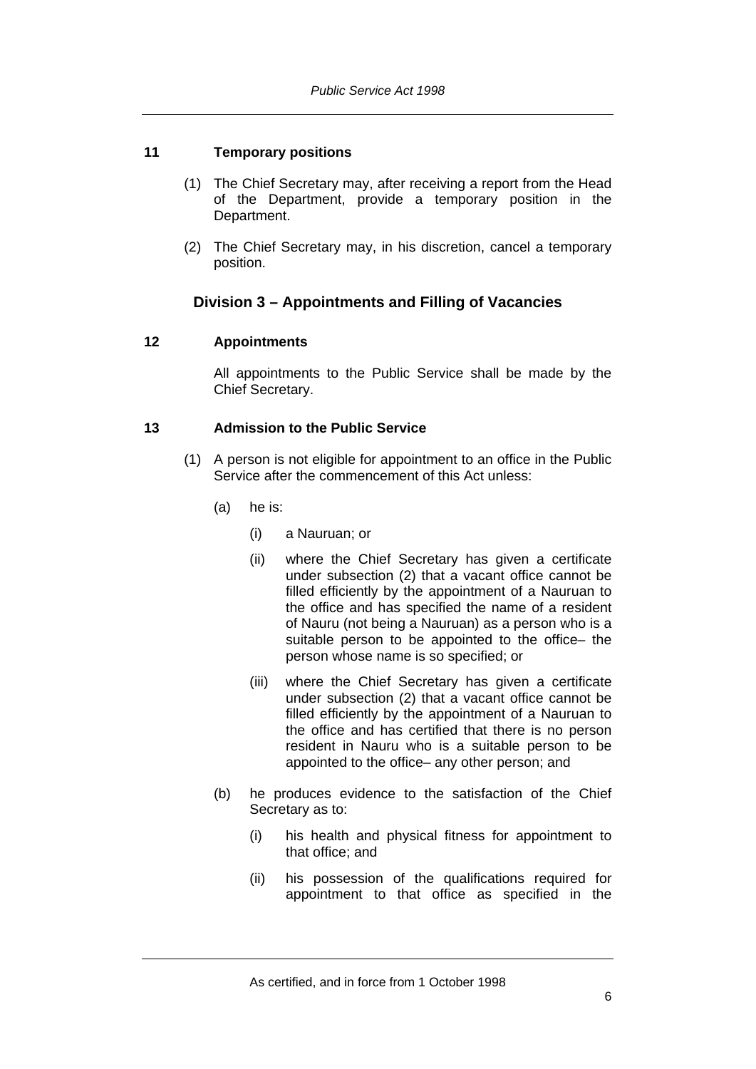### 11 Temporary positions

(1) The Chief Secretary may, after receiving a report from the Head of the Department, provide a temporary position in the Department.

(2) The Chief Secretary may, in his discretion, cancel a temporary position.

## Division 3 – Appointments and Filling of Vacancies

### 12 Appointments

All appointments to the Public Service shall be made by the Chief Secretary.

### 13 Admission to the Public Service

(1) A person is not eligible for appointment to an office in the Public Service after the commencement of this Act unless:

- (a) he is:
  - (i) a Nauruan; or
  - (ii) where the Chief Secretary has given a certificate under subsection (2) that a vacant office cannot be filled efficiently by the appointment of a Nauruan to the office and has specified the name of a resident of Nauru (not being a Nauruan) as a person who is a suitable person to be appointed to the office– the person whose name is so specified; or
  - (iii) where the Chief Secretary has given a certificate under subsection (2) that a vacant office cannot be filled efficiently by the appointment of a Nauruan to the office and has certified that there is no person resident in Nauru who is a suitable person to be appointed to the office– any other person; and
- (b) he produces evidence to the satisfaction of the Chief Secretary as to:
  - (i) his health and physical fitness for appointment to that office; and
  - (ii) his possession of the qualifications required for appointment to that office as specified in the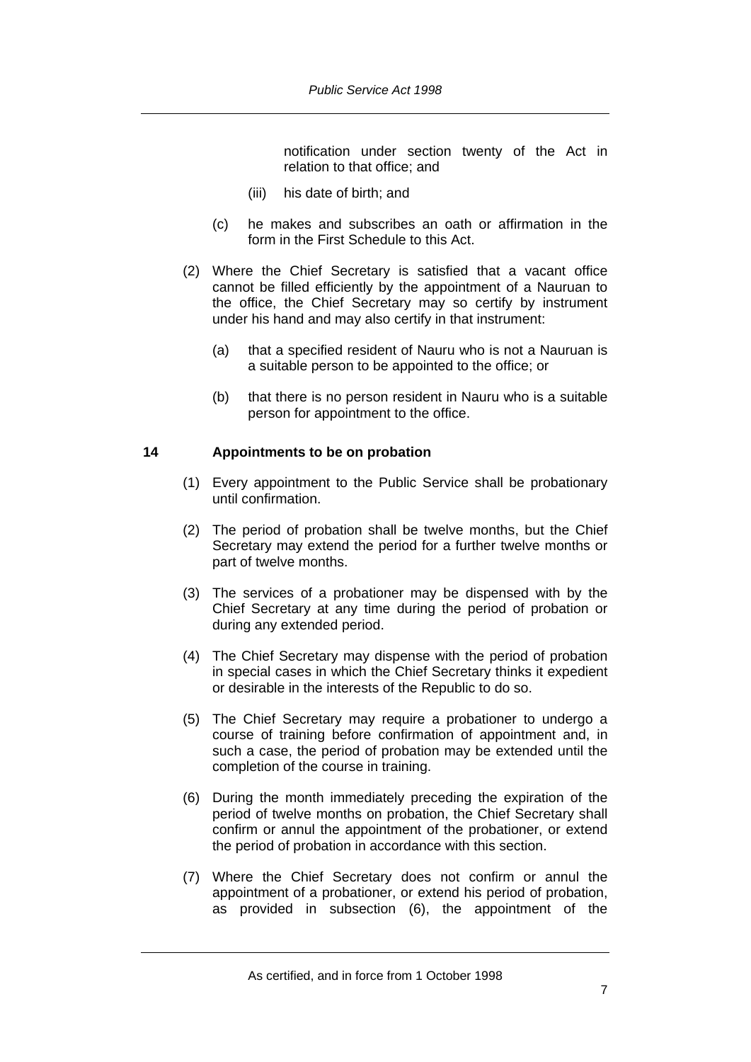notification under section twenty of the Act in relation to that office; and

(iii) his date of birth; and

(c) he makes and subscribes an oath or affirmation in the form in the First Schedule to this Act.

(2) Where the Chief Secretary is satisfied that a vacant office cannot be filled efficiently by the appointment of a Nauruan to the office, the Chief Secretary may so certify by instrument under his hand and may also certify in that instrument:

(a) that a specified resident of Nauru who is not a Nauruan is a suitable person to be appointed to the office; or

(b) that there is no person resident in Nauru who is a suitable person for appointment to the office.

## 14 Appointments to be on probation

(1) Every appointment to the Public Service shall be probationary until confirmation.

(2) The period of probation shall be twelve months, but the Chief Secretary may extend the period for a further twelve months or part of twelve months.

(3) The services of a probationer may be dispensed with by the Chief Secretary at any time during the period of probation or during any extended period.

(4) The Chief Secretary may dispense with the period of probation in special cases in which the Chief Secretary thinks it expedient or desirable in the interests of the Republic to do so.

(5) The Chief Secretary may require a probationer to undergo a course of training before confirmation of appointment and, in such a case, the period of probation may be extended until the completion of the course in training.

(6) During the month immediately preceding the expiration of the period of twelve months on probation, the Chief Secretary shall confirm or annul the appointment of the probationer, or extend the period of probation in accordance with this section.

(7) Where the Chief Secretary does not confirm or annul the appointment of a probationer, or extend his period of probation, as provided in subsection (6), the appointment of the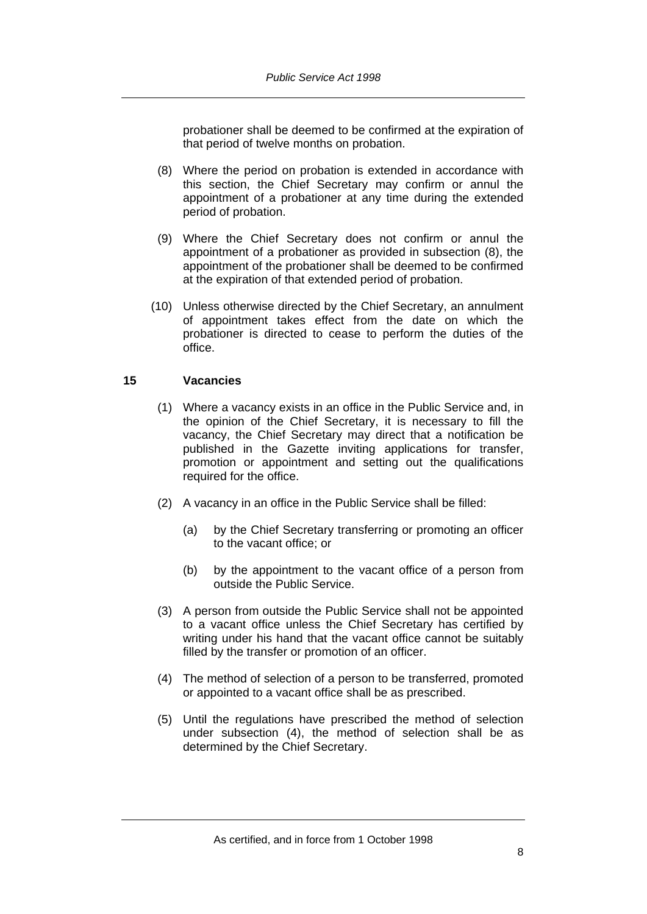probationer shall be deemed to be confirmed at the expiration of that period of twelve months on probation.

(8) Where the period on probation is extended in accordance with this section, the Chief Secretary may confirm or annul the appointment of a probationer at any time during the extended period of probation.

(9) Where the Chief Secretary does not confirm or annul the appointment of a probationer as provided in subsection (8), the appointment of the probationer shall be deemed to be confirmed at the expiration of that extended period of probation.

(10) Unless otherwise directed by the Chief Secretary, an annulment of appointment takes effect from the date on which the probationer is directed to cease to perform the duties of the office.

### 15 Vacancies

(1) Where a vacancy exists in an office in the Public Service and, in the opinion of the Chief Secretary, it is necessary to fill the vacancy, the Chief Secretary may direct that a notification be published in the Gazette inviting applications for transfer, promotion or appointment and setting out the qualifications required for the office.

(2) A vacancy in an office in the Public Service shall be filled:

(a) by the Chief Secretary transferring or promoting an officer to the vacant office; or

(b) by the appointment to the vacant office of a person from outside the Public Service.

(3) A person from outside the Public Service shall not be appointed to a vacant office unless the Chief Secretary has certified by writing under his hand that the vacant office cannot be suitably filled by the transfer or promotion of an officer.

(4) The method of selection of a person to be transferred, promoted or appointed to a vacant office shall be as prescribed.

(5) Until the regulations have prescribed the method of selection under subsection (4), the method of selection shall be as determined by the Chief Secretary.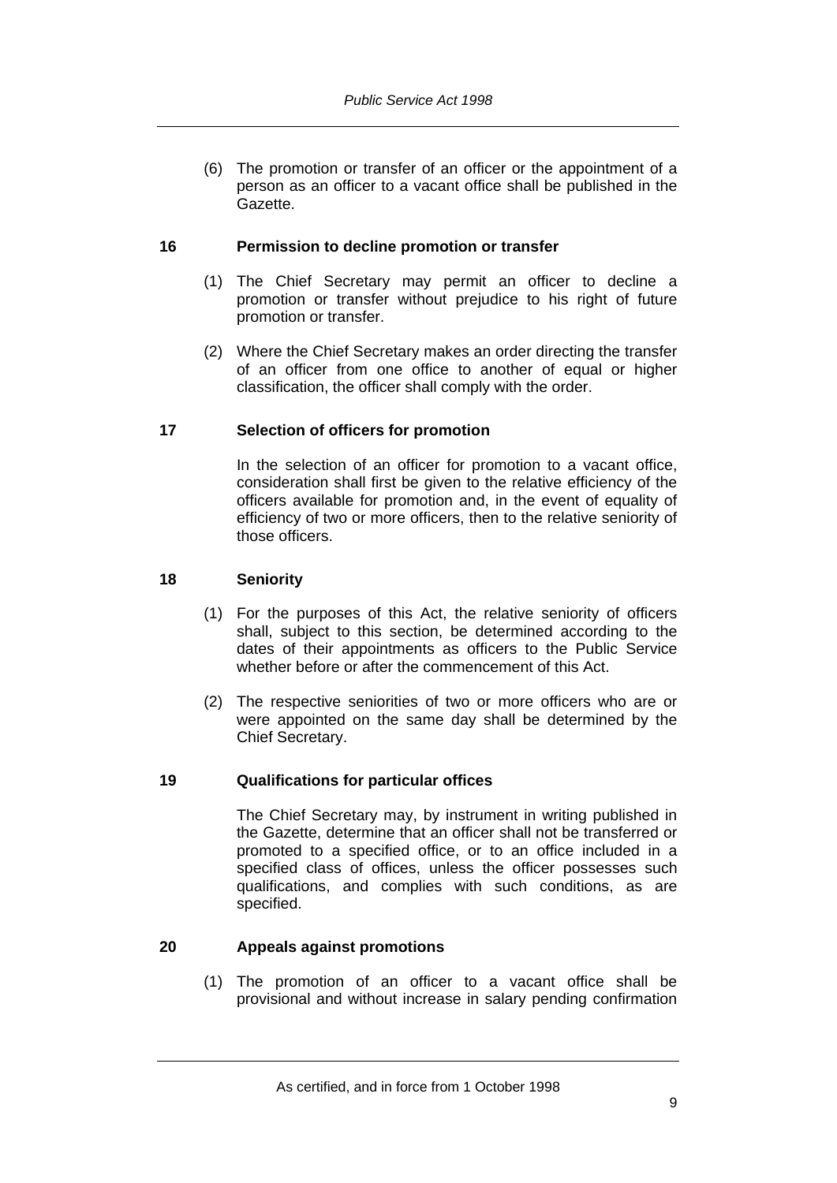(6) The promotion or transfer of an officer or the appointment of a person as an officer to a vacant office shall be published in the Gazette.

### 16 Permission to decline promotion or transfer

(1) The Chief Secretary may permit an officer to decline a promotion or transfer without prejudice to his right of future promotion or transfer.

(2) Where the Chief Secretary makes an order directing the transfer of an officer from one office to another of equal or higher classification, the officer shall comply with the order.

### 17 Selection of officers for promotion

In the selection of an officer for promotion to a vacant office, consideration shall first be given to the relative efficiency of the officers available for promotion and, in the event of equality of efficiency of two or more officers, then to the relative seniority of those officers.

### 18 Seniority

(1) For the purposes of this Act, the relative seniority of officers shall, subject to this section, be determined according to the dates of their appointments as officers to the Public Service whether before or after the commencement of this Act.

(2) The respective seniorities of two or more officers who are or were appointed on the same day shall be determined by the Chief Secretary.

### 19 Qualifications for particular offices

The Chief Secretary may, by instrument in writing published in the Gazette, determine that an officer shall not be transferred or promoted to a specified office, or to an office included in a specified class of offices, unless the officer possesses such qualifications, and complies with such conditions, as are specified.

### 20 Appeals against promotions

(1) The promotion of an officer to a vacant office shall be provisional and without increase in salary pending confirmation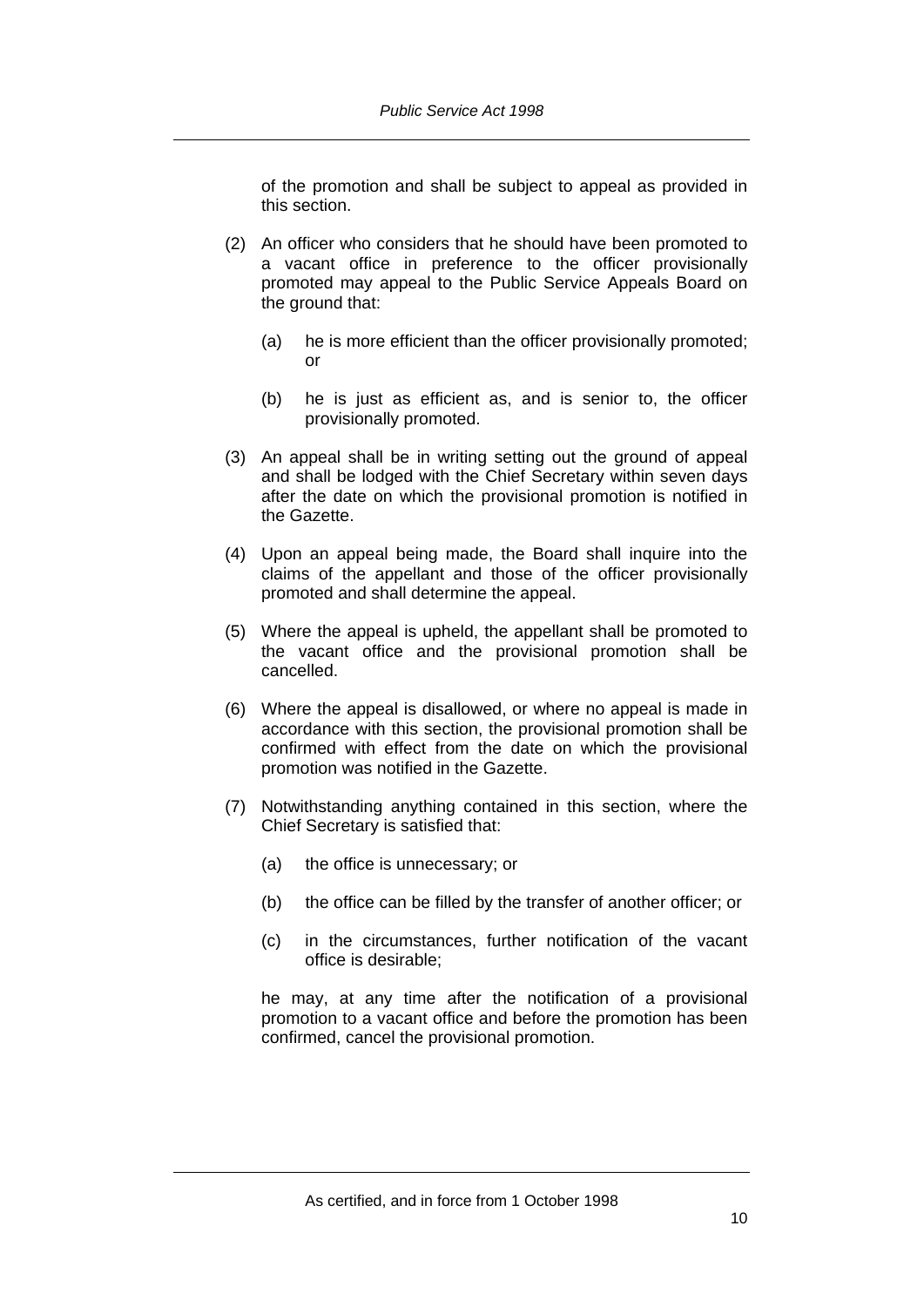of the promotion and shall be subject to appeal as provided in this section.

(2) An officer who considers that he should have been promoted to a vacant office in preference to the officer provisionally promoted may appeal to the Public Service Appeals Board on the ground that:

(a) he is more efficient than the officer provisionally promoted; or

(b) he is just as efficient as, and is senior to, the officer provisionally promoted.

(3) An appeal shall be in writing setting out the ground of appeal and shall be lodged with the Chief Secretary within seven days after the date on which the provisional promotion is notified in the Gazette.

(4) Upon an appeal being made, the Board shall inquire into the claims of the appellant and those of the officer provisionally promoted and shall determine the appeal.

(5) Where the appeal is upheld, the appellant shall be promoted to the vacant office and the provisional promotion shall be cancelled.

(6) Where the appeal is disallowed, or where no appeal is made in accordance with this section, the provisional promotion shall be confirmed with effect from the date on which the provisional promotion was notified in the Gazette.

(7) Notwithstanding anything contained in this section, where the Chief Secretary is satisfied that:

(a) the office is unnecessary; or

(b) the office can be filled by the transfer of another officer; or

(c) in the circumstances, further notification of the vacant office is desirable;

he may, at any time after the notification of a provisional promotion to a vacant office and before the promotion has been confirmed, cancel the provisional promotion.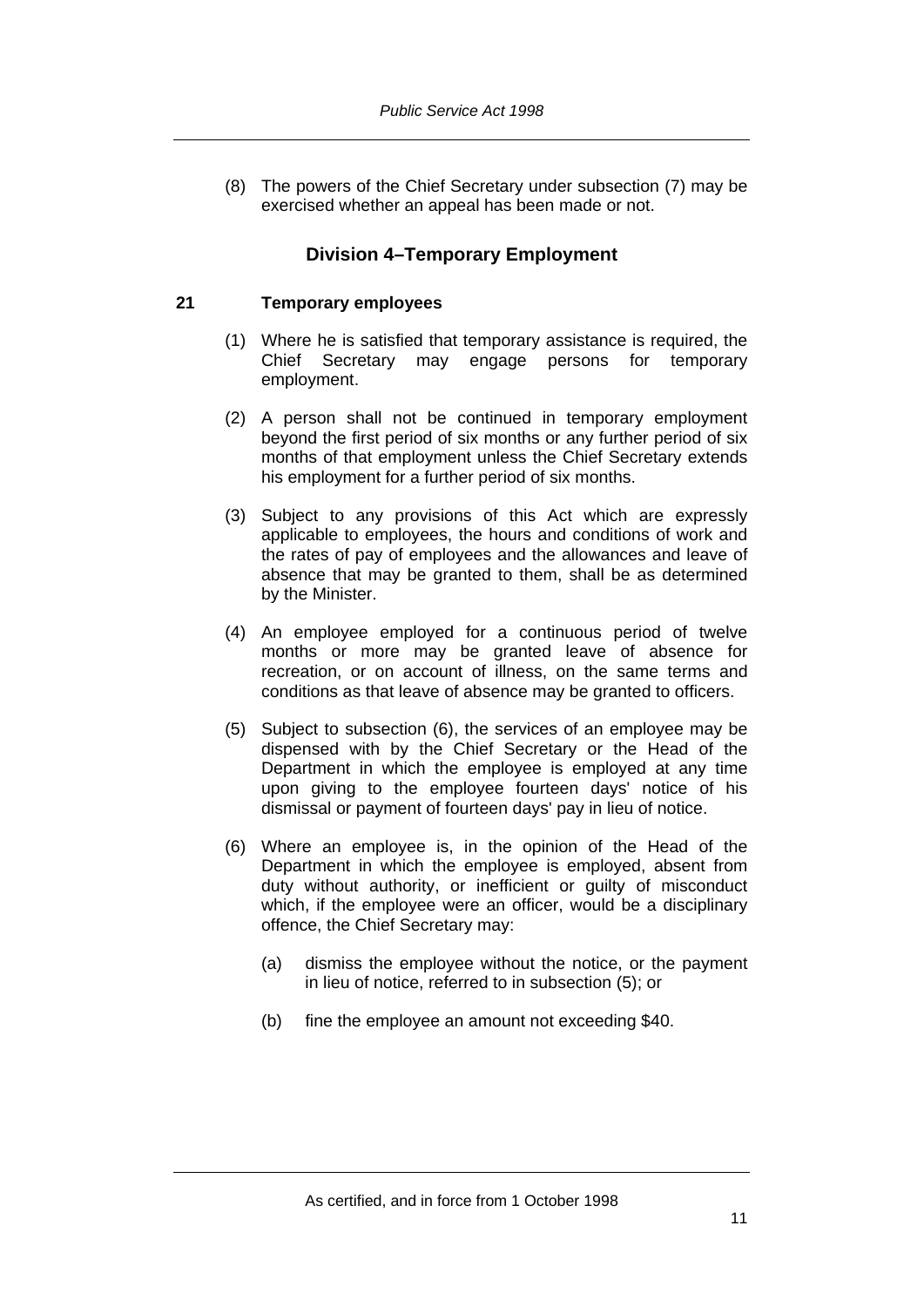(8) The powers of the Chief Secretary under subsection (7) may be exercised whether an appeal has been made or not.

## Division 4–Temporary Employment

### 21 Temporary employees

(1) Where he is satisfied that temporary assistance is required, the Chief Secretary may engage persons for temporary employment.

(2) A person shall not be continued in temporary employment beyond the first period of six months or any further period of six months of that employment unless the Chief Secretary extends his employment for a further period of six months.

(3) Subject to any provisions of this Act which are expressly applicable to employees, the hours and conditions of work and the rates of pay of employees and the allowances and leave of absence that may be granted to them, shall be as determined by the Minister.

(4) An employee employed for a continuous period of twelve months or more may be granted leave of absence for recreation, or on account of illness, on the same terms and conditions as that leave of absence may be granted to officers.

(5) Subject to subsection (6), the services of an employee may be dispensed with by the Chief Secretary or the Head of the Department in which the employee is employed at any time upon giving to the employee fourteen days' notice of his dismissal or payment of fourteen days' pay in lieu of notice.

(6) Where an employee is, in the opinion of the Head of the Department in which the employee is employed, absent from duty without authority, or inefficient or guilty of misconduct which, if the employee were an officer, would be a disciplinary offence, the Chief Secretary may:

(a) dismiss the employee without the notice, or the payment in lieu of notice, referred to in subsection (5); or

(b) fine the employee an amount not exceeding $40.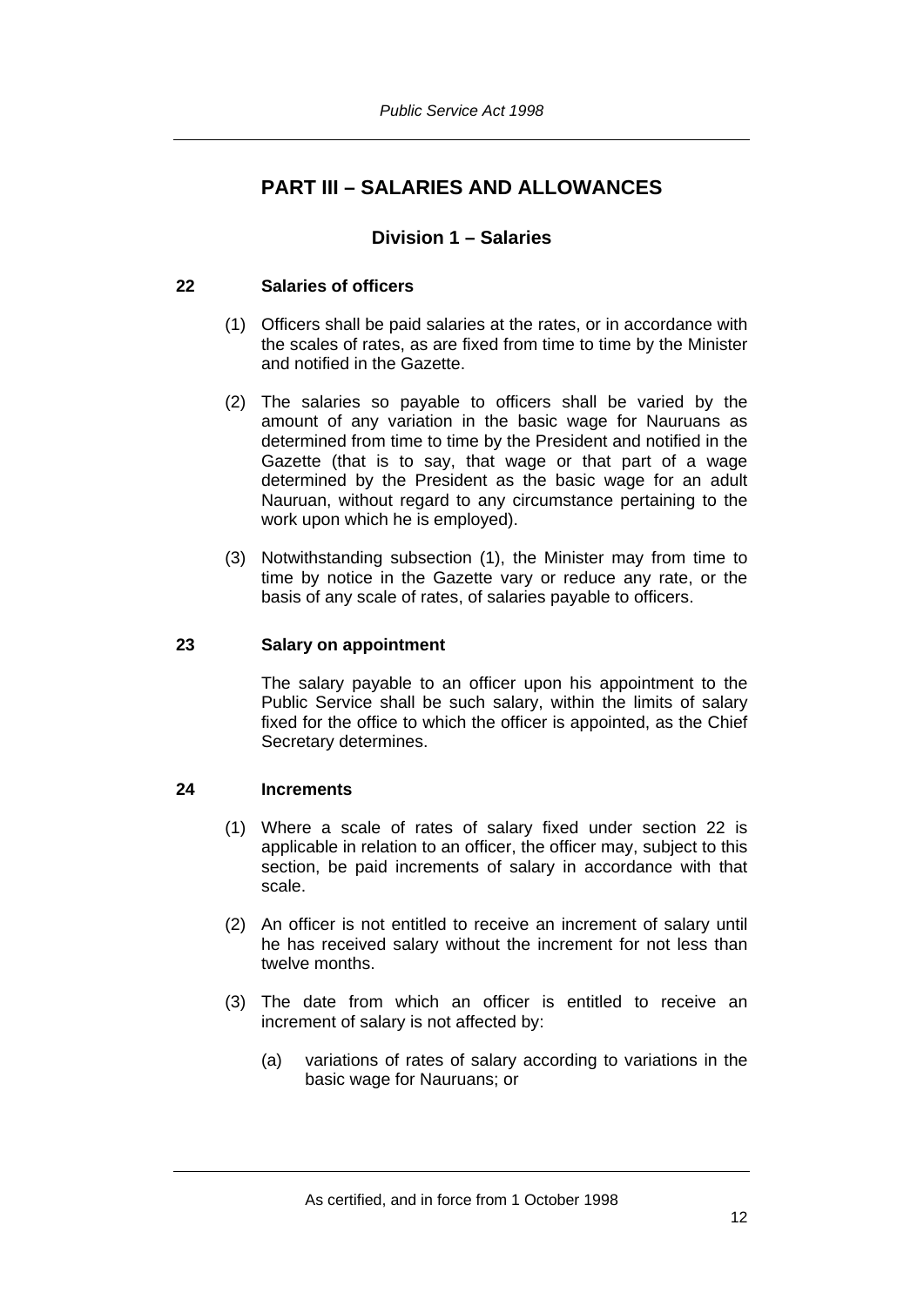## PART III – SALARIES AND ALLOWANCES

### Division 1 – Salaries

**22 Salaries of officers**

(1) Officers shall be paid salaries at the rates, or in accordance with the scales of rates, as are fixed from time to time by the Minister and notified in the Gazette.

(2) The salaries so payable to officers shall be varied by the amount of any variation in the basic wage for Nauruans as determined from time to time by the President and notified in the Gazette (that is to say, that wage or that part of a wage determined by the President as the basic wage for an adult Nauruan, without regard to any circumstance pertaining to the work upon which he is employed).

(3) Notwithstanding subsection (1), the Minister may from time to time by notice in the Gazette vary or reduce any rate, or the basis of any scale of rates, of salaries payable to officers.

**23 Salary on appointment**

The salary payable to an officer upon his appointment to the Public Service shall be such salary, within the limits of salary fixed for the office to which the officer is appointed, as the Chief Secretary determines.

**24 Increments**

(1) Where a scale of rates of salary fixed under section 22 is applicable in relation to an officer, the officer may, subject to this section, be paid increments of salary in accordance with that scale.

(2) An officer is not entitled to receive an increment of salary until he has received salary without the increment for not less than twelve months.

(3) The date from which an officer is entitled to receive an increment of salary is not affected by:

(a) variations of rates of salary according to variations in the basic wage for Nauruans; or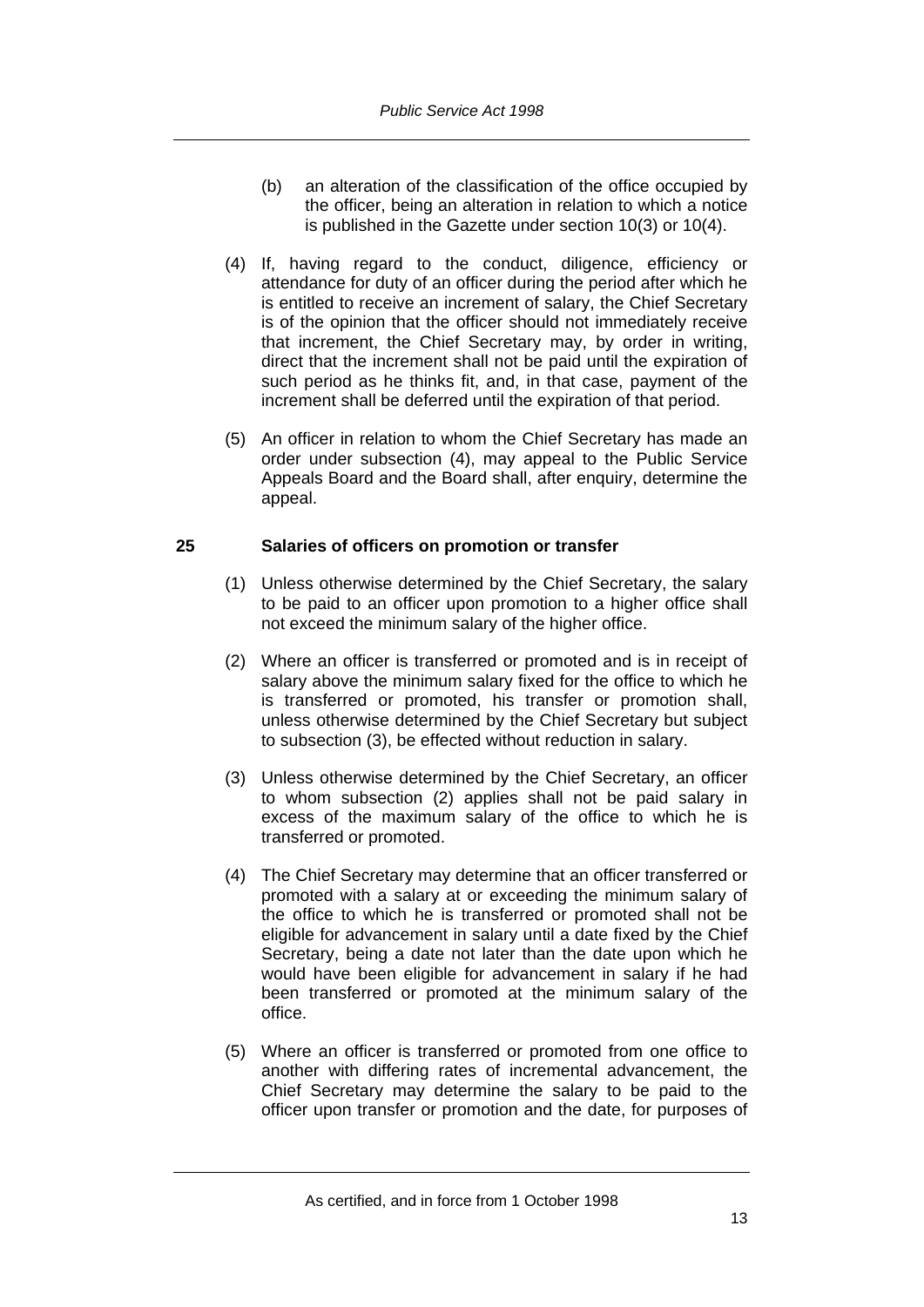(b) an alteration of the classification of the office occupied by the officer, being an alteration in relation to which a notice is published in the Gazette under section 10(3) or 10(4).

(4) If, having regard to the conduct, diligence, efficiency or attendance for duty of an officer during the period after which he is entitled to receive an increment of salary, the Chief Secretary is of the opinion that the officer should not immediately receive that increment, the Chief Secretary may, by order in writing, direct that the increment shall not be paid until the expiration of such period as he thinks fit, and, in that case, payment of the increment shall be deferred until the expiration of that period.

(5) An officer in relation to whom the Chief Secretary has made an order under subsection (4), may appeal to the Public Service Appeals Board and the Board shall, after enquiry, determine the appeal.

## 25 Salaries of officers on promotion or transfer

(1) Unless otherwise determined by the Chief Secretary, the salary to be paid to an officer upon promotion to a higher office shall not exceed the minimum salary of the higher office.

(2) Where an officer is transferred or promoted and is in receipt of salary above the minimum salary fixed for the office to which he is transferred or promoted, his transfer or promotion shall, unless otherwise determined by the Chief Secretary but subject to subsection (3), be effected without reduction in salary.

(3) Unless otherwise determined by the Chief Secretary, an officer to whom subsection (2) applies shall not be paid salary in excess of the maximum salary of the office to which he is transferred or promoted.

(4) The Chief Secretary may determine that an officer transferred or promoted with a salary at or exceeding the minimum salary of the office to which he is transferred or promoted shall not be eligible for advancement in salary until a date fixed by the Chief Secretary, being a date not later than the date upon which he would have been eligible for advancement in salary if he had been transferred or promoted at the minimum salary of the office.

(5) Where an officer is transferred or promoted from one office to another with differing rates of incremental advancement, the Chief Secretary may determine the salary to be paid to the officer upon transfer or promotion and the date, for purposes of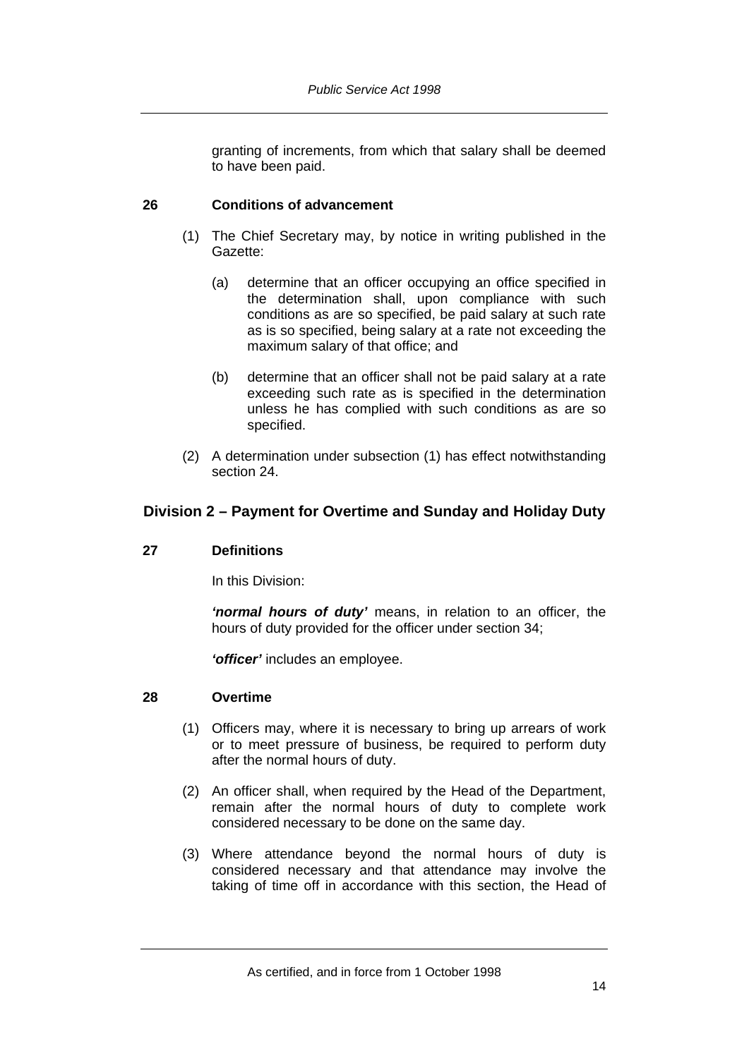granting of increments, from which that salary shall be deemed to have been paid.

### 26 Conditions of advancement

(1) The Chief Secretary may, by notice in writing published in the Gazette:

(a) determine that an officer occupying an office specified in the determination shall, upon compliance with such conditions as are so specified, be paid salary at such rate as is so specified, being salary at a rate not exceeding the maximum salary of that office; and

(b) determine that an officer shall not be paid salary at a rate exceeding such rate as is specified in the determination unless he has complied with such conditions as are so specified.

(2) A determination under subsection (1) has effect notwithstanding section 24.

## Division 2 – Payment for Overtime and Sunday and Holiday Duty

### 27 Definitions

In this Division:

***'normal hours of duty'*** means, in relation to an officer, the hours of duty provided for the officer under section 34;

***'officer'*** includes an employee.

### 28 Overtime

(1) Officers may, where it is necessary to bring up arrears of work or to meet pressure of business, be required to perform duty after the normal hours of duty.

(2) An officer shall, when required by the Head of the Department, remain after the normal hours of duty to complete work considered necessary to be done on the same day.

(3) Where attendance beyond the normal hours of duty is considered necessary and that attendance may involve the taking of time off in accordance with this section, the Head of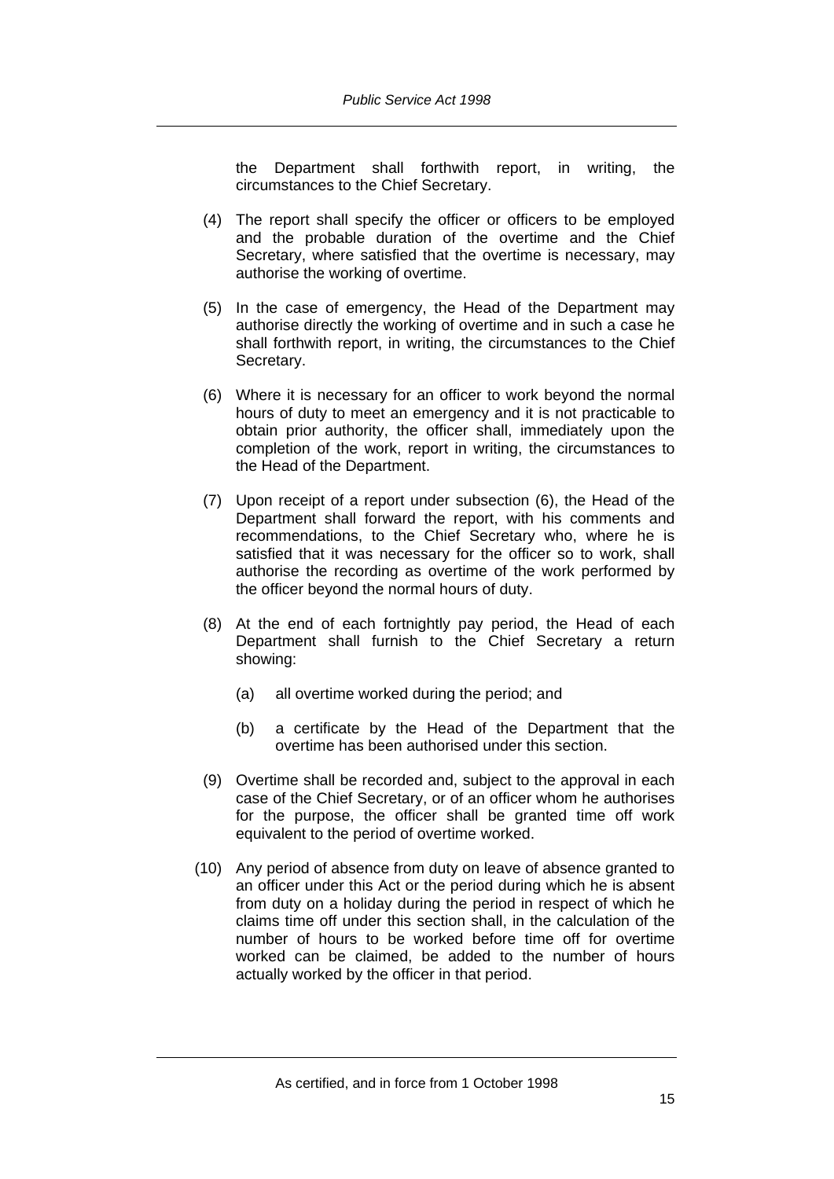the Department shall forthwith report, in writing, the circumstances to the Chief Secretary.

(4) The report shall specify the officer or officers to be employed and the probable duration of the overtime and the Chief Secretary, where satisfied that the overtime is necessary, may authorise the working of overtime.

(5) In the case of emergency, the Head of the Department may authorise directly the working of overtime and in such a case he shall forthwith report, in writing, the circumstances to the Chief Secretary.

(6) Where it is necessary for an officer to work beyond the normal hours of duty to meet an emergency and it is not practicable to obtain prior authority, the officer shall, immediately upon the completion of the work, report in writing, the circumstances to the Head of the Department.

(7) Upon receipt of a report under subsection (6), the Head of the Department shall forward the report, with his comments and recommendations, to the Chief Secretary who, where he is satisfied that it was necessary for the officer so to work, shall authorise the recording as overtime of the work performed by the officer beyond the normal hours of duty.

(8) At the end of each fortnightly pay period, the Head of each Department shall furnish to the Chief Secretary a return showing:

(a) all overtime worked during the period; and

(b) a certificate by the Head of the Department that the overtime has been authorised under this section.

(9) Overtime shall be recorded and, subject to the approval in each case of the Chief Secretary, or of an officer whom he authorises for the purpose, the officer shall be granted time off work equivalent to the period of overtime worked.

(10) Any period of absence from duty on leave of absence granted to an officer under this Act or the period during which he is absent from duty on a holiday during the period in respect of which he claims time off under this section shall, in the calculation of the number of hours to be worked before time off for overtime worked can be claimed, be added to the number of hours actually worked by the officer in that period.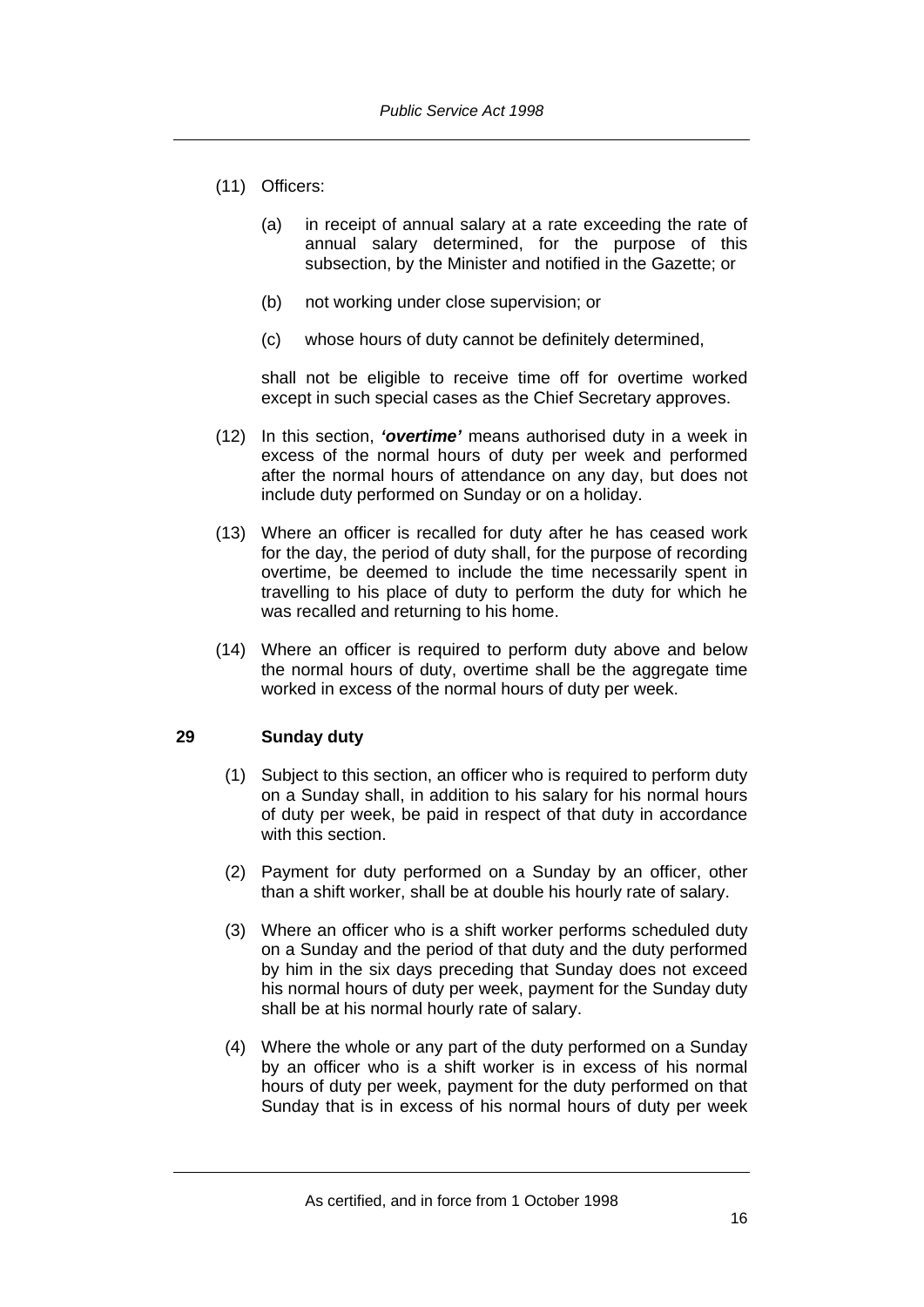(11) Officers:

(a) in receipt of annual salary at a rate exceeding the rate of annual salary determined, for the purpose of this subsection, by the Minister and notified in the Gazette; or

(b) not working under close supervision; or

(c) whose hours of duty cannot be definitely determined,

shall not be eligible to receive time off for overtime worked except in such special cases as the Chief Secretary approves.

(12) In this section, ***'overtime'*** means authorised duty in a week in excess of the normal hours of duty per week and performed after the normal hours of attendance on any day, but does not include duty performed on Sunday or on a holiday.

(13) Where an officer is recalled for duty after he has ceased work for the day, the period of duty shall, for the purpose of recording overtime, be deemed to include the time necessarily spent in travelling to his place of duty to perform the duty for which he was recalled and returning to his home.

(14) Where an officer is required to perform duty above and below the normal hours of duty, overtime shall be the aggregate time worked in excess of the normal hours of duty per week.

### 29 Sunday duty

(1) Subject to this section, an officer who is required to perform duty on a Sunday shall, in addition to his salary for his normal hours of duty per week, be paid in respect of that duty in accordance with this section.

(2) Payment for duty performed on a Sunday by an officer, other than a shift worker, shall be at double his hourly rate of salary.

(3) Where an officer who is a shift worker performs scheduled duty on a Sunday and the period of that duty and the duty performed by him in the six days preceding that Sunday does not exceed his normal hours of duty per week, payment for the Sunday duty shall be at his normal hourly rate of salary.

(4) Where the whole or any part of the duty performed on a Sunday by an officer who is a shift worker is in excess of his normal hours of duty per week, payment for the duty performed on that Sunday that is in excess of his normal hours of duty per week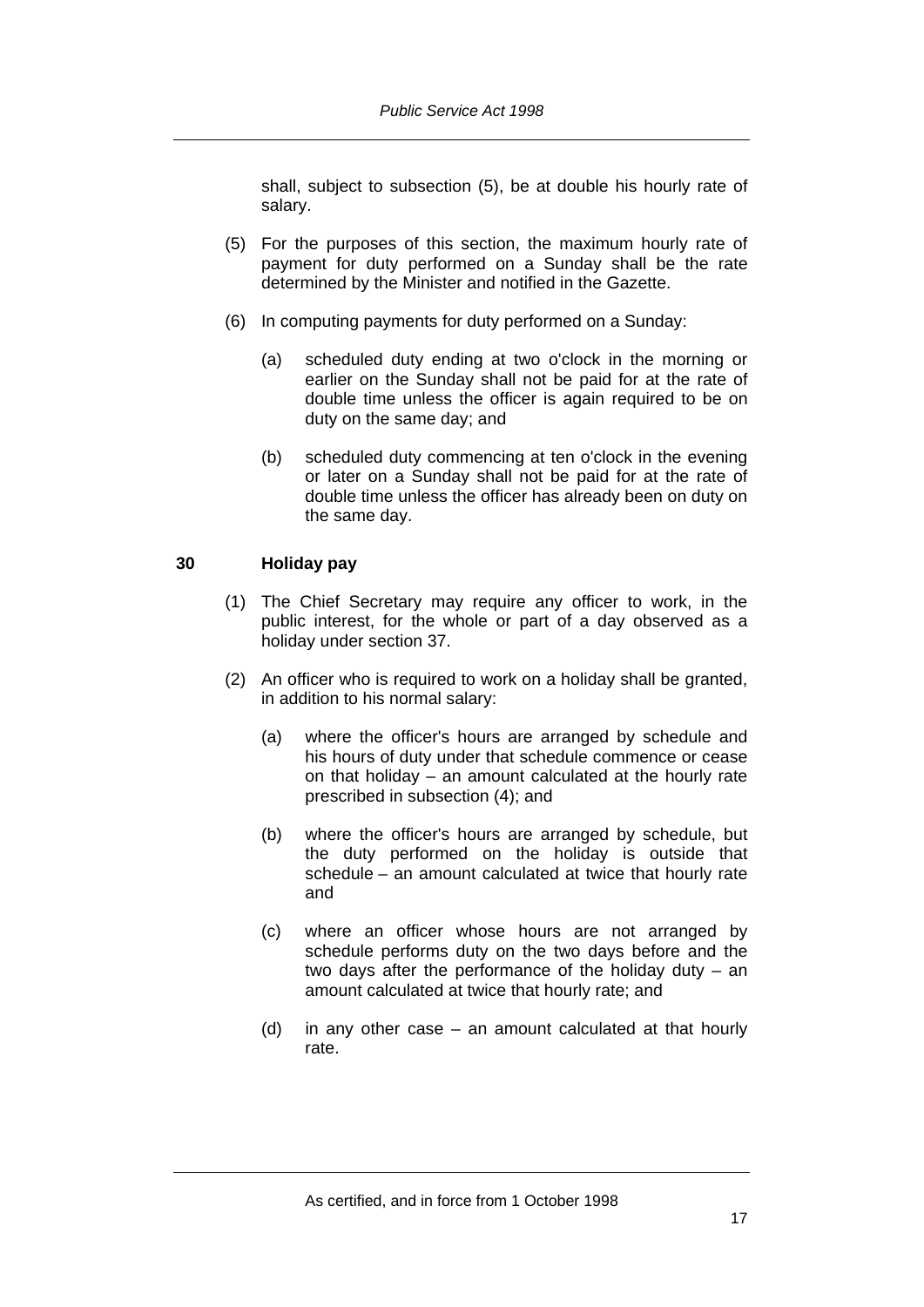shall, subject to subsection (5), be at double his hourly rate of salary.

(5) For the purposes of this section, the maximum hourly rate of payment for duty performed on a Sunday shall be the rate determined by the Minister and notified in the Gazette.

(6) In computing payments for duty performed on a Sunday:

(a) scheduled duty ending at two o'clock in the morning or earlier on the Sunday shall not be paid for at the rate of double time unless the officer is again required to be on duty on the same day; and

(b) scheduled duty commencing at ten o'clock in the evening or later on a Sunday shall not be paid for at the rate of double time unless the officer has already been on duty on the same day.

## 30 Holiday pay

(1) The Chief Secretary may require any officer to work, in the public interest, for the whole or part of a day observed as a holiday under section 37.

(2) An officer who is required to work on a holiday shall be granted, in addition to his normal salary:

(a) where the officer's hours are arranged by schedule and his hours of duty under that schedule commence or cease on that holiday – an amount calculated at the hourly rate prescribed in subsection (4); and

(b) where the officer's hours are arranged by schedule, but the duty performed on the holiday is outside that schedule – an amount calculated at twice that hourly rate and

(c) where an officer whose hours are not arranged by schedule performs duty on the two days before and the two days after the performance of the holiday duty – an amount calculated at twice that hourly rate; and

(d) in any other case – an amount calculated at that hourly rate.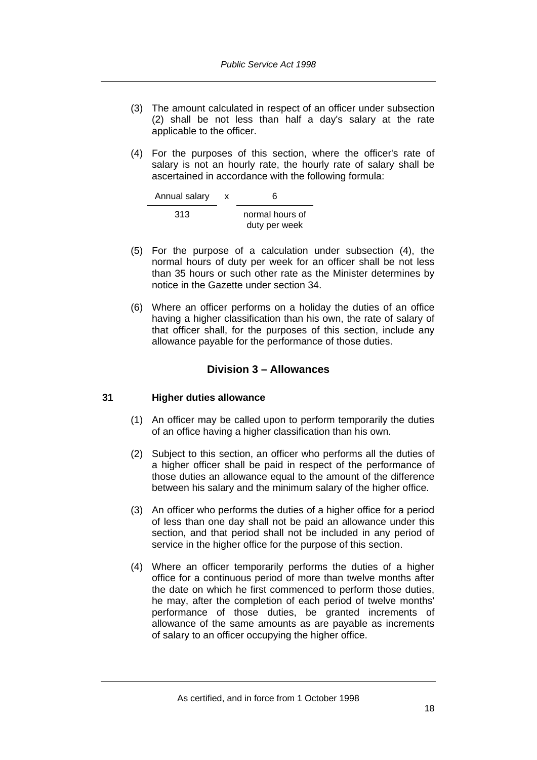(3) The amount calculated in respect of an officer under subsection (2) shall be not less than half a day's salary at the rate applicable to the officer.

(4) For the purposes of this section, where the officer's rate of salary is not an hourly rate, the hourly rate of salary shall be ascertained in accordance with the following formula:

$$\frac{\text{Annual salary}}{313} \times \frac{6}{\text{normal hours of duty per week}}$$

(5) For the purpose of a calculation under subsection (4), the normal hours of duty per week for an officer shall be not less than 35 hours or such other rate as the Minister determines by notice in the Gazette under section 34.

(6) Where an officer performs on a holiday the duties of an office having a higher classification than his own, the rate of salary of that officer shall, for the purposes of this section, include any allowance payable for the performance of those duties.

## Division 3 – Allowances

### 31 Higher duties allowance

(1) An officer may be called upon to perform temporarily the duties of an office having a higher classification than his own.

(2) Subject to this section, an officer who performs all the duties of a higher officer shall be paid in respect of the performance of those duties an allowance equal to the amount of the difference between his salary and the minimum salary of the higher office.

(3) An officer who performs the duties of a higher office for a period of less than one day shall not be paid an allowance under this section, and that period shall not be included in any period of service in the higher office for the purpose of this section.

(4) Where an officer temporarily performs the duties of a higher office for a continuous period of more than twelve months after the date on which he first commenced to perform those duties, he may, after the completion of each period of twelve months' performance of those duties, be granted increments of allowance of the same amounts as are payable as increments of salary to an officer occupying the higher office.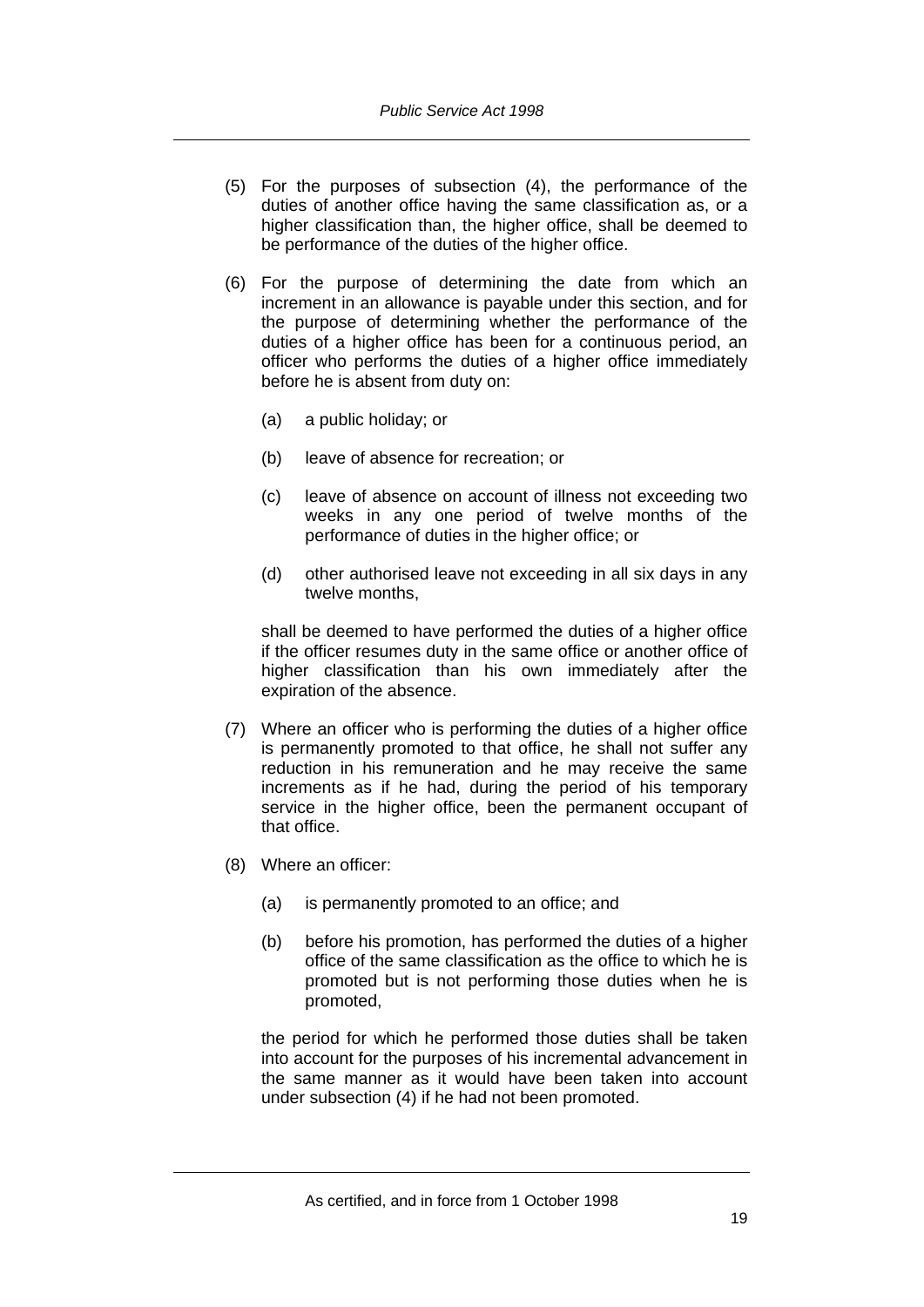(5) For the purposes of subsection (4), the performance of the duties of another office having the same classification as, or a higher classification than, the higher office, shall be deemed to be performance of the duties of the higher office.

(6) For the purpose of determining the date from which an increment in an allowance is payable under this section, and for the purpose of determining whether the performance of the duties of a higher office has been for a continuous period, an officer who performs the duties of a higher office immediately before he is absent from duty on:

(a) a public holiday; or

(b) leave of absence for recreation; or

(c) leave of absence on account of illness not exceeding two weeks in any one period of twelve months of the performance of duties in the higher office; or

(d) other authorised leave not exceeding in all six days in any twelve months,

shall be deemed to have performed the duties of a higher office if the officer resumes duty in the same office or another office of higher classification than his own immediately after the expiration of the absence.

(7) Where an officer who is performing the duties of a higher office is permanently promoted to that office, he shall not suffer any reduction in his remuneration and he may receive the same increments as if he had, during the period of his temporary service in the higher office, been the permanent occupant of that office.

(8) Where an officer:

(a) is permanently promoted to an office; and

(b) before his promotion, has performed the duties of a higher office of the same classification as the office to which he is promoted but is not performing those duties when he is promoted,

the period for which he performed those duties shall be taken into account for the purposes of his incremental advancement in the same manner as it would have been taken into account under subsection (4) if he had not been promoted.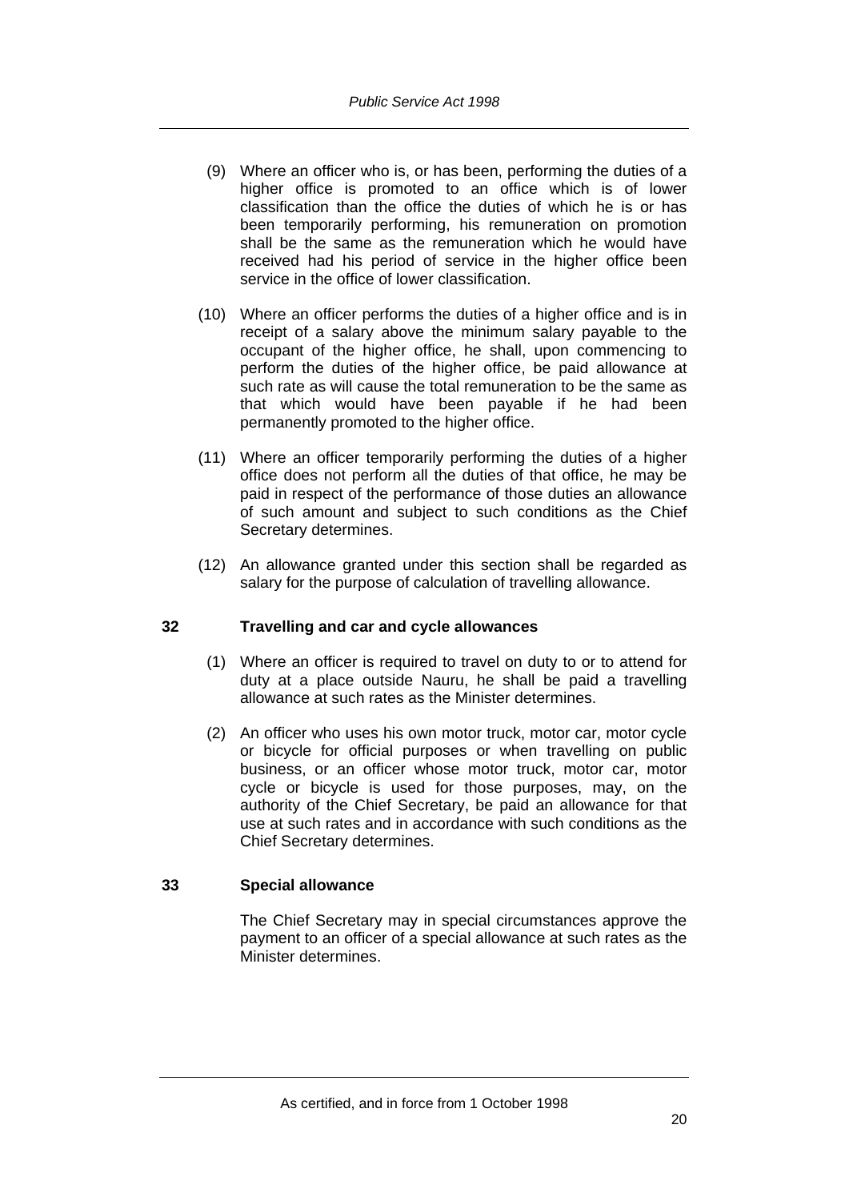(9) Where an officer who is, or has been, performing the duties of a higher office is promoted to an office which is of lower classification than the office the duties of which he is or has been temporarily performing, his remuneration on promotion shall be the same as the remuneration which he would have received had his period of service in the higher office been service in the office of lower classification.

(10) Where an officer performs the duties of a higher office and is in receipt of a salary above the minimum salary payable to the occupant of the higher office, he shall, upon commencing to perform the duties of the higher office, be paid allowance at such rate as will cause the total remuneration to be the same as that which would have been payable if he had been permanently promoted to the higher office.

(11) Where an officer temporarily performing the duties of a higher office does not perform all the duties of that office, he may be paid in respect of the performance of those duties an allowance of such amount and subject to such conditions as the Chief Secretary determines.

(12) An allowance granted under this section shall be regarded as salary for the purpose of calculation of travelling allowance.

### 32 Travelling and car and cycle allowances

(1) Where an officer is required to travel on duty to or to attend for duty at a place outside Nauru, he shall be paid a travelling allowance at such rates as the Minister determines.

(2) An officer who uses his own motor truck, motor car, motor cycle or bicycle for official purposes or when travelling on public business, or an officer whose motor truck, motor car, motor cycle or bicycle is used for those purposes, may, on the authority of the Chief Secretary, be paid an allowance for that use at such rates and in accordance with such conditions as the Chief Secretary determines.

### 33 Special allowance

The Chief Secretary may in special circumstances approve the payment to an officer of a special allowance at such rates as the Minister determines.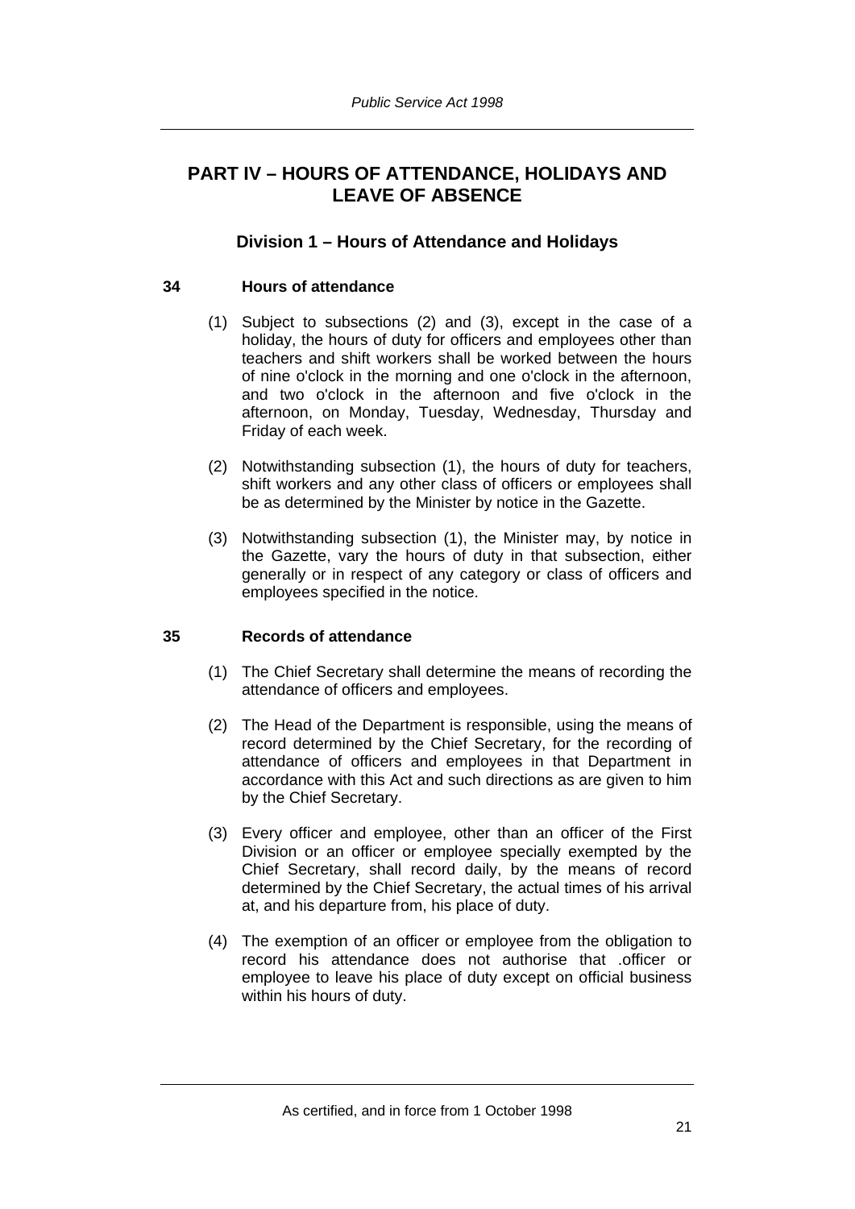# PART IV – HOURS OF ATTENDANCE, HOLIDAYS AND LEAVE OF ABSENCE

## Division 1 – Hours of Attendance and Holidays

### 34 Hours of attendance

(1) Subject to subsections (2) and (3), except in the case of a holiday, the hours of duty for officers and employees other than teachers and shift workers shall be worked between the hours of nine o'clock in the morning and one o'clock in the afternoon, and two o'clock in the afternoon and five o'clock in the afternoon, on Monday, Tuesday, Wednesday, Thursday and Friday of each week.

(2) Notwithstanding subsection (1), the hours of duty for teachers, shift workers and any other class of officers or employees shall be as determined by the Minister by notice in the Gazette.

(3) Notwithstanding subsection (1), the Minister may, by notice in the Gazette, vary the hours of duty in that subsection, either generally or in respect of any category or class of officers and employees specified in the notice.

### 35 Records of attendance

(1) The Chief Secretary shall determine the means of recording the attendance of officers and employees.

(2) The Head of the Department is responsible, using the means of record determined by the Chief Secretary, for the recording of attendance of officers and employees in that Department in accordance with this Act and such directions as are given to him by the Chief Secretary.

(3) Every officer and employee, other than an officer of the First Division or an officer or employee specially exempted by the Chief Secretary, shall record daily, by the means of record determined by the Chief Secretary, the actual times of his arrival at, and his departure from, his place of duty.

(4) The exemption of an officer or employee from the obligation to record his attendance does not authorise that .officer or employee to leave his place of duty except on official business within his hours of duty.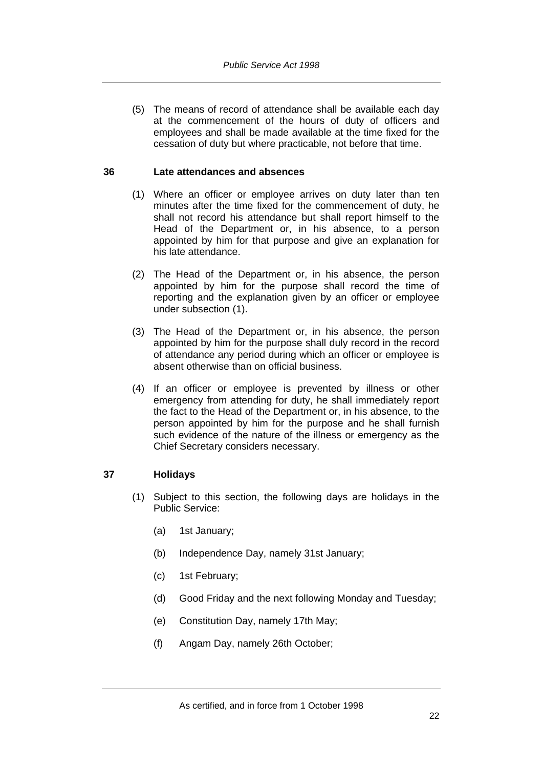(5) The means of record of attendance shall be available each day at the commencement of the hours of duty of officers and employees and shall be made available at the time fixed for the cessation of duty but where practicable, not before that time.

### 36 Late attendances and absences

(1) Where an officer or employee arrives on duty later than ten minutes after the time fixed for the commencement of duty, he shall not record his attendance but shall report himself to the Head of the Department or, in his absence, to a person appointed by him for that purpose and give an explanation for his late attendance.

(2) The Head of the Department or, in his absence, the person appointed by him for the purpose shall record the time of reporting and the explanation given by an officer or employee under subsection (1).

(3) The Head of the Department or, in his absence, the person appointed by him for the purpose shall duly record in the record of attendance any period during which an officer or employee is absent otherwise than on official business.

(4) If an officer or employee is prevented by illness or other emergency from attending for duty, he shall immediately report the fact to the Head of the Department or, in his absence, to the person appointed by him for the purpose and he shall furnish such evidence of the nature of the illness or emergency as the Chief Secretary considers necessary.

### 37 Holidays

(1) Subject to this section, the following days are holidays in the Public Service:

(a) 1st January;

(b) Independence Day, namely 31st January;

(c) 1st February;

(d) Good Friday and the next following Monday and Tuesday;

(e) Constitution Day, namely 17th May;

(f) Angam Day, namely 26th October;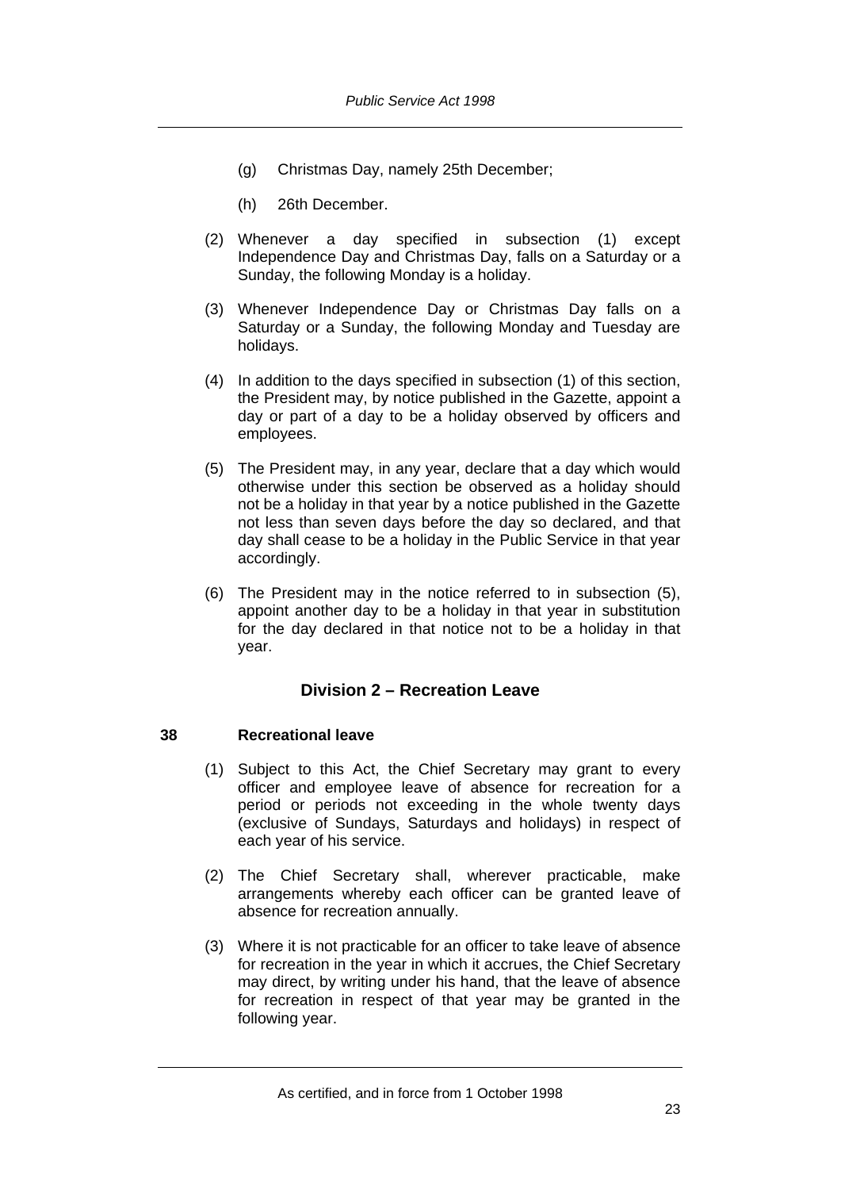(g) Christmas Day, namely 25th December;

(h) 26th December.

(2) Whenever a day specified in subsection (1) except Independence Day and Christmas Day, falls on a Saturday or a Sunday, the following Monday is a holiday.

(3) Whenever Independence Day or Christmas Day falls on a Saturday or a Sunday, the following Monday and Tuesday are holidays.

(4) In addition to the days specified in subsection (1) of this section, the President may, by notice published in the Gazette, appoint a day or part of a day to be a holiday observed by officers and employees.

(5) The President may, in any year, declare that a day which would otherwise under this section be observed as a holiday should not be a holiday in that year by a notice published in the Gazette not less than seven days before the day so declared, and that day shall cease to be a holiday in the Public Service in that year accordingly.

(6) The President may in the notice referred to in subsection (5), appoint another day to be a holiday in that year in substitution for the day declared in that notice not to be a holiday in that year.

## Division 2 – Recreation Leave

### 38 Recreational leave

(1) Subject to this Act, the Chief Secretary may grant to every officer and employee leave of absence for recreation for a period or periods not exceeding in the whole twenty days (exclusive of Sundays, Saturdays and holidays) in respect of each year of his service.

(2) The Chief Secretary shall, wherever practicable, make arrangements whereby each officer can be granted leave of absence for recreation annually.

(3) Where it is not practicable for an officer to take leave of absence for recreation in the year in which it accrues, the Chief Secretary may direct, by writing under his hand, that the leave of absence for recreation in respect of that year may be granted in the following year.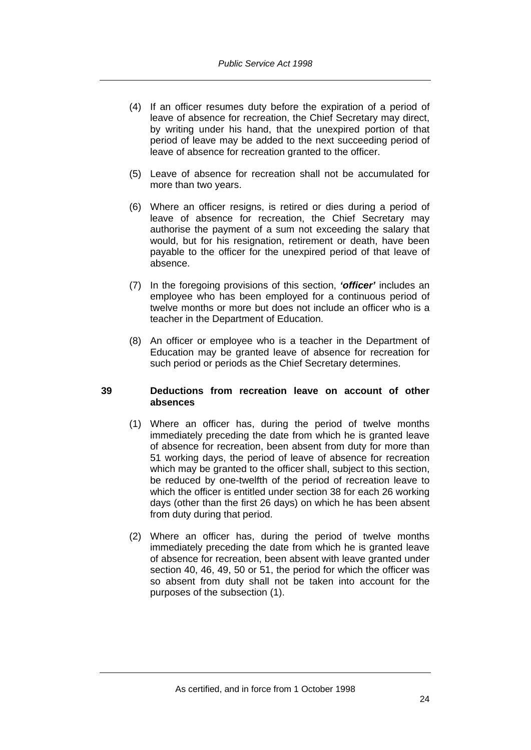(4) If an officer resumes duty before the expiration of a period of leave of absence for recreation, the Chief Secretary may direct, by writing under his hand, that the unexpired portion of that period of leave may be added to the next succeeding period of leave of absence for recreation granted to the officer.

(5) Leave of absence for recreation shall not be accumulated for more than two years.

(6) Where an officer resigns, is retired or dies during a period of leave of absence for recreation, the Chief Secretary may authorise the payment of a sum not exceeding the salary that would, but for his resignation, retirement or death, have been payable to the officer for the unexpired period of that leave of absence.

(7) In the foregoing provisions of this section, ***'officer'*** includes an employee who has been employed for a continuous period of twelve months or more but does not include an officer who is a teacher in the Department of Education.

(8) An officer or employee who is a teacher in the Department of Education may be granted leave of absence for recreation for such period or periods as the Chief Secretary determines.

### 39 Deductions from recreation leave on account of other absences

(1) Where an officer has, during the period of twelve months immediately preceding the date from which he is granted leave of absence for recreation, been absent from duty for more than 51 working days, the period of leave of absence for recreation which may be granted to the officer shall, subject to this section, be reduced by one-twelfth of the period of recreation leave to which the officer is entitled under section 38 for each 26 working days (other than the first 26 days) on which he has been absent from duty during that period.

(2) Where an officer has, during the period of twelve months immediately preceding the date from which he is granted leave of absence for recreation, been absent with leave granted under section 40, 46, 49, 50 or 51, the period for which the officer was so absent from duty shall not be taken into account for the purposes of the subsection (1).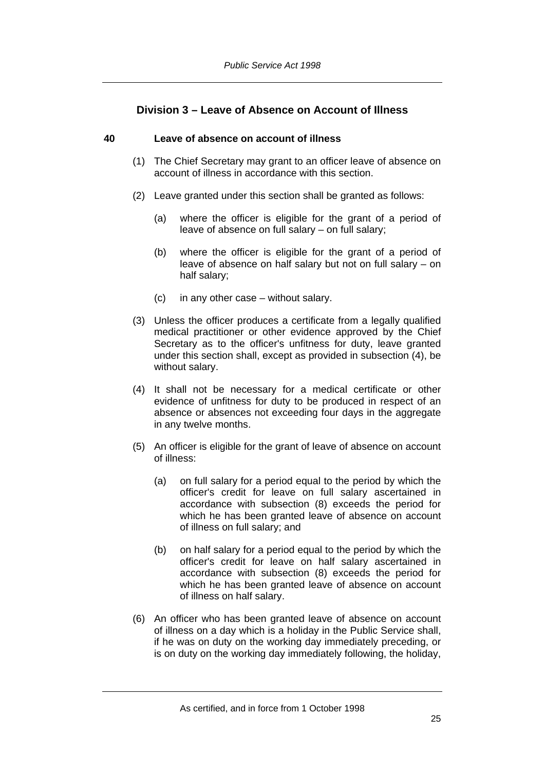## Division 3 – Leave of Absence on Account of Illness

### 40 Leave of absence on account of illness

(1) The Chief Secretary may grant to an officer leave of absence on account of illness in accordance with this section.

(2) Leave granted under this section shall be granted as follows:

(a) where the officer is eligible for the grant of a period of leave of absence on full salary – on full salary;

(b) where the officer is eligible for the grant of a period of leave of absence on half salary but not on full salary – on half salary;

(c) in any other case – without salary.

(3) Unless the officer produces a certificate from a legally qualified medical practitioner or other evidence approved by the Chief Secretary as to the officer's unfitness for duty, leave granted under this section shall, except as provided in subsection (4), be without salary.

(4) It shall not be necessary for a medical certificate or other evidence of unfitness for duty to be produced in respect of an absence or absences not exceeding four days in the aggregate in any twelve months.

(5) An officer is eligible for the grant of leave of absence on account of illness:

(a) on full salary for a period equal to the period by which the officer's credit for leave on full salary ascertained in accordance with subsection (8) exceeds the period for which he has been granted leave of absence on account of illness on full salary; and

(b) on half salary for a period equal to the period by which the officer's credit for leave on half salary ascertained in accordance with subsection (8) exceeds the period for which he has been granted leave of absence on account of illness on half salary.

(6) An officer who has been granted leave of absence on account of illness on a day which is a holiday in the Public Service shall, if he was on duty on the working day immediately preceding, or is on duty on the working day immediately following, the holiday,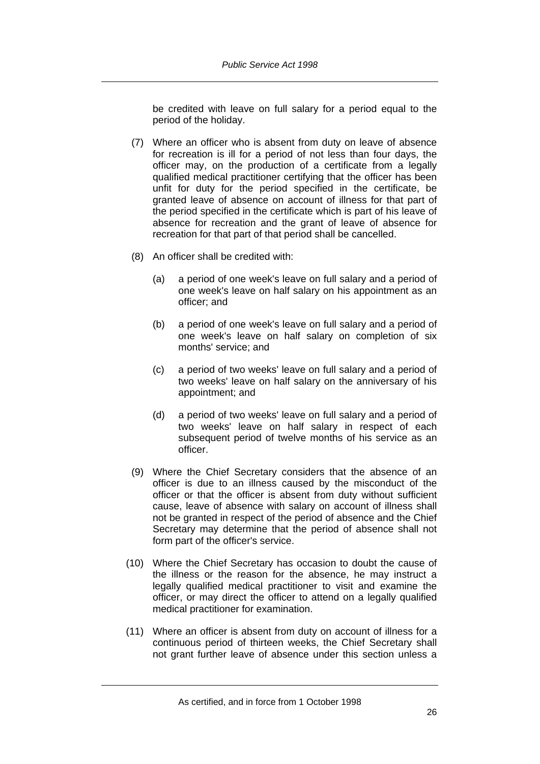be credited with leave on full salary for a period equal to the period of the holiday.

(7) Where an officer who is absent from duty on leave of absence for recreation is ill for a period of not less than four days, the officer may, on the production of a certificate from a legally qualified medical practitioner certifying that the officer has been unfit for duty for the period specified in the certificate, be granted leave of absence on account of illness for that part of the period specified in the certificate which is part of his leave of absence for recreation and the grant of leave of absence for recreation for that part of that period shall be cancelled.

(8) An officer shall be credited with:

(a) a period of one week's leave on full salary and a period of one week's leave on half salary on his appointment as an officer; and

(b) a period of one week's leave on full salary and a period of one week's leave on half salary on completion of six months' service; and

(c) a period of two weeks' leave on full salary and a period of two weeks' leave on half salary on the anniversary of his appointment; and

(d) a period of two weeks' leave on full salary and a period of two weeks' leave on half salary in respect of each subsequent period of twelve months of his service as an officer.

(9) Where the Chief Secretary considers that the absence of an officer is due to an illness caused by the misconduct of the officer or that the officer is absent from duty without sufficient cause, leave of absence with salary on account of illness shall not be granted in respect of the period of absence and the Chief Secretary may determine that the period of absence shall not form part of the officer's service.

(10) Where the Chief Secretary has occasion to doubt the cause of the illness or the reason for the absence, he may instruct a legally qualified medical practitioner to visit and examine the officer, or may direct the officer to attend on a legally qualified medical practitioner for examination.

(11) Where an officer is absent from duty on account of illness for a continuous period of thirteen weeks, the Chief Secretary shall not grant further leave of absence under this section unless a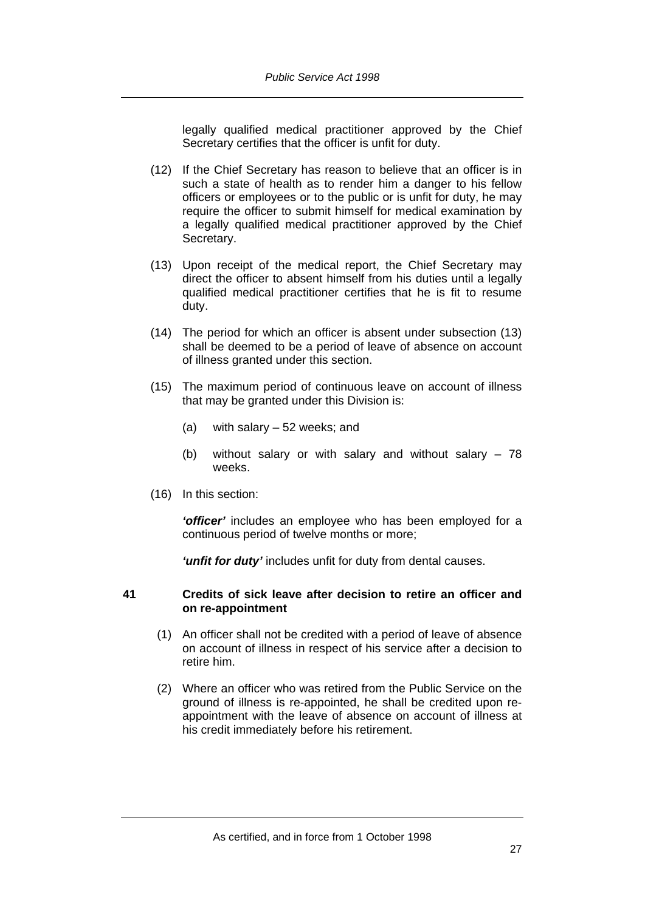legally qualified medical practitioner approved by the Chief Secretary certifies that the officer is unfit for duty.

(12) If the Chief Secretary has reason to believe that an officer is in such a state of health as to render him a danger to his fellow officers or employees or to the public or is unfit for duty, he may require the officer to submit himself for medical examination by a legally qualified medical practitioner approved by the Chief Secretary.

(13) Upon receipt of the medical report, the Chief Secretary may direct the officer to absent himself from his duties until a legally qualified medical practitioner certifies that he is fit to resume duty.

(14) The period for which an officer is absent under subsection (13) shall be deemed to be a period of leave of absence on account of illness granted under this section.

(15) The maximum period of continuous leave on account of illness that may be granted under this Division is:

(a) with salary – 52 weeks; and

(b) without salary or with salary and without salary – 78 weeks.

(16) In this section:

***'officer'*** includes an employee who has been employed for a continuous period of twelve months or more;

***'unfit for duty'*** includes unfit for duty from dental causes.

### 41 Credits of sick leave after decision to retire an officer and on re-appointment

(1) An officer shall not be credited with a period of leave of absence on account of illness in respect of his service after a decision to retire him.

(2) Where an officer who was retired from the Public Service on the ground of illness is re-appointed, he shall be credited upon re-appointment with the leave of absence on account of illness at his credit immediately before his retirement.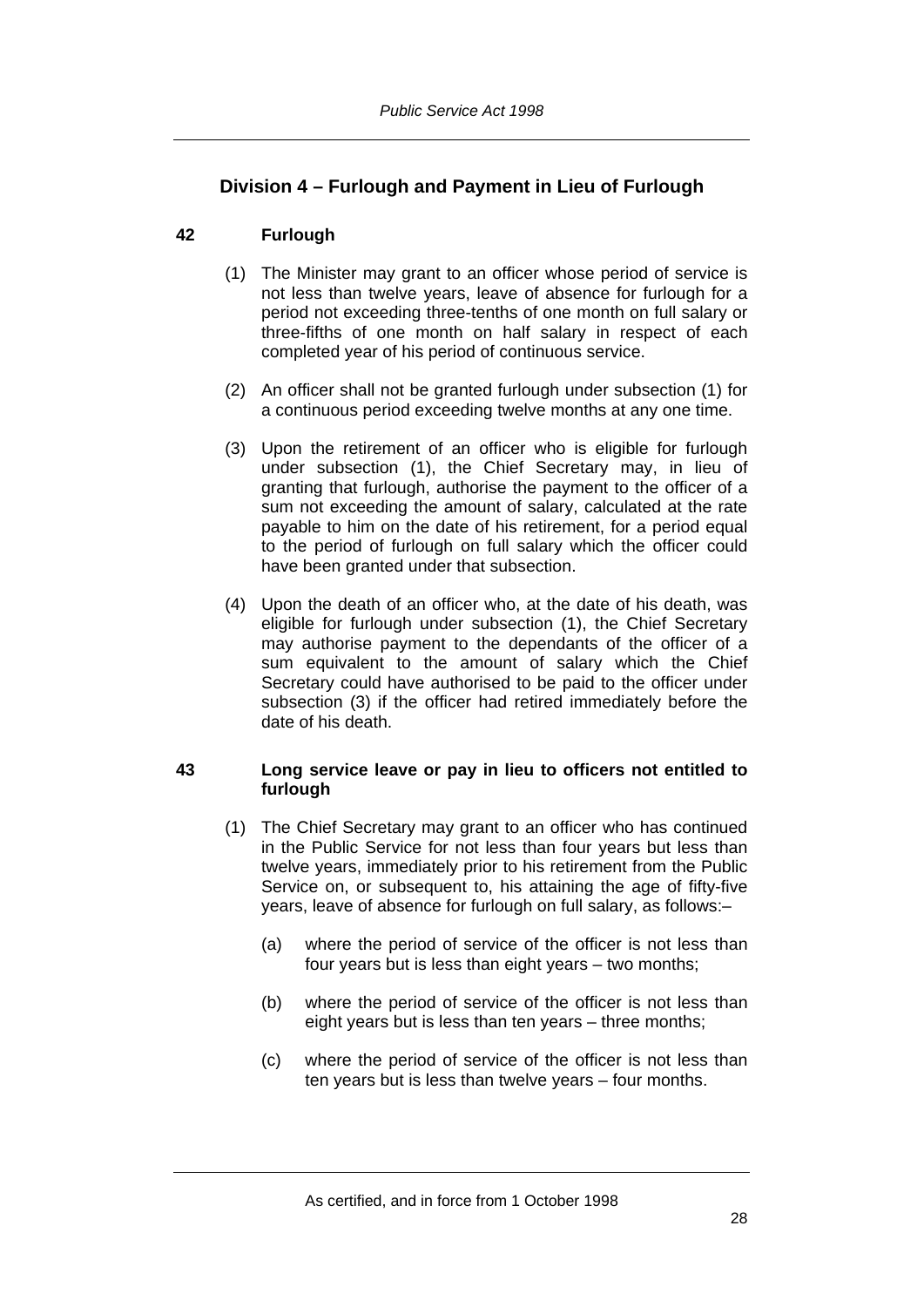## Division 4 – Furlough and Payment in Lieu of Furlough

### 42 Furlough

(1) The Minister may grant to an officer whose period of service is not less than twelve years, leave of absence for furlough for a period not exceeding three-tenths of one month on full salary or three-fifths of one month on half salary in respect of each completed year of his period of continuous service.

(2) An officer shall not be granted furlough under subsection (1) for a continuous period exceeding twelve months at any one time.

(3) Upon the retirement of an officer who is eligible for furlough under subsection (1), the Chief Secretary may, in lieu of granting that furlough, authorise the payment to the officer of a sum not exceeding the amount of salary, calculated at the rate payable to him on the date of his retirement, for a period equal to the period of furlough on full salary which the officer could have been granted under that subsection.

(4) Upon the death of an officer who, at the date of his death, was eligible for furlough under subsection (1), the Chief Secretary may authorise payment to the dependants of the officer of a sum equivalent to the amount of salary which the Chief Secretary could have authorised to be paid to the officer under subsection (3) if the officer had retired immediately before the date of his death.

### 43 Long service leave or pay in lieu to officers not entitled to furlough

(1) The Chief Secretary may grant to an officer who has continued in the Public Service for not less than four years but less than twelve years, immediately prior to his retirement from the Public Service on, or subsequent to, his attaining the age of fifty-five years, leave of absence for furlough on full salary, as follows:–

(a) where the period of service of the officer is not less than four years but is less than eight years – two months;

(b) where the period of service of the officer is not less than eight years but is less than ten years – three months;

(c) where the period of service of the officer is not less than ten years but is less than twelve years – four months.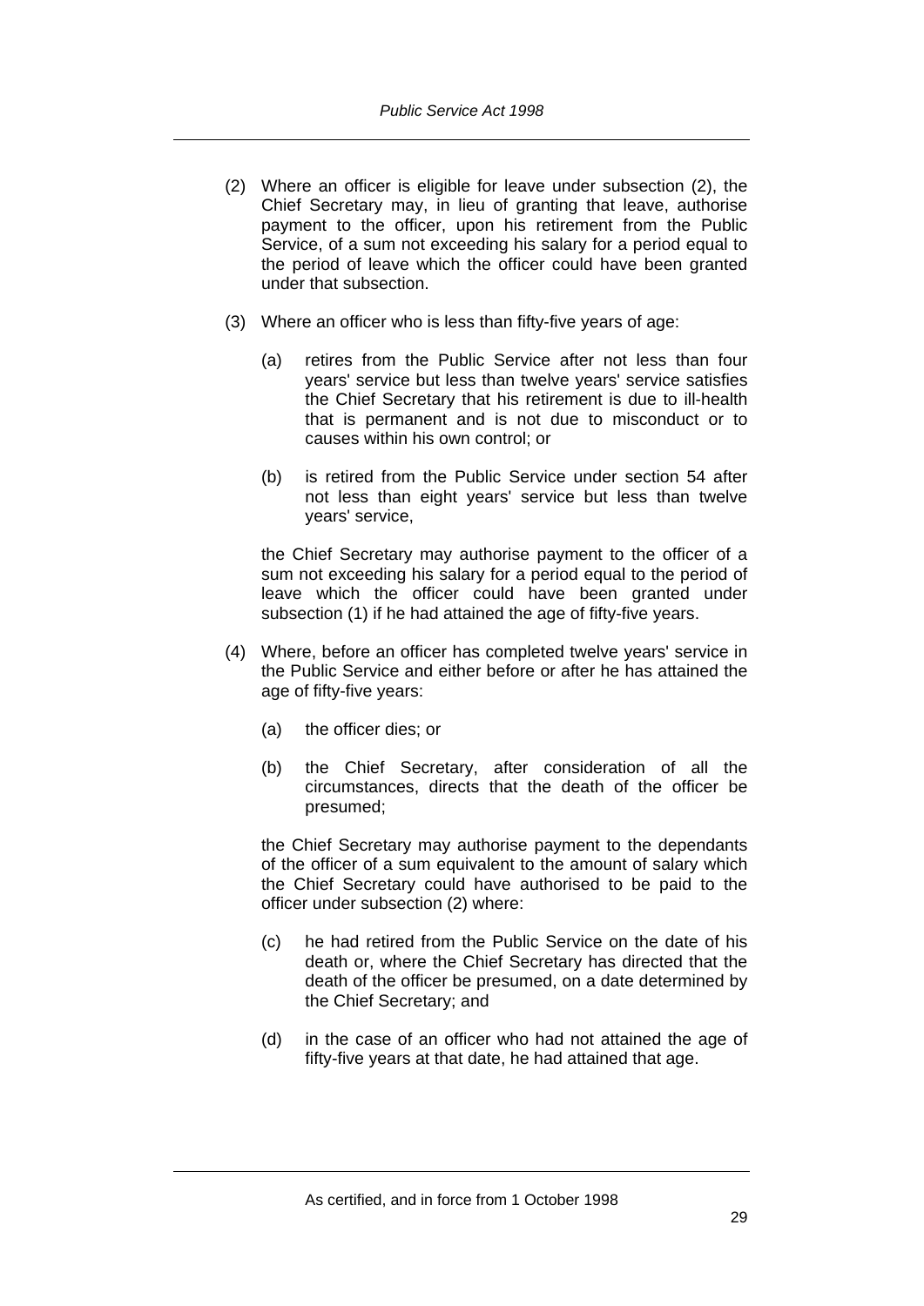(2) Where an officer is eligible for leave under subsection (2), the Chief Secretary may, in lieu of granting that leave, authorise payment to the officer, upon his retirement from the Public Service, of a sum not exceeding his salary for a period equal to the period of leave which the officer could have been granted under that subsection.

(3) Where an officer who is less than fifty-five years of age:

  (a) retires from the Public Service after not less than four years' service but less than twelve years' service satisfies the Chief Secretary that his retirement is due to ill-health that is permanent and is not due to misconduct or to causes within his own control; or

  (b) is retired from the Public Service under section 54 after not less than eight years' service but less than twelve years' service,

the Chief Secretary may authorise payment to the officer of a sum not exceeding his salary for a period equal to the period of leave which the officer could have been granted under subsection (1) if he had attained the age of fifty-five years.

(4) Where, before an officer has completed twelve years' service in the Public Service and either before or after he has attained the age of fifty-five years:

  (a) the officer dies; or

  (b) the Chief Secretary, after consideration of all the circumstances, directs that the death of the officer be presumed;

the Chief Secretary may authorise payment to the dependants of the officer of a sum equivalent to the amount of salary which the Chief Secretary could have authorised to be paid to the officer under subsection (2) where:

  (c) he had retired from the Public Service on the date of his death or, where the Chief Secretary has directed that the death of the officer be presumed, on a date determined by the Chief Secretary; and

  (d) in the case of an officer who had not attained the age of fifty-five years at that date, he had attained that age.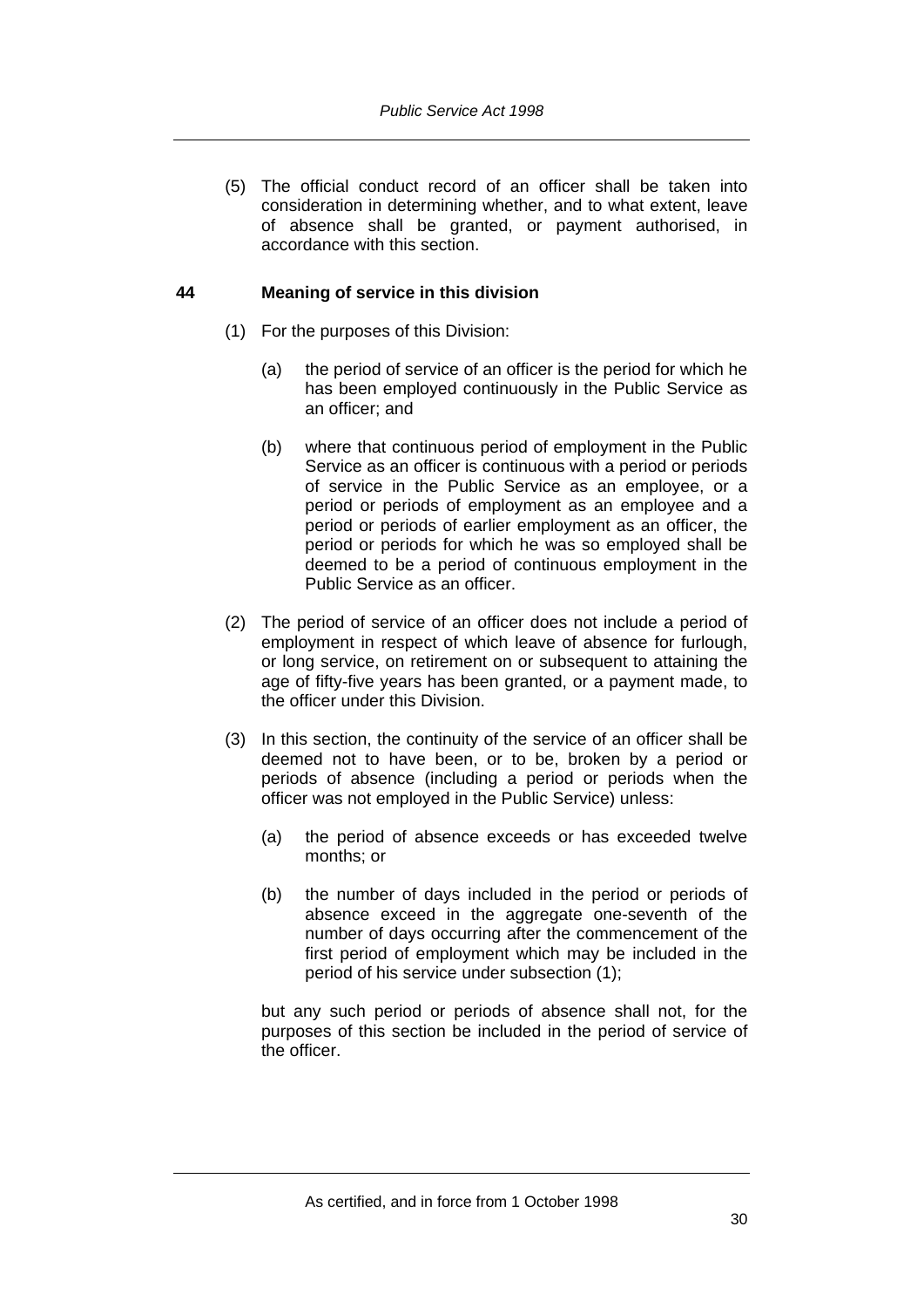(5) The official conduct record of an officer shall be taken into consideration in determining whether, and to what extent, leave of absence shall be granted, or payment authorised, in accordance with this section.

## 44 Meaning of service in this division

(1) For the purposes of this Division:

(a) the period of service of an officer is the period for which he has been employed continuously in the Public Service as an officer; and

(b) where that continuous period of employment in the Public Service as an officer is continuous with a period or periods of service in the Public Service as an employee, or a period or periods of employment as an employee and a period or periods of earlier employment as an officer, the period or periods for which he was so employed shall be deemed to be a period of continuous employment in the Public Service as an officer.

(2) The period of service of an officer does not include a period of employment in respect of which leave of absence for furlough, or long service, on retirement on or subsequent to attaining the age of fifty-five years has been granted, or a payment made, to the officer under this Division.

(3) In this section, the continuity of the service of an officer shall be deemed not to have been, or to be, broken by a period or periods of absence (including a period or periods when the officer was not employed in the Public Service) unless:

(a) the period of absence exceeds or has exceeded twelve months; or

(b) the number of days included in the period or periods of absence exceed in the aggregate one-seventh of the number of days occurring after the commencement of the first period of employment which may be included in the period of his service under subsection (1);

but any such period or periods of absence shall not, for the purposes of this section be included in the period of service of the officer.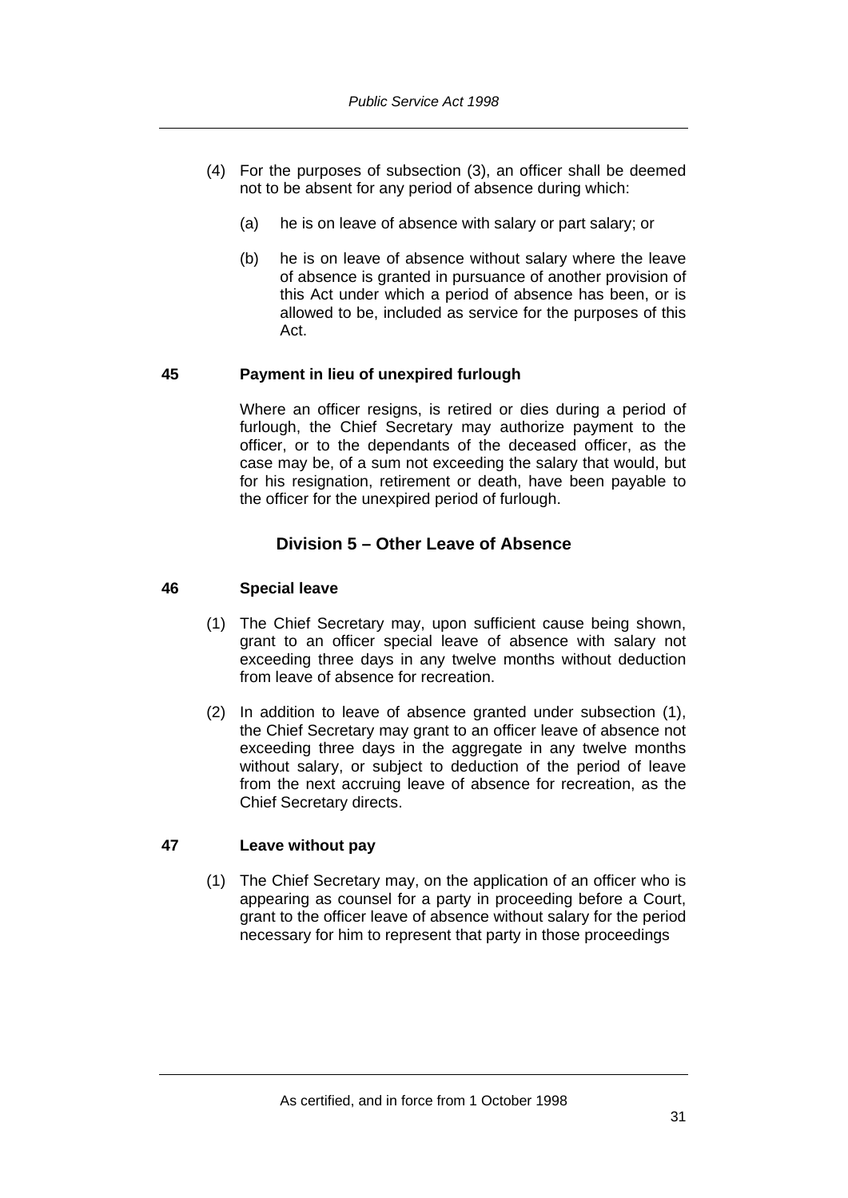(4) For the purposes of subsection (3), an officer shall be deemed not to be absent for any period of absence during which:

(a) he is on leave of absence with salary or part salary; or

(b) he is on leave of absence without salary where the leave of absence is granted in pursuance of another provision of this Act under which a period of absence has been, or is allowed to be, included as service for the purposes of this Act.

**45 Payment in lieu of unexpired furlough**

Where an officer resigns, is retired or dies during a period of furlough, the Chief Secretary may authorize payment to the officer, or to the dependants of the deceased officer, as the case may be, of a sum not exceeding the salary that would, but for his resignation, retirement or death, have been payable to the officer for the unexpired period of furlough.

## Division 5 – Other Leave of Absence

**46 Special leave**

(1) The Chief Secretary may, upon sufficient cause being shown, grant to an officer special leave of absence with salary not exceeding three days in any twelve months without deduction from leave of absence for recreation.

(2) In addition to leave of absence granted under subsection (1), the Chief Secretary may grant to an officer leave of absence not exceeding three days in the aggregate in any twelve months without salary, or subject to deduction of the period of leave from the next accruing leave of absence for recreation, as the Chief Secretary directs.

**47 Leave without pay**

(1) The Chief Secretary may, on the application of an officer who is appearing as counsel for a party in proceeding before a Court, grant to the officer leave of absence without salary for the period necessary for him to represent that party in those proceedings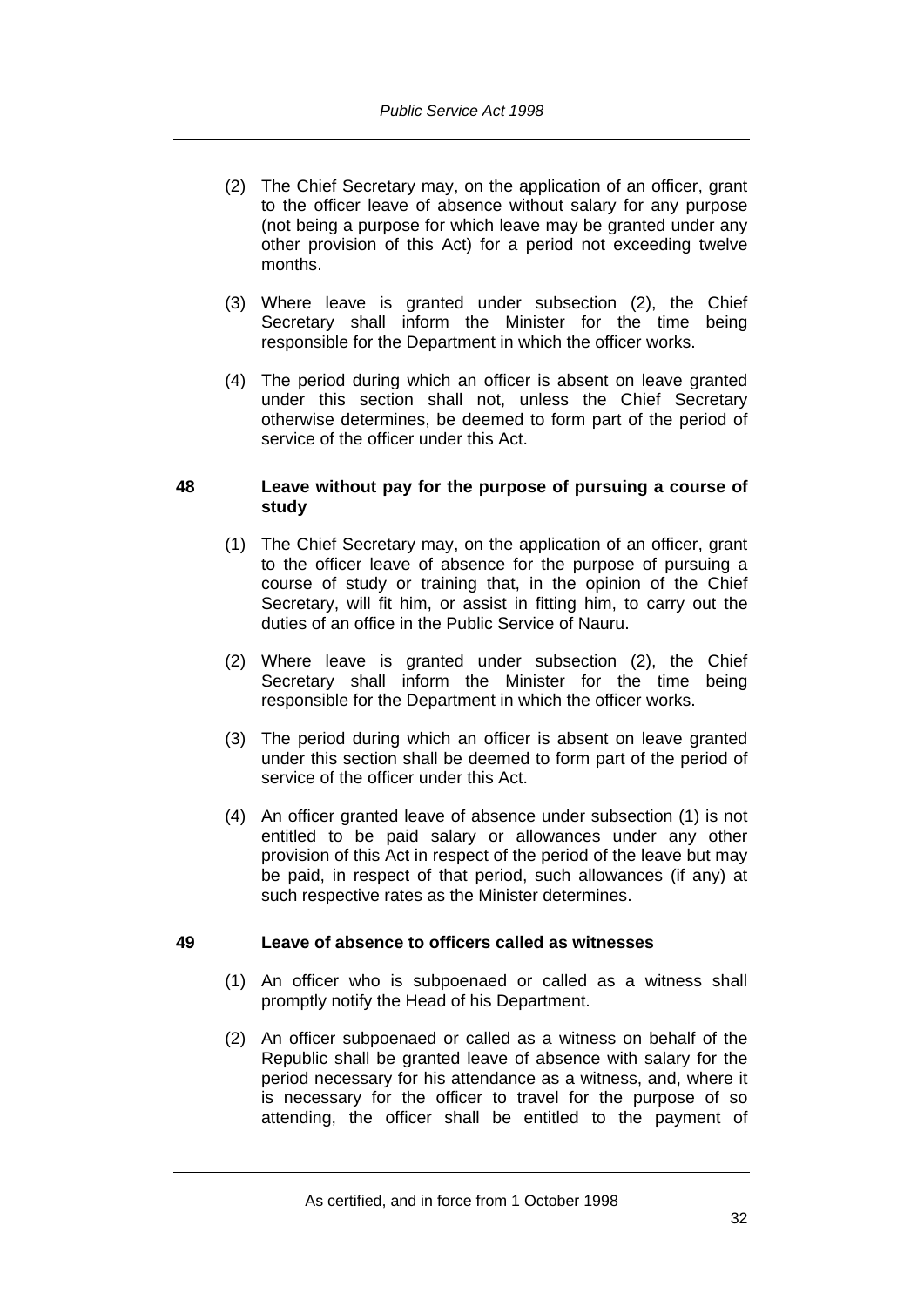(2) The Chief Secretary may, on the application of an officer, grant to the officer leave of absence without salary for any purpose (not being a purpose for which leave may be granted under any other provision of this Act) for a period not exceeding twelve months.

(3) Where leave is granted under subsection (2), the Chief Secretary shall inform the Minister for the time being responsible for the Department in which the officer works.

(4) The period during which an officer is absent on leave granted under this section shall not, unless the Chief Secretary otherwise determines, be deemed to form part of the period of service of the officer under this Act.

## 48 Leave without pay for the purpose of pursuing a course of study

(1) The Chief Secretary may, on the application of an officer, grant to the officer leave of absence for the purpose of pursuing a course of study or training that, in the opinion of the Chief Secretary, will fit him, or assist in fitting him, to carry out the duties of an office in the Public Service of Nauru.

(2) Where leave is granted under subsection (2), the Chief Secretary shall inform the Minister for the time being responsible for the Department in which the officer works.

(3) The period during which an officer is absent on leave granted under this section shall be deemed to form part of the period of service of the officer under this Act.

(4) An officer granted leave of absence under subsection (1) is not entitled to be paid salary or allowances under any other provision of this Act in respect of the period of the leave but may be paid, in respect of that period, such allowances (if any) at such respective rates as the Minister determines.

## 49 Leave of absence to officers called as witnesses

(1) An officer who is subpoenaed or called as a witness shall promptly notify the Head of his Department.

(2) An officer subpoenaed or called as a witness on behalf of the Republic shall be granted leave of absence with salary for the period necessary for his attendance as a witness, and, where it is necessary for the officer to travel for the purpose of so attending, the officer shall be entitled to the payment of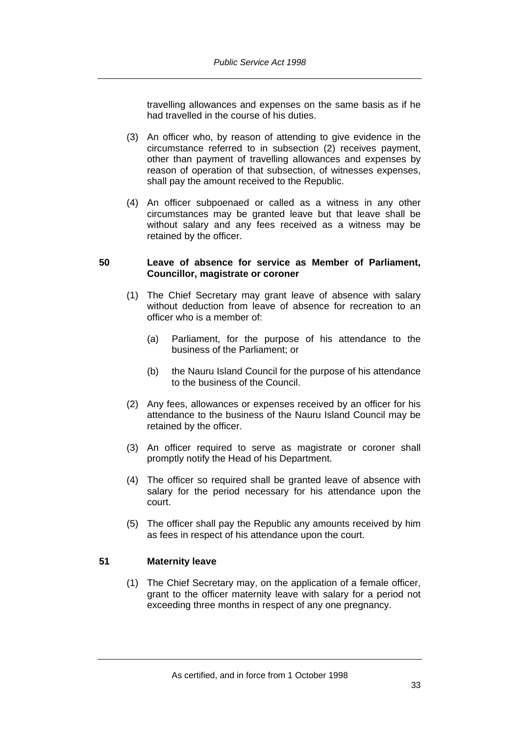travelling allowances and expenses on the same basis as if he had travelled in the course of his duties.

(3) An officer who, by reason of attending to give evidence in the circumstance referred to in subsection (2) receives payment, other than payment of travelling allowances and expenses by reason of operation of that subsection, of witnesses expenses, shall pay the amount received to the Republic.

(4) An officer subpoenaed or called as a witness in any other circumstances may be granted leave but that leave shall be without salary and any fees received as a witness may be retained by the officer.

### 50 Leave of absence for service as Member of Parliament, Councillor, magistrate or coroner

(1) The Chief Secretary may grant leave of absence with salary without deduction from leave of absence for recreation to an officer who is a member of:

(a) Parliament, for the purpose of his attendance to the business of the Parliament; or

(b) the Nauru Island Council for the purpose of his attendance to the business of the Council.

(2) Any fees, allowances or expenses received by an officer for his attendance to the business of the Nauru Island Council may be retained by the officer.

(3) An officer required to serve as magistrate or coroner shall promptly notify the Head of his Department.

(4) The officer so required shall be granted leave of absence with salary for the period necessary for his attendance upon the court.

(5) The officer shall pay the Republic any amounts received by him as fees in respect of his attendance upon the court.

### 51 Maternity leave

(1) The Chief Secretary may, on the application of a female officer, grant to the officer maternity leave with salary for a period not exceeding three months in respect of any one pregnancy.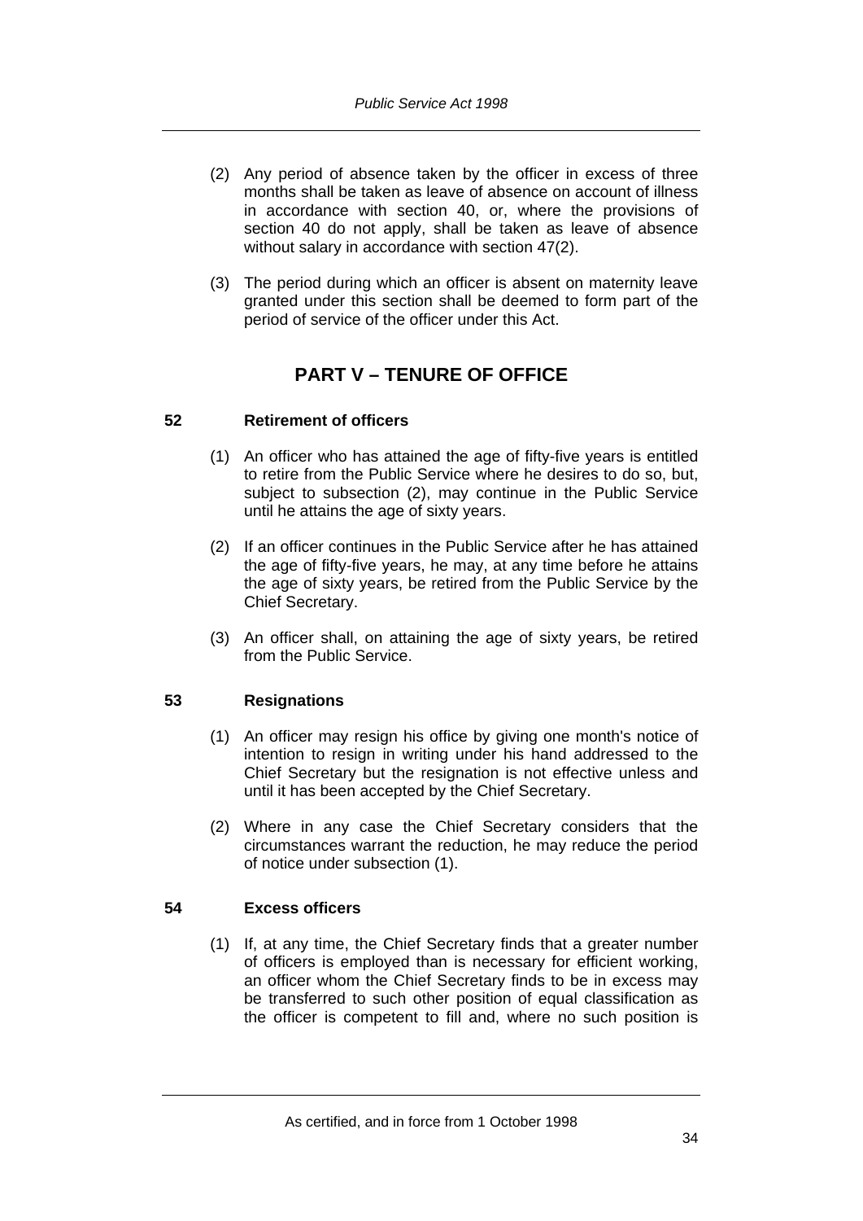(2) Any period of absence taken by the officer in excess of three months shall be taken as leave of absence on account of illness in accordance with section 40, or, where the provisions of section 40 do not apply, shall be taken as leave of absence without salary in accordance with section 47(2).

(3) The period during which an officer is absent on maternity leave granted under this section shall be deemed to form part of the period of service of the officer under this Act.

## PART V – TENURE OF OFFICE

### 52 Retirement of officers

(1) An officer who has attained the age of fifty-five years is entitled to retire from the Public Service where he desires to do so, but, subject to subsection (2), may continue in the Public Service until he attains the age of sixty years.

(2) If an officer continues in the Public Service after he has attained the age of fifty-five years, he may, at any time before he attains the age of sixty years, be retired from the Public Service by the Chief Secretary.

(3) An officer shall, on attaining the age of sixty years, be retired from the Public Service.

### 53 Resignations

(1) An officer may resign his office by giving one month's notice of intention to resign in writing under his hand addressed to the Chief Secretary but the resignation is not effective unless and until it has been accepted by the Chief Secretary.

(2) Where in any case the Chief Secretary considers that the circumstances warrant the reduction, he may reduce the period of notice under subsection (1).

### 54 Excess officers

(1) If, at any time, the Chief Secretary finds that a greater number of officers is employed than is necessary for efficient working, an officer whom the Chief Secretary finds to be in excess may be transferred to such other position of equal classification as the officer is competent to fill and, where no such position is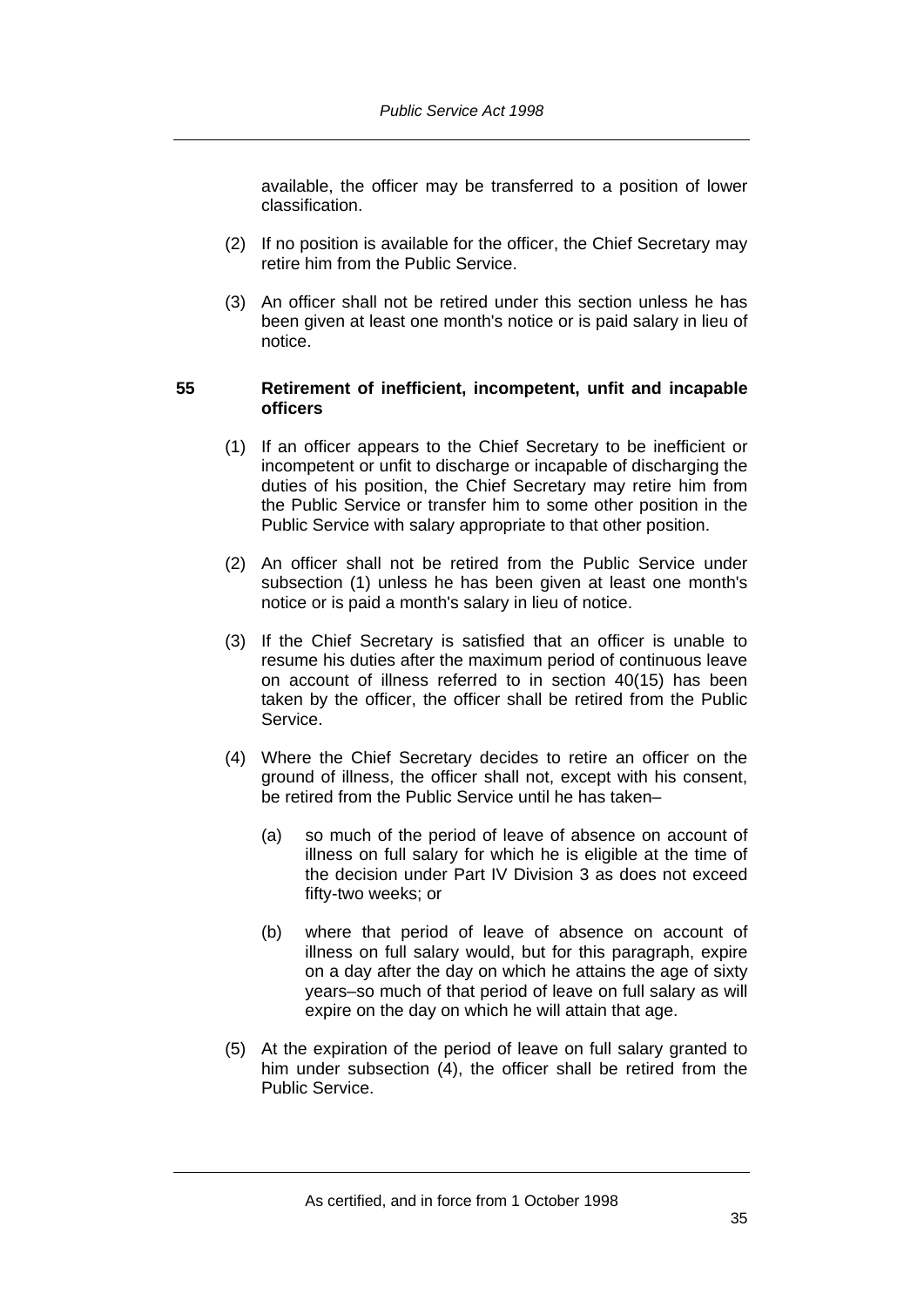available, the officer may be transferred to a position of lower classification.

(2) If no position is available for the officer, the Chief Secretary may retire him from the Public Service.

(3) An officer shall not be retired under this section unless he has been given at least one month's notice or is paid salary in lieu of notice.

### 55 Retirement of inefficient, incompetent, unfit and incapable officers

(1) If an officer appears to the Chief Secretary to be inefficient or incompetent or unfit to discharge or incapable of discharging the duties of his position, the Chief Secretary may retire him from the Public Service or transfer him to some other position in the Public Service with salary appropriate to that other position.

(2) An officer shall not be retired from the Public Service under subsection (1) unless he has been given at least one month's notice or is paid a month's salary in lieu of notice.

(3) If the Chief Secretary is satisfied that an officer is unable to resume his duties after the maximum period of continuous leave on account of illness referred to in section 40(15) has been taken by the officer, the officer shall be retired from the Public Service.

(4) Where the Chief Secretary decides to retire an officer on the ground of illness, the officer shall not, except with his consent, be retired from the Public Service until he has taken–

(a) so much of the period of leave of absence on account of illness on full salary for which he is eligible at the time of the decision under Part IV Division 3 as does not exceed fifty-two weeks; or

(b) where that period of leave of absence on account of illness on full salary would, but for this paragraph, expire on a day after the day on which he attains the age of sixty years–so much of that period of leave on full salary as will expire on the day on which he will attain that age.

(5) At the expiration of the period of leave on full salary granted to him under subsection (4), the officer shall be retired from the Public Service.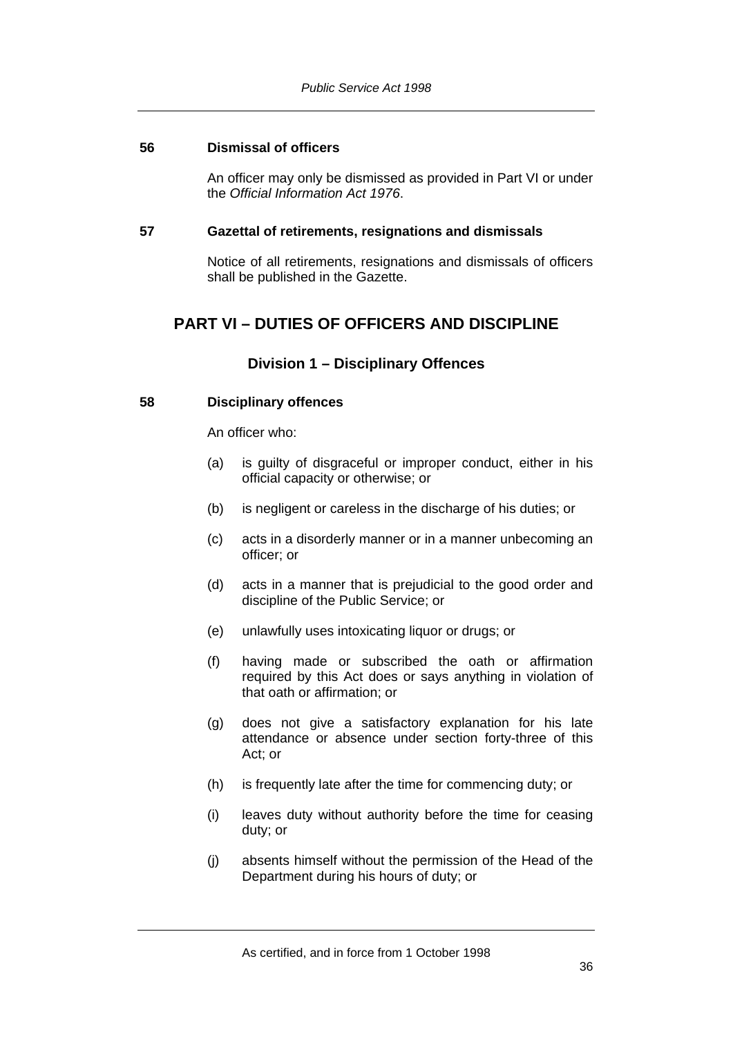### 56 Dismissal of officers

An officer may only be dismissed as provided in Part VI or under the *Official Information Act 1976*.

### 57 Gazettal of retirements, resignations and dismissals

Notice of all retirements, resignations and dismissals of officers shall be published in the Gazette.

## PART VI – DUTIES OF OFFICERS AND DISCIPLINE

### Division 1 – Disciplinary Offences

### 58 Disciplinary offences

An officer who:

(a) is guilty of disgraceful or improper conduct, either in his official capacity or otherwise; or

(b) is negligent or careless in the discharge of his duties; or

(c) acts in a disorderly manner or in a manner unbecoming an officer; or

(d) acts in a manner that is prejudicial to the good order and discipline of the Public Service; or

(e) unlawfully uses intoxicating liquor or drugs; or

(f) having made or subscribed the oath or affirmation required by this Act does or says anything in violation of that oath or affirmation; or

(g) does not give a satisfactory explanation for his late attendance or absence under section forty-three of this Act; or

(h) is frequently late after the time for commencing duty; or

(i) leaves duty without authority before the time for ceasing duty; or

(j) absents himself without the permission of the Head of the Department during his hours of duty; or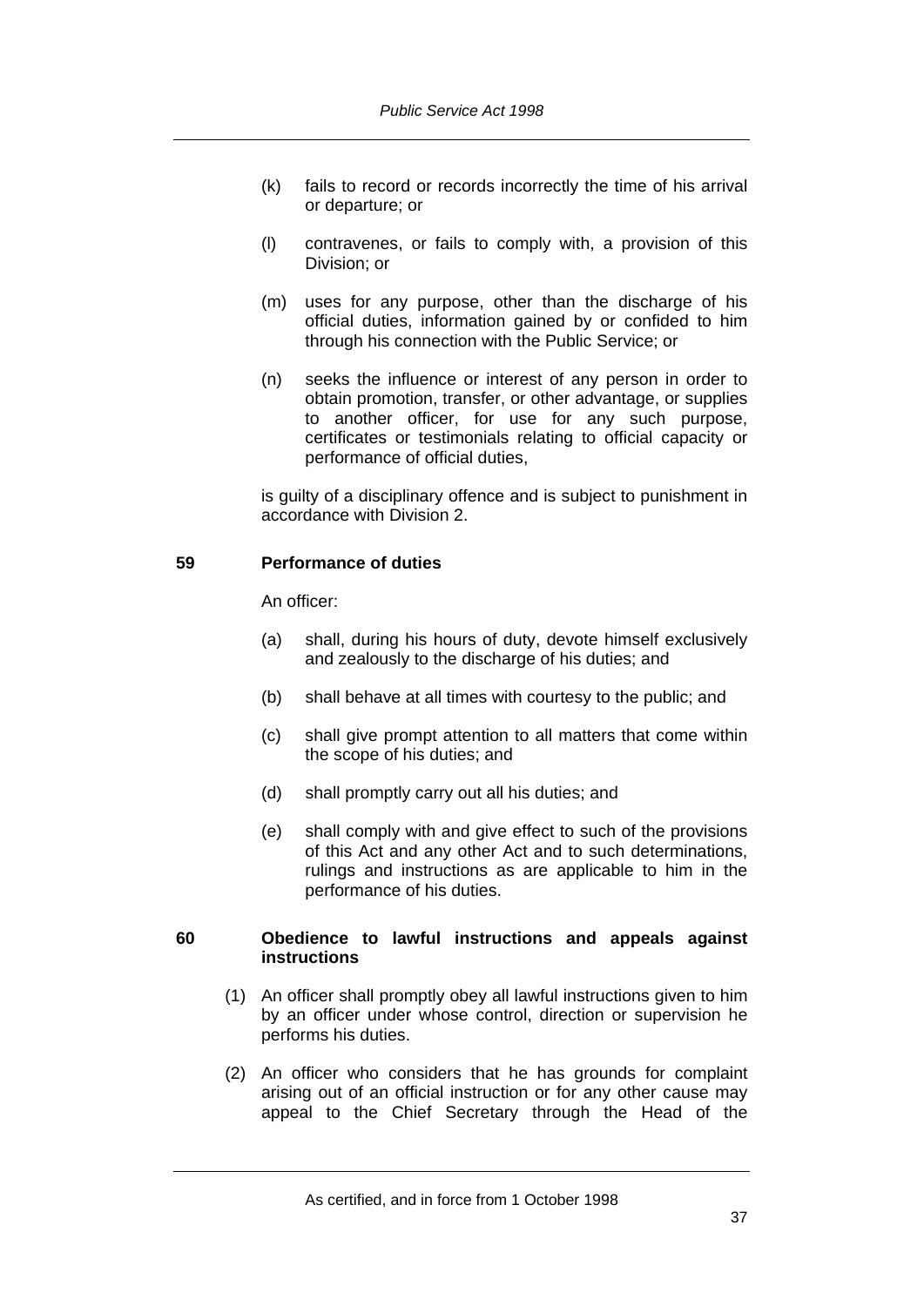(k) fails to record or records incorrectly the time of his arrival or departure; or

(l) contravenes, or fails to comply with, a provision of this Division; or

(m) uses for any purpose, other than the discharge of his official duties, information gained by or confided to him through his connection with the Public Service; or

(n) seeks the influence or interest of any person in order to obtain promotion, transfer, or other advantage, or supplies to another officer, for use for any such purpose, certificates or testimonials relating to official capacity or performance of official duties,

is guilty of a disciplinary offence and is subject to punishment in accordance with Division 2.

### 59 Performance of duties

An officer:

(a) shall, during his hours of duty, devote himself exclusively and zealously to the discharge of his duties; and

(b) shall behave at all times with courtesy to the public; and

(c) shall give prompt attention to all matters that come within the scope of his duties; and

(d) shall promptly carry out all his duties; and

(e) shall comply with and give effect to such of the provisions of this Act and any other Act and to such determinations, rulings and instructions as are applicable to him in the performance of his duties.

### 60 Obedience to lawful instructions and appeals against instructions

(1) An officer shall promptly obey all lawful instructions given to him by an officer under whose control, direction or supervision he performs his duties.

(2) An officer who considers that he has grounds for complaint arising out of an official instruction or for any other cause may appeal to the Chief Secretary through the Head of the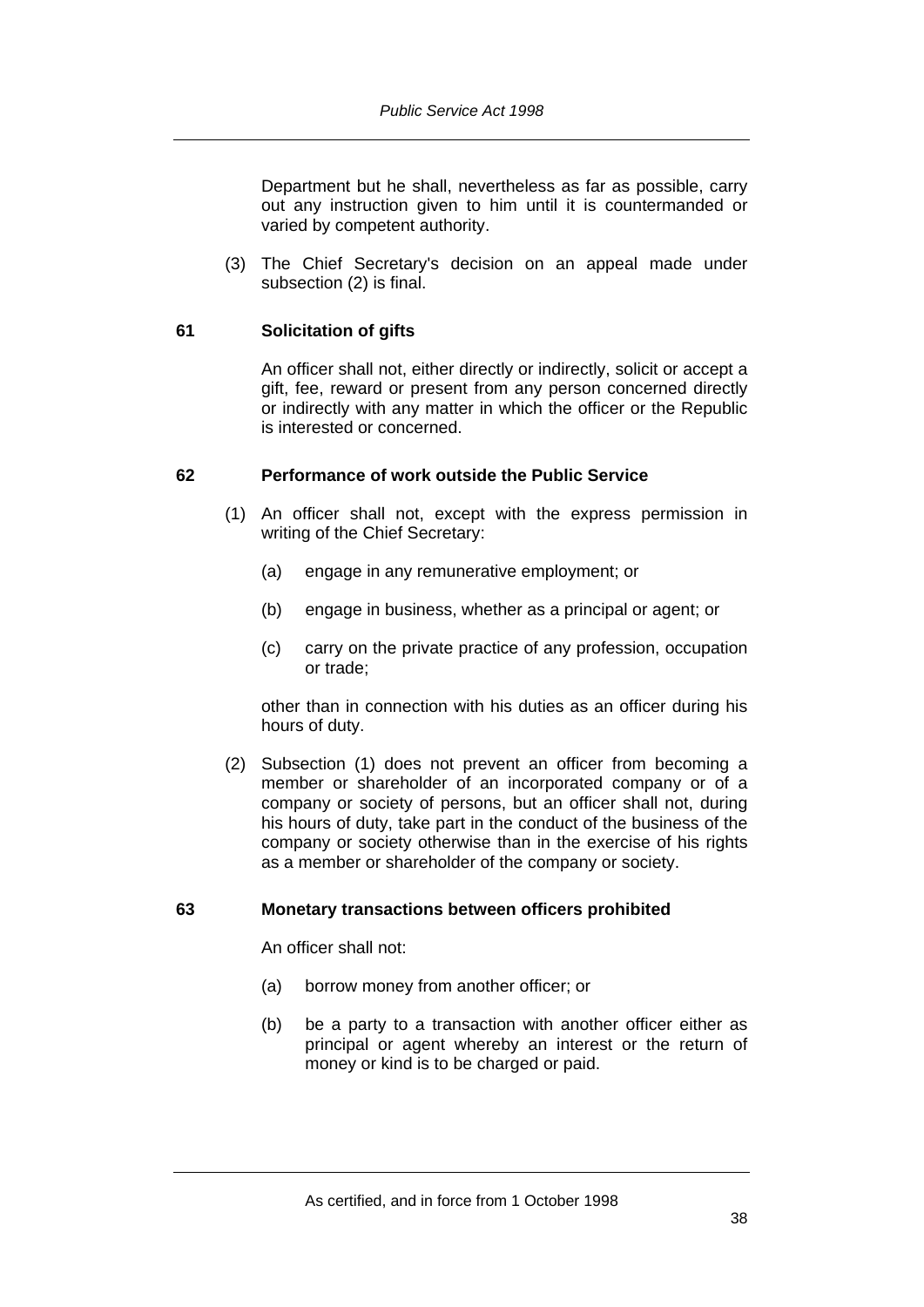Department but he shall, nevertheless as far as possible, carry out any instruction given to him until it is countermanded or varied by competent authority.

(3) The Chief Secretary's decision on an appeal made under subsection (2) is final.

### 61 Solicitation of gifts

An officer shall not, either directly or indirectly, solicit or accept a gift, fee, reward or present from any person concerned directly or indirectly with any matter in which the officer or the Republic is interested or concerned.

### 62 Performance of work outside the Public Service

(1) An officer shall not, except with the express permission in writing of the Chief Secretary:

(a) engage in any remunerative employment; or

(b) engage in business, whether as a principal or agent; or

(c) carry on the private practice of any profession, occupation or trade;

other than in connection with his duties as an officer during his hours of duty.

(2) Subsection (1) does not prevent an officer from becoming a member or shareholder of an incorporated company or of a company or society of persons, but an officer shall not, during his hours of duty, take part in the conduct of the business of the company or society otherwise than in the exercise of his rights as a member or shareholder of the company or society.

### 63 Monetary transactions between officers prohibited

An officer shall not:

(a) borrow money from another officer; or

(b) be a party to a transaction with another officer either as principal or agent whereby an interest or the return of money or kind is to be charged or paid.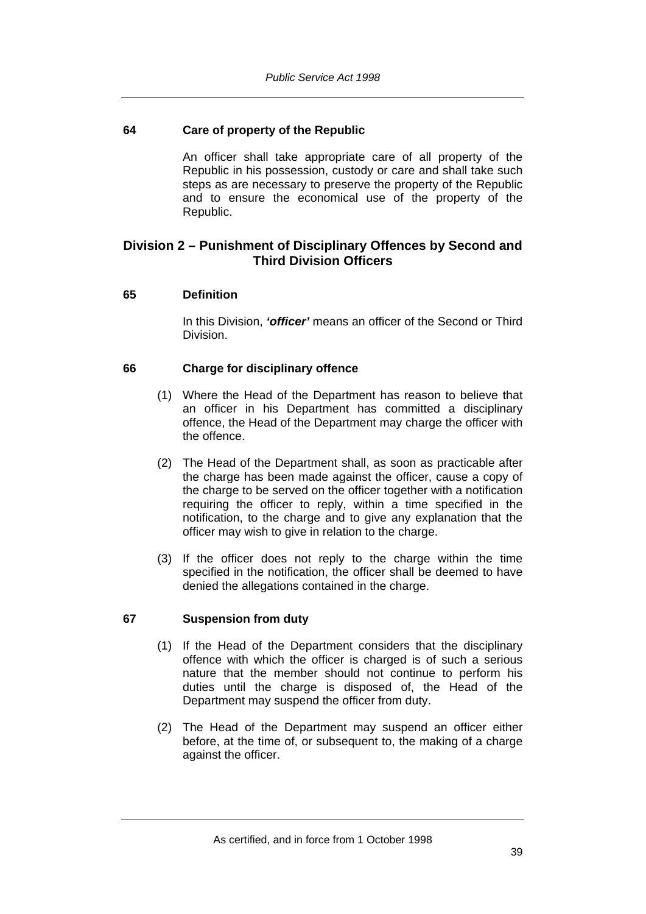### 64 Care of property of the Republic

An officer shall take appropriate care of all property of the Republic in his possession, custody or care and shall take such steps as are necessary to preserve the property of the Republic and to ensure the economical use of the property of the Republic.

## Division 2 – Punishment of Disciplinary Offences by Second and Third Division Officers

### 65 Definition

In this Division, ***'officer'*** means an officer of the Second or Third Division.

### 66 Charge for disciplinary offence

(1) Where the Head of the Department has reason to believe that an officer in his Department has committed a disciplinary offence, the Head of the Department may charge the officer with the offence.

(2) The Head of the Department shall, as soon as practicable after the charge has been made against the officer, cause a copy of the charge to be served on the officer together with a notification requiring the officer to reply, within a time specified in the notification, to the charge and to give any explanation that the officer may wish to give in relation to the charge.

(3) If the officer does not reply to the charge within the time specified in the notification, the officer shall be deemed to have denied the allegations contained in the charge.

### 67 Suspension from duty

(1) If the Head of the Department considers that the disciplinary offence with which the officer is charged is of such a serious nature that the member should not continue to perform his duties until the charge is disposed of, the Head of the Department may suspend the officer from duty.

(2) The Head of the Department may suspend an officer either before, at the time of, or subsequent to, the making of a charge against the officer.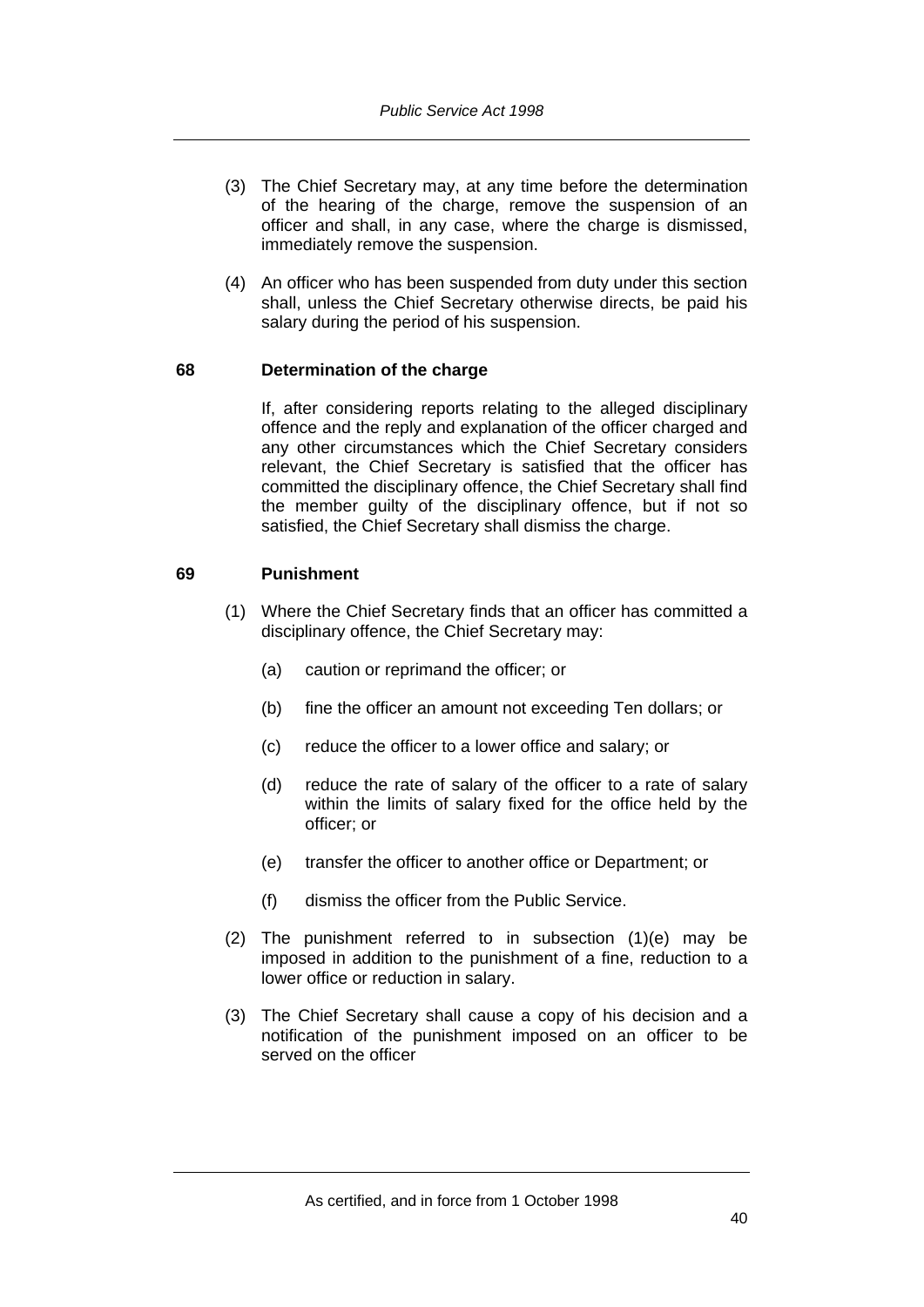(3) The Chief Secretary may, at any time before the determination of the hearing of the charge, remove the suspension of an officer and shall, in any case, where the charge is dismissed, immediately remove the suspension.

(4) An officer who has been suspended from duty under this section shall, unless the Chief Secretary otherwise directs, be paid his salary during the period of his suspension.

### 68 Determination of the charge

If, after considering reports relating to the alleged disciplinary offence and the reply and explanation of the officer charged and any other circumstances which the Chief Secretary considers relevant, the Chief Secretary is satisfied that the officer has committed the disciplinary offence, the Chief Secretary shall find the member guilty of the disciplinary offence, but if not so satisfied, the Chief Secretary shall dismiss the charge.

### 69 Punishment

(1) Where the Chief Secretary finds that an officer has committed a disciplinary offence, the Chief Secretary may:

- (a) caution or reprimand the officer; or
- (b) fine the officer an amount not exceeding Ten dollars; or
- (c) reduce the officer to a lower office and salary; or
- (d) reduce the rate of salary of the officer to a rate of salary within the limits of salary fixed for the office held by the officer; or
- (e) transfer the officer to another office or Department; or
- (f) dismiss the officer from the Public Service.

(2) The punishment referred to in subsection (1)(e) may be imposed in addition to the punishment of a fine, reduction to a lower office or reduction in salary.

(3) The Chief Secretary shall cause a copy of his decision and a notification of the punishment imposed on an officer to be served on the officer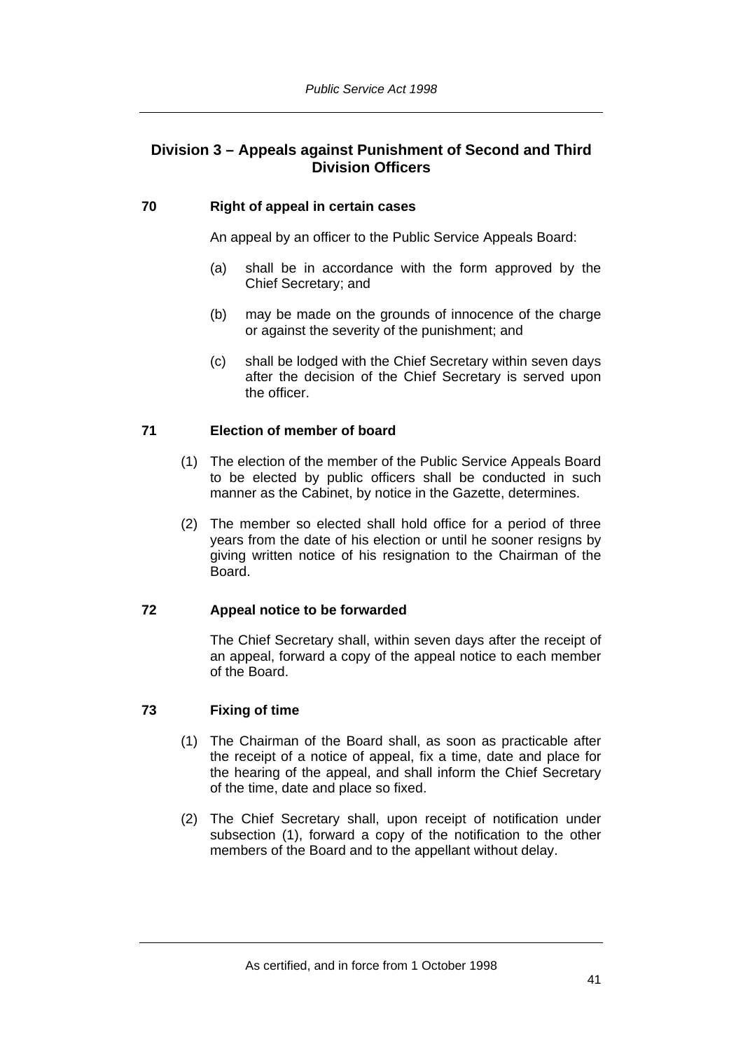## Division 3 – Appeals against Punishment of Second and Third Division Officers

### 70 Right of appeal in certain cases

An appeal by an officer to the Public Service Appeals Board:

(a) shall be in accordance with the form approved by the Chief Secretary; and

(b) may be made on the grounds of innocence of the charge or against the severity of the punishment; and

(c) shall be lodged with the Chief Secretary within seven days after the decision of the Chief Secretary is served upon the officer.

### 71 Election of member of board

(1) The election of the member of the Public Service Appeals Board to be elected by public officers shall be conducted in such manner as the Cabinet, by notice in the Gazette, determines.

(2) The member so elected shall hold office for a period of three years from the date of his election or until he sooner resigns by giving written notice of his resignation to the Chairman of the Board.

### 72 Appeal notice to be forwarded

The Chief Secretary shall, within seven days after the receipt of an appeal, forward a copy of the appeal notice to each member of the Board.

### 73 Fixing of time

(1) The Chairman of the Board shall, as soon as practicable after the receipt of a notice of appeal, fix a time, date and place for the hearing of the appeal, and shall inform the Chief Secretary of the time, date and place so fixed.

(2) The Chief Secretary shall, upon receipt of notification under subsection (1), forward a copy of the notification to the other members of the Board and to the appellant without delay.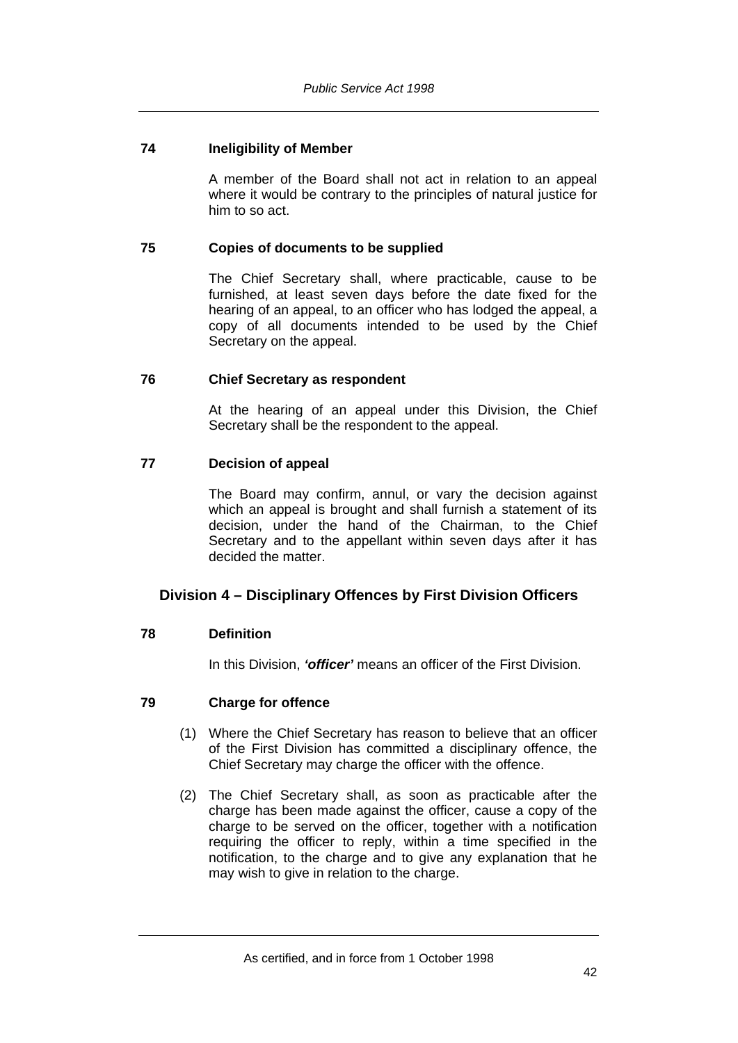### 74 Ineligibility of Member

A member of the Board shall not act in relation to an appeal where it would be contrary to the principles of natural justice for him to so act.

### 75 Copies of documents to be supplied

The Chief Secretary shall, where practicable, cause to be furnished, at least seven days before the date fixed for the hearing of an appeal, to an officer who has lodged the appeal, a copy of all documents intended to be used by the Chief Secretary on the appeal.

### 76 Chief Secretary as respondent

At the hearing of an appeal under this Division, the Chief Secretary shall be the respondent to the appeal.

### 77 Decision of appeal

The Board may confirm, annul, or vary the decision against which an appeal is brought and shall furnish a statement of its decision, under the hand of the Chairman, to the Chief Secretary and to the appellant within seven days after it has decided the matter.

## Division 4 – Disciplinary Offences by First Division Officers

### 78 Definition

In this Division, ***'officer'*** means an officer of the First Division.

### 79 Charge for offence

(1) Where the Chief Secretary has reason to believe that an officer of the First Division has committed a disciplinary offence, the Chief Secretary may charge the officer with the offence.

(2) The Chief Secretary shall, as soon as practicable after the charge has been made against the officer, cause a copy of the charge to be served on the officer, together with a notification requiring the officer to reply, within a time specified in the notification, to the charge and to give any explanation that he may wish to give in relation to the charge.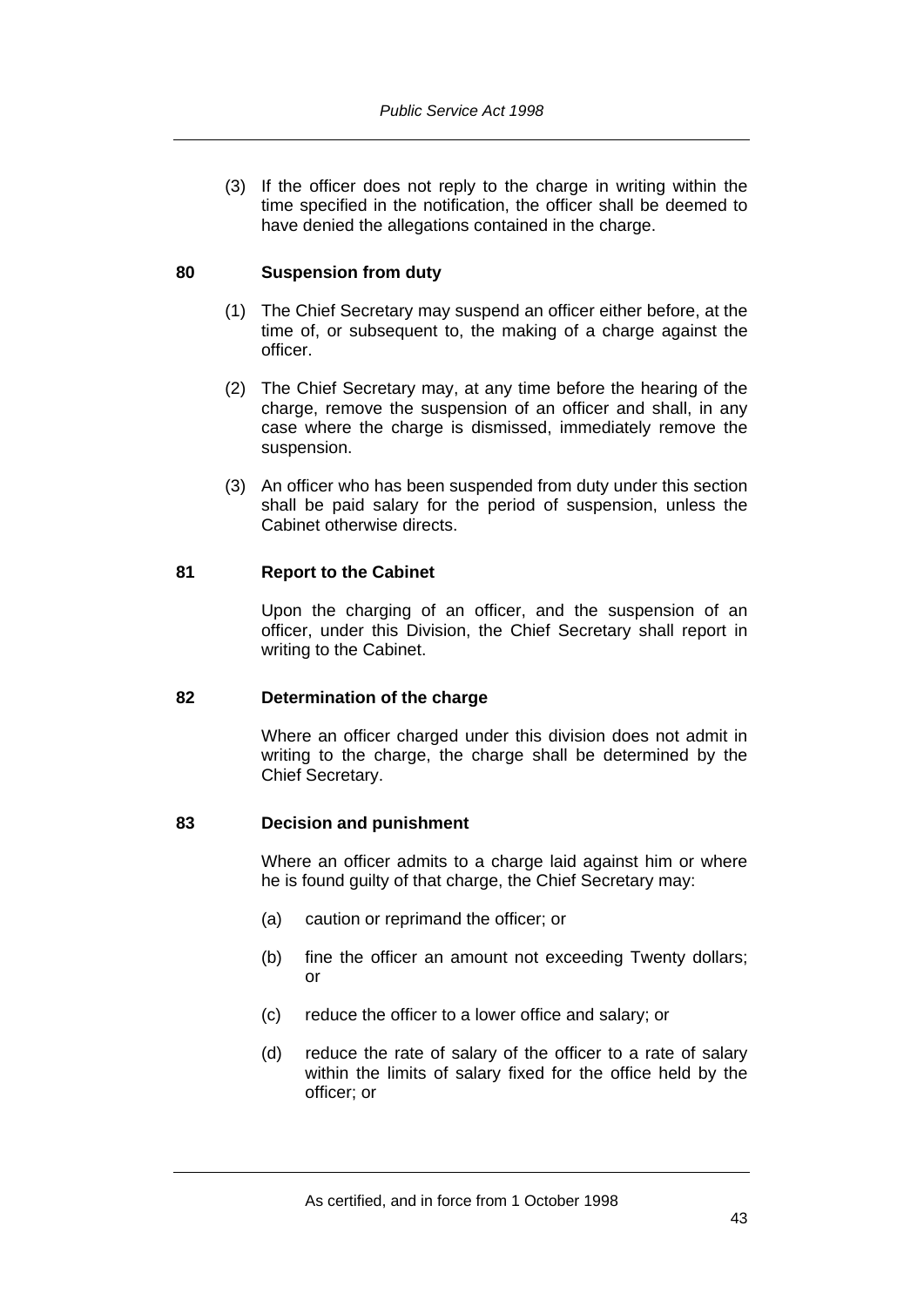(3) If the officer does not reply to the charge in writing within the time specified in the notification, the officer shall be deemed to have denied the allegations contained in the charge.

### 80 Suspension from duty

(1) The Chief Secretary may suspend an officer either before, at the time of, or subsequent to, the making of a charge against the officer.

(2) The Chief Secretary may, at any time before the hearing of the charge, remove the suspension of an officer and shall, in any case where the charge is dismissed, immediately remove the suspension.

(3) An officer who has been suspended from duty under this section shall be paid salary for the period of suspension, unless the Cabinet otherwise directs.

### 81 Report to the Cabinet

Upon the charging of an officer, and the suspension of an officer, under this Division, the Chief Secretary shall report in writing to the Cabinet.

### 82 Determination of the charge

Where an officer charged under this division does not admit in writing to the charge, the charge shall be determined by the Chief Secretary.

### 83 Decision and punishment

Where an officer admits to a charge laid against him or where he is found guilty of that charge, the Chief Secretary may:

(a) caution or reprimand the officer; or

(b) fine the officer an amount not exceeding Twenty dollars; or

(c) reduce the officer to a lower office and salary; or

(d) reduce the rate of salary of the officer to a rate of salary within the limits of salary fixed for the office held by the officer; or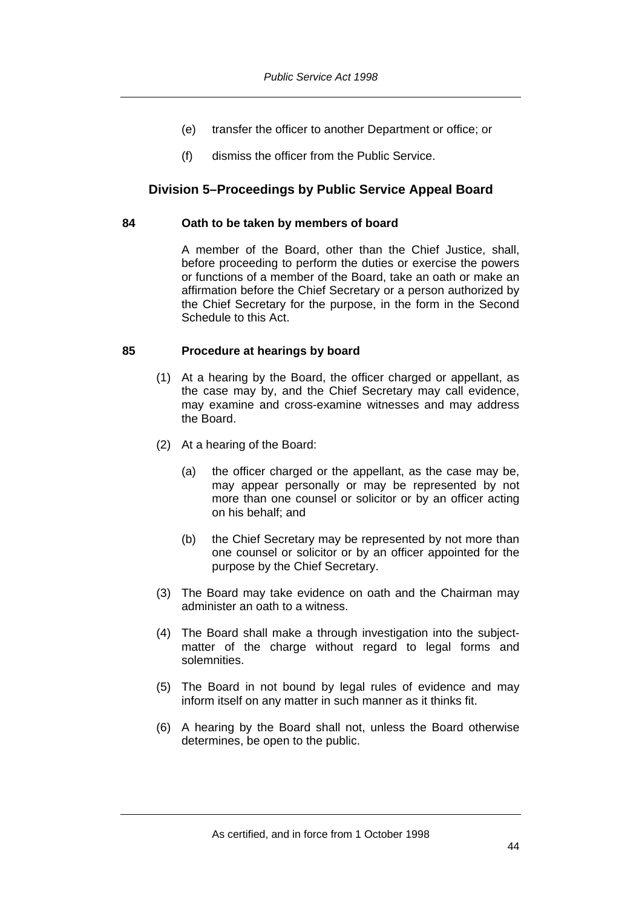(e) transfer the officer to another Department or office; or

(f) dismiss the officer from the Public Service.

## Division 5–Proceedings by Public Service Appeal Board

### 84 Oath to be taken by members of board

A member of the Board, other than the Chief Justice, shall, before proceeding to perform the duties or exercise the powers or functions of a member of the Board, take an oath or make an affirmation before the Chief Secretary or a person authorized by the Chief Secretary for the purpose, in the form in the Second Schedule to this Act.

### 85 Procedure at hearings by board

(1) At a hearing by the Board, the officer charged or appellant, as the case may by, and the Chief Secretary may call evidence, may examine and cross-examine witnesses and may address the Board.

(2) At a hearing of the Board:

(a) the officer charged or the appellant, as the case may be, may appear personally or may be represented by not more than one counsel or solicitor or by an officer acting on his behalf; and

(b) the Chief Secretary may be represented by not more than one counsel or solicitor or by an officer appointed for the purpose by the Chief Secretary.

(3) The Board may take evidence on oath and the Chairman may administer an oath to a witness.

(4) The Board shall make a through investigation into the subject-matter of the charge without regard to legal forms and solemnities.

(5) The Board in not bound by legal rules of evidence and may inform itself on any matter in such manner as it thinks fit.

(6) A hearing by the Board shall not, unless the Board otherwise determines, be open to the public.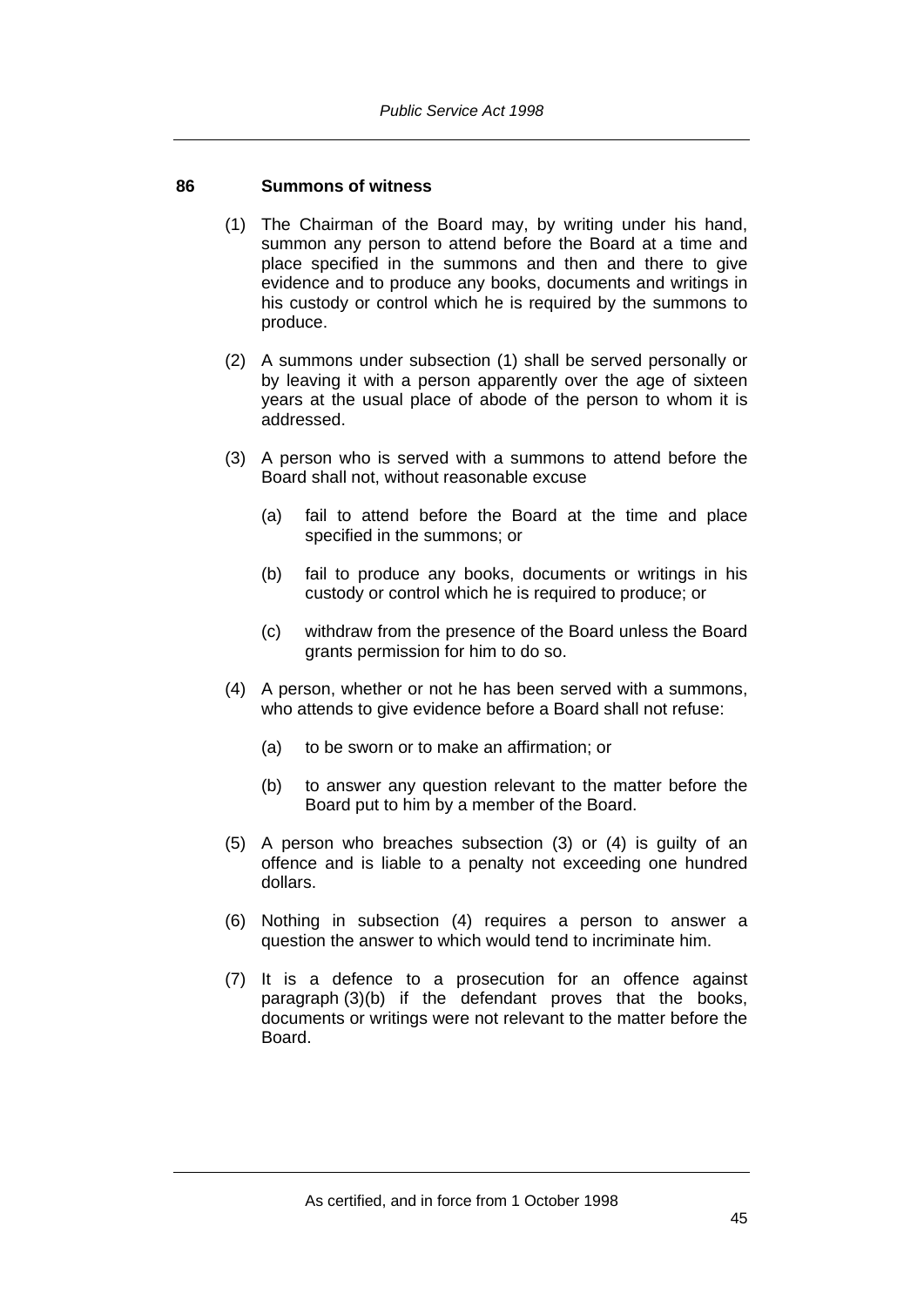### 86 Summons of witness

(1) The Chairman of the Board may, by writing under his hand, summon any person to attend before the Board at a time and place specified in the summons and then and there to give evidence and to produce any books, documents and writings in his custody or control which he is required by the summons to produce.

(2) A summons under subsection (1) shall be served personally or by leaving it with a person apparently over the age of sixteen years at the usual place of abode of the person to whom it is addressed.

(3) A person who is served with a summons to attend before the Board shall not, without reasonable excuse

(a) fail to attend before the Board at the time and place specified in the summons; or

(b) fail to produce any books, documents or writings in his custody or control which he is required to produce; or

(c) withdraw from the presence of the Board unless the Board grants permission for him to do so.

(4) A person, whether or not he has been served with a summons, who attends to give evidence before a Board shall not refuse:

(a) to be sworn or to make an affirmation; or

(b) to answer any question relevant to the matter before the Board put to him by a member of the Board.

(5) A person who breaches subsection (3) or (4) is guilty of an offence and is liable to a penalty not exceeding one hundred dollars.

(6) Nothing in subsection (4) requires a person to answer a question the answer to which would tend to incriminate him.

(7) It is a defence to a prosecution for an offence against paragraph (3)(b) if the defendant proves that the books, documents or writings were not relevant to the matter before the Board.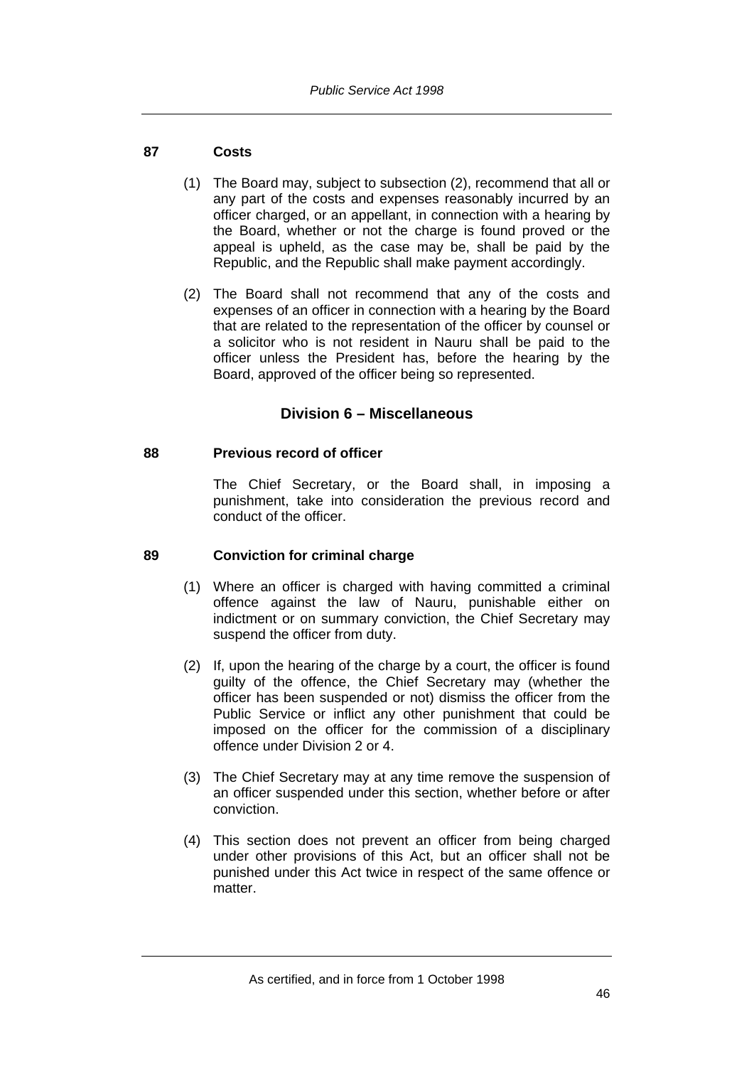**87 Costs**

(1) The Board may, subject to subsection (2), recommend that all or any part of the costs and expenses reasonably incurred by an officer charged, or an appellant, in connection with a hearing by the Board, whether or not the charge is found proved or the appeal is upheld, as the case may be, shall be paid by the Republic, and the Republic shall make payment accordingly.

(2) The Board shall not recommend that any of the costs and expenses of an officer in connection with a hearing by the Board that are related to the representation of the officer by counsel or a solicitor who is not resident in Nauru shall be paid to the officer unless the President has, before the hearing by the Board, approved of the officer being so represented.

## Division 6 – Miscellaneous

**88 Previous record of officer**

The Chief Secretary, or the Board shall, in imposing a punishment, take into consideration the previous record and conduct of the officer.

**89 Conviction for criminal charge**

(1) Where an officer is charged with having committed a criminal offence against the law of Nauru, punishable either on indictment or on summary conviction, the Chief Secretary may suspend the officer from duty.

(2) If, upon the hearing of the charge by a court, the officer is found guilty of the offence, the Chief Secretary may (whether the officer has been suspended or not) dismiss the officer from the Public Service or inflict any other punishment that could be imposed on the officer for the commission of a disciplinary offence under Division 2 or 4.

(3) The Chief Secretary may at any time remove the suspension of an officer suspended under this section, whether before or after conviction.

(4) This section does not prevent an officer from being charged under other provisions of this Act, but an officer shall not be punished under this Act twice in respect of the same offence or matter.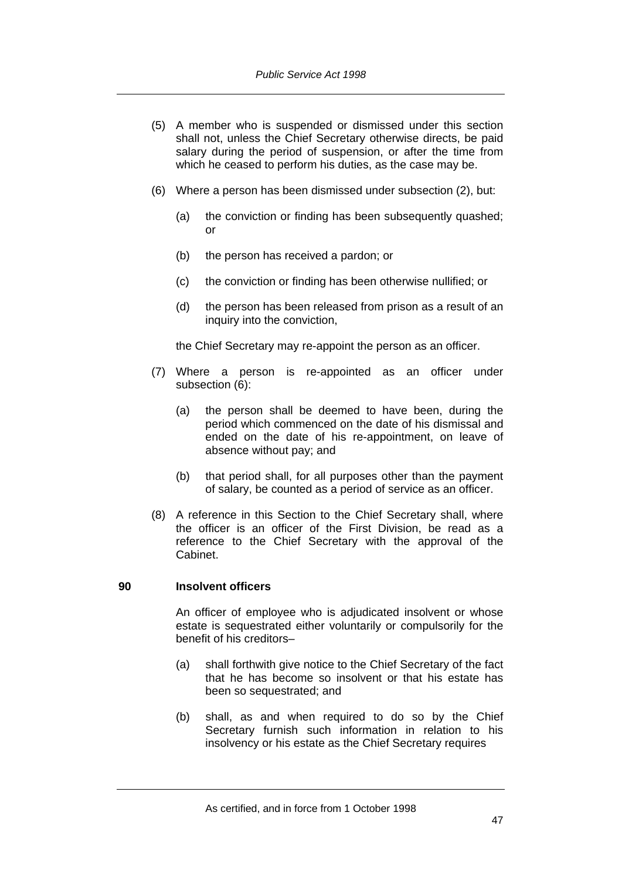(5) A member who is suspended or dismissed under this section shall not, unless the Chief Secretary otherwise directs, be paid salary during the period of suspension, or after the time from which he ceased to perform his duties, as the case may be.

(6) Where a person has been dismissed under subsection (2), but:

(a) the conviction or finding has been subsequently quashed; or

(b) the person has received a pardon; or

(c) the conviction or finding has been otherwise nullified; or

(d) the person has been released from prison as a result of an inquiry into the conviction,

the Chief Secretary may re-appoint the person as an officer.

(7) Where a person is re-appointed as an officer under subsection (6):

(a) the person shall be deemed to have been, during the period which commenced on the date of his dismissal and ended on the date of his re-appointment, on leave of absence without pay; and

(b) that period shall, for all purposes other than the payment of salary, be counted as a period of service as an officer.

(8) A reference in this Section to the Chief Secretary shall, where the officer is an officer of the First Division, be read as a reference to the Chief Secretary with the approval of the Cabinet.

### 90 Insolvent officers

An officer of employee who is adjudicated insolvent or whose estate is sequestrated either voluntarily or compulsorily for the benefit of his creditors–

(a) shall forthwith give notice to the Chief Secretary of the fact that he has become so insolvent or that his estate has been so sequestrated; and

(b) shall, as and when required to do so by the Chief Secretary furnish such information in relation to his insolvency or his estate as the Chief Secretary requires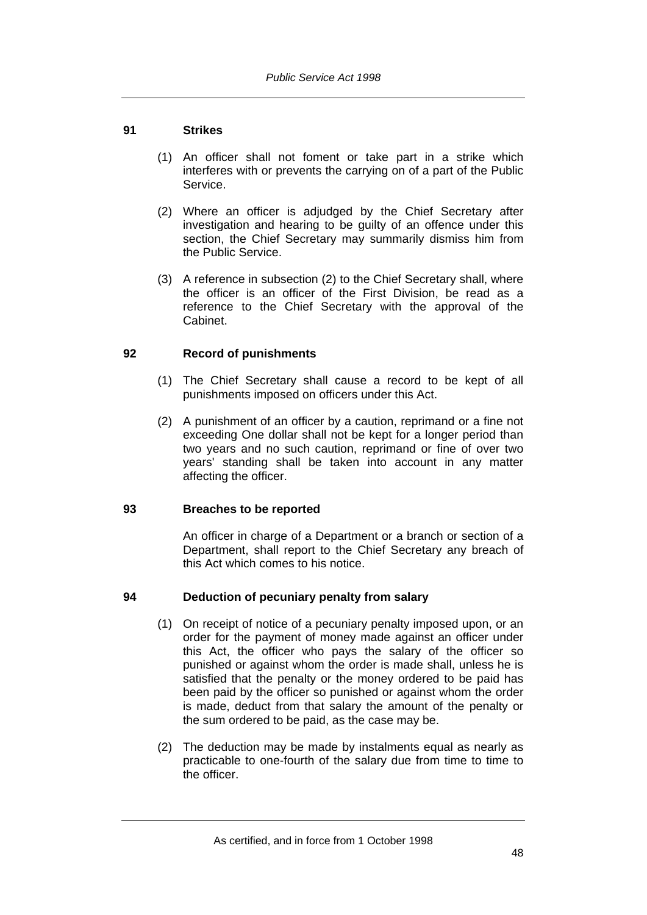## 91 Strikes

(1) An officer shall not foment or take part in a strike which interferes with or prevents the carrying on of a part of the Public Service.

(2) Where an officer is adjudged by the Chief Secretary after investigation and hearing to be guilty of an offence under this section, the Chief Secretary may summarily dismiss him from the Public Service.

(3) A reference in subsection (2) to the Chief Secretary shall, where the officer is an officer of the First Division, be read as a reference to the Chief Secretary with the approval of the Cabinet.

## 92 Record of punishments

(1) The Chief Secretary shall cause a record to be kept of all punishments imposed on officers under this Act.

(2) A punishment of an officer by a caution, reprimand or a fine not exceeding One dollar shall not be kept for a longer period than two years and no such caution, reprimand or fine of over two years' standing shall be taken into account in any matter affecting the officer.

## 93 Breaches to be reported

An officer in charge of a Department or a branch or section of a Department, shall report to the Chief Secretary any breach of this Act which comes to his notice.

## 94 Deduction of pecuniary penalty from salary

(1) On receipt of notice of a pecuniary penalty imposed upon, or an order for the payment of money made against an officer under this Act, the officer who pays the salary of the officer so punished or against whom the order is made shall, unless he is satisfied that the penalty or the money ordered to be paid has been paid by the officer so punished or against whom the order is made, deduct from that salary the amount of the penalty or the sum ordered to be paid, as the case may be.

(2) The deduction may be made by instalments equal as nearly as practicable to one-fourth of the salary due from time to time to the officer.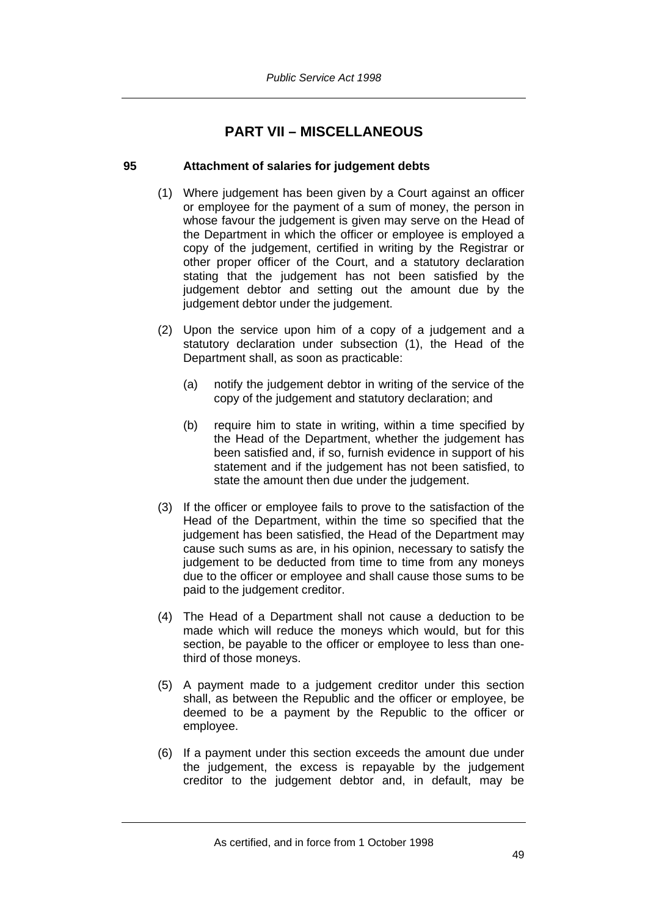## PART VII – MISCELLANEOUS

### 95 Attachment of salaries for judgement debts

(1) Where judgement has been given by a Court against an officer or employee for the payment of a sum of money, the person in whose favour the judgement is given may serve on the Head of the Department in which the officer or employee is employed a copy of the judgement, certified in writing by the Registrar or other proper officer of the Court, and a statutory declaration stating that the judgement has not been satisfied by the judgement debtor and setting out the amount due by the judgement debtor under the judgement.

(2) Upon the service upon him of a copy of a judgement and a statutory declaration under subsection (1), the Head of the Department shall, as soon as practicable:

(a) notify the judgement debtor in writing of the service of the copy of the judgement and statutory declaration; and

(b) require him to state in writing, within a time specified by the Head of the Department, whether the judgement has been satisfied and, if so, furnish evidence in support of his statement and if the judgement has not been satisfied, to state the amount then due under the judgement.

(3) If the officer or employee fails to prove to the satisfaction of the Head of the Department, within the time so specified that the judgement has been satisfied, the Head of the Department may cause such sums as are, in his opinion, necessary to satisfy the judgement to be deducted from time to time from any moneys due to the officer or employee and shall cause those sums to be paid to the judgement creditor.

(4) The Head of a Department shall not cause a deduction to be made which will reduce the moneys which would, but for this section, be payable to the officer or employee to less than one-third of those moneys.

(5) A payment made to a judgement creditor under this section shall, as between the Republic and the officer or employee, be deemed to be a payment by the Republic to the officer or employee.

(6) If a payment under this section exceeds the amount due under the judgement, the excess is repayable by the judgement creditor to the judgement debtor and, in default, may be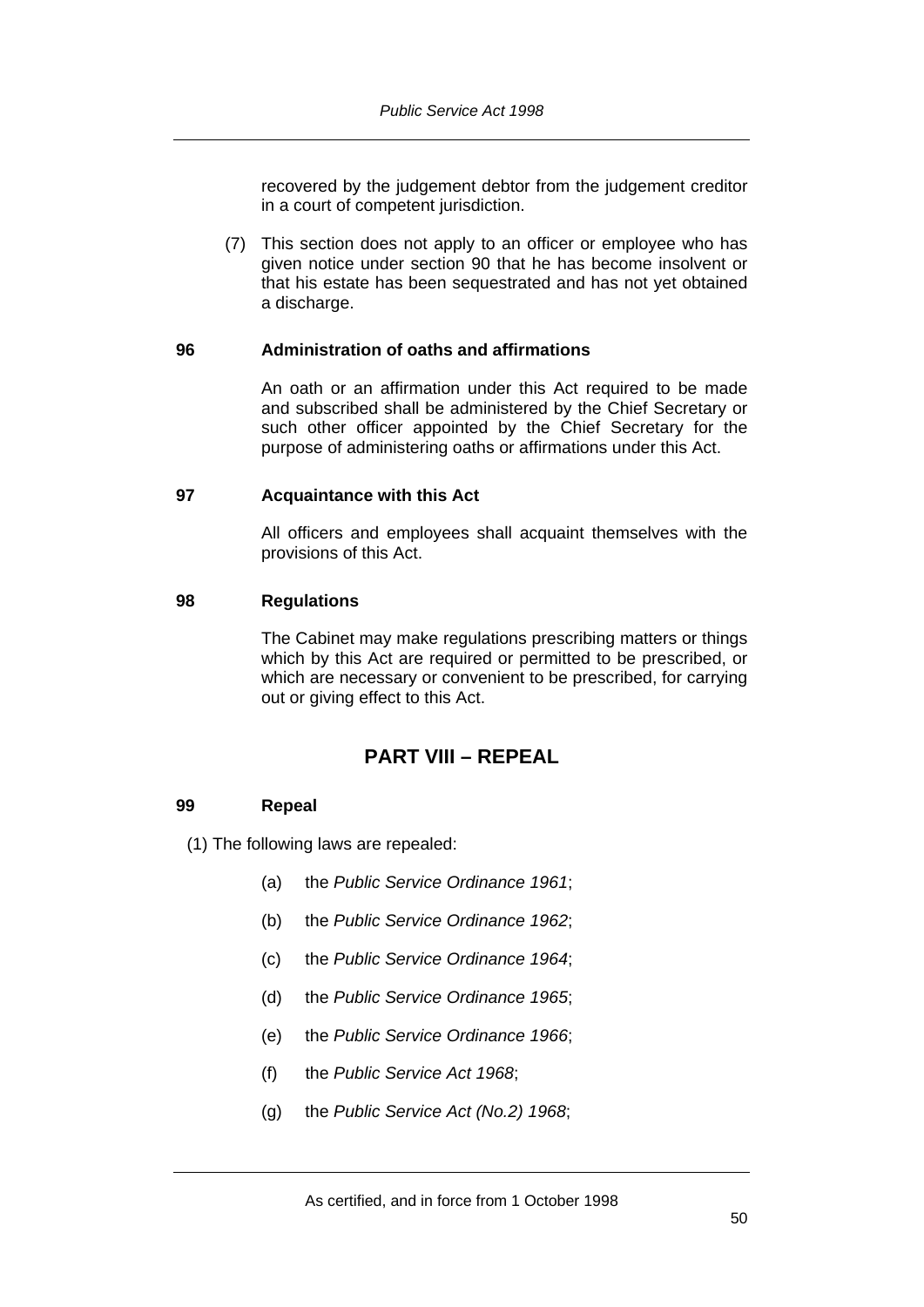recovered by the judgement debtor from the judgement creditor in a court of competent jurisdiction.

(7) This section does not apply to an officer or employee who has given notice under section 90 that he has become insolvent or that his estate has been sequestrated and has not yet obtained a discharge.

### 96 Administration of oaths and affirmations

An oath or an affirmation under this Act required to be made and subscribed shall be administered by the Chief Secretary or such other officer appointed by the Chief Secretary for the purpose of administering oaths or affirmations under this Act.

### 97 Acquaintance with this Act

All officers and employees shall acquaint themselves with the provisions of this Act.

### 98 Regulations

The Cabinet may make regulations prescribing matters or things which by this Act are required or permitted to be prescribed, or which are necessary or convenient to be prescribed, for carrying out or giving effect to this Act.

## PART VIII – REPEAL

### 99 Repeal

(1) The following laws are repealed:

(a) the *Public Service Ordinance 1961*;

(b) the *Public Service Ordinance 1962*;

(c) the *Public Service Ordinance 1964*;

(d) the *Public Service Ordinance 1965*;

(e) the *Public Service Ordinance 1966*;

(f) the *Public Service Act 1968*;

(g) the *Public Service Act (No.2) 1968*;

As certified, and in force from 1 October 1998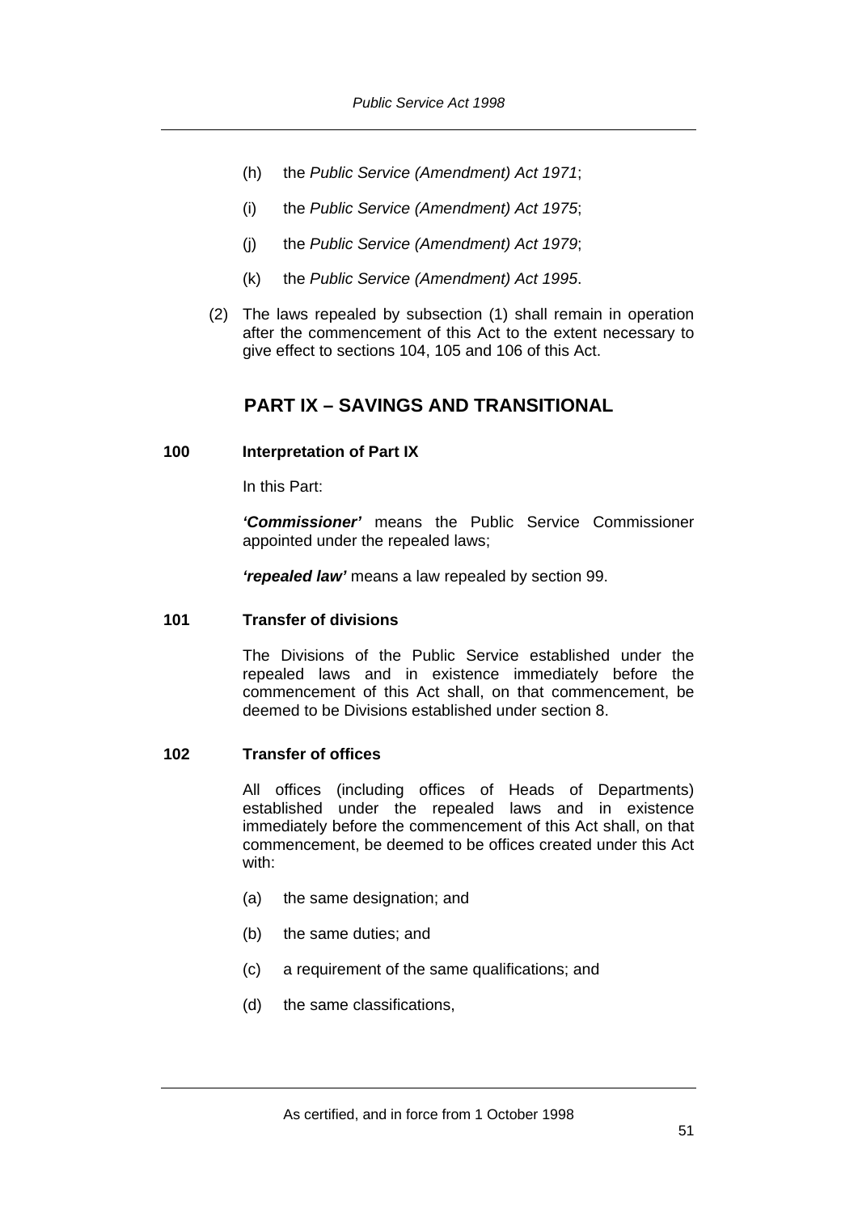(h) the *Public Service (Amendment) Act 1971*;

(i) the *Public Service (Amendment) Act 1975*;

(j) the *Public Service (Amendment) Act 1979*;

(k) the *Public Service (Amendment) Act 1995*.

(2) The laws repealed by subsection (1) shall remain in operation after the commencement of this Act to the extent necessary to give effect to sections 104, 105 and 106 of this Act.

## PART IX – SAVINGS AND TRANSITIONAL

### 100 Interpretation of Part IX

In this Part:

***'Commissioner'*** means the Public Service Commissioner appointed under the repealed laws;

***'repealed law'*** means a law repealed by section 99.

### 101 Transfer of divisions

The Divisions of the Public Service established under the repealed laws and in existence immediately before the commencement of this Act shall, on that commencement, be deemed to be Divisions established under section 8.

### 102 Transfer of offices

All offices (including offices of Heads of Departments) established under the repealed laws and in existence immediately before the commencement of this Act shall, on that commencement, be deemed to be offices created under this Act with:

(a) the same designation; and

(b) the same duties; and

(c) a requirement of the same qualifications; and

(d) the same classifications,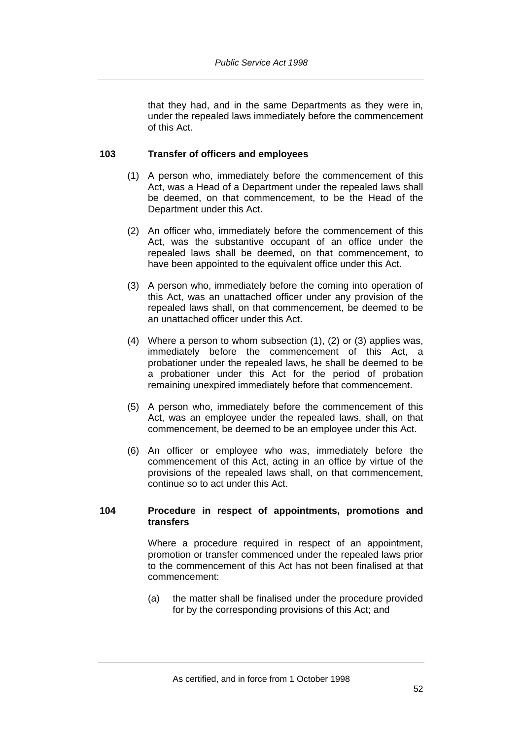that they had, and in the same Departments as they were in, under the repealed laws immediately before the commencement of this Act.

### 103 Transfer of officers and employees

(1) A person who, immediately before the commencement of this Act, was a Head of a Department under the repealed laws shall be deemed, on that commencement, to be the Head of the Department under this Act.

(2) An officer who, immediately before the commencement of this Act, was the substantive occupant of an office under the repealed laws shall be deemed, on that commencement, to have been appointed to the equivalent office under this Act.

(3) A person who, immediately before the coming into operation of this Act, was an unattached officer under any provision of the repealed laws shall, on that commencement, be deemed to be an unattached officer under this Act.

(4) Where a person to whom subsection (1), (2) or (3) applies was, immediately before the commencement of this Act, a probationer under the repealed laws, he shall be deemed to be a probationer under this Act for the period of probation remaining unexpired immediately before that commencement.

(5) A person who, immediately before the commencement of this Act, was an employee under the repealed laws, shall, on that commencement, be deemed to be an employee under this Act.

(6) An officer or employee who was, immediately before the commencement of this Act, acting in an office by virtue of the provisions of the repealed laws shall, on that commencement, continue so to act under this Act.

### 104 Procedure in respect of appointments, promotions and transfers

Where a procedure required in respect of an appointment, promotion or transfer commenced under the repealed laws prior to the commencement of this Act has not been finalised at that commencement:

(a) the matter shall be finalised under the procedure provided for by the corresponding provisions of this Act; and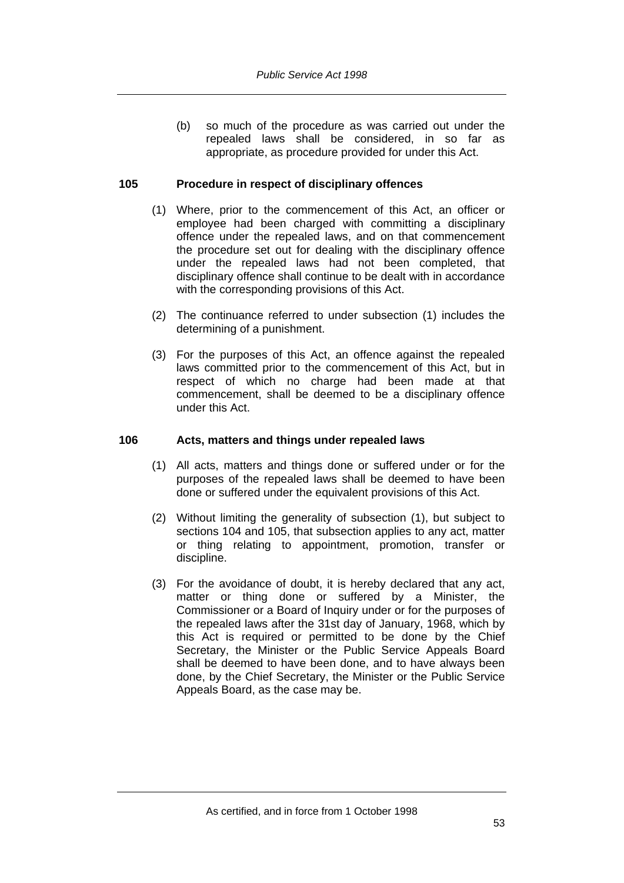(b) so much of the procedure as was carried out under the repealed laws shall be considered, in so far as appropriate, as procedure provided for under this Act.

### 105 Procedure in respect of disciplinary offences

(1) Where, prior to the commencement of this Act, an officer or employee had been charged with committing a disciplinary offence under the repealed laws, and on that commencement the procedure set out for dealing with the disciplinary offence under the repealed laws had not been completed, that disciplinary offence shall continue to be dealt with in accordance with the corresponding provisions of this Act.

(2) The continuance referred to under subsection (1) includes the determining of a punishment.

(3) For the purposes of this Act, an offence against the repealed laws committed prior to the commencement of this Act, but in respect of which no charge had been made at that commencement, shall be deemed to be a disciplinary offence under this Act.

### 106 Acts, matters and things under repealed laws

(1) All acts, matters and things done or suffered under or for the purposes of the repealed laws shall be deemed to have been done or suffered under the equivalent provisions of this Act.

(2) Without limiting the generality of subsection (1), but subject to sections 104 and 105, that subsection applies to any act, matter or thing relating to appointment, promotion, transfer or discipline.

(3) For the avoidance of doubt, it is hereby declared that any act, matter or thing done or suffered by a Minister, the Commissioner or a Board of Inquiry under or for the purposes of the repealed laws after the 31st day of January, 1968, which by this Act is required or permitted to be done by the Chief Secretary, the Minister or the Public Service Appeals Board shall be deemed to have been done, and to have always been done, by the Chief Secretary, the Minister or the Public Service Appeals Board, as the case may be.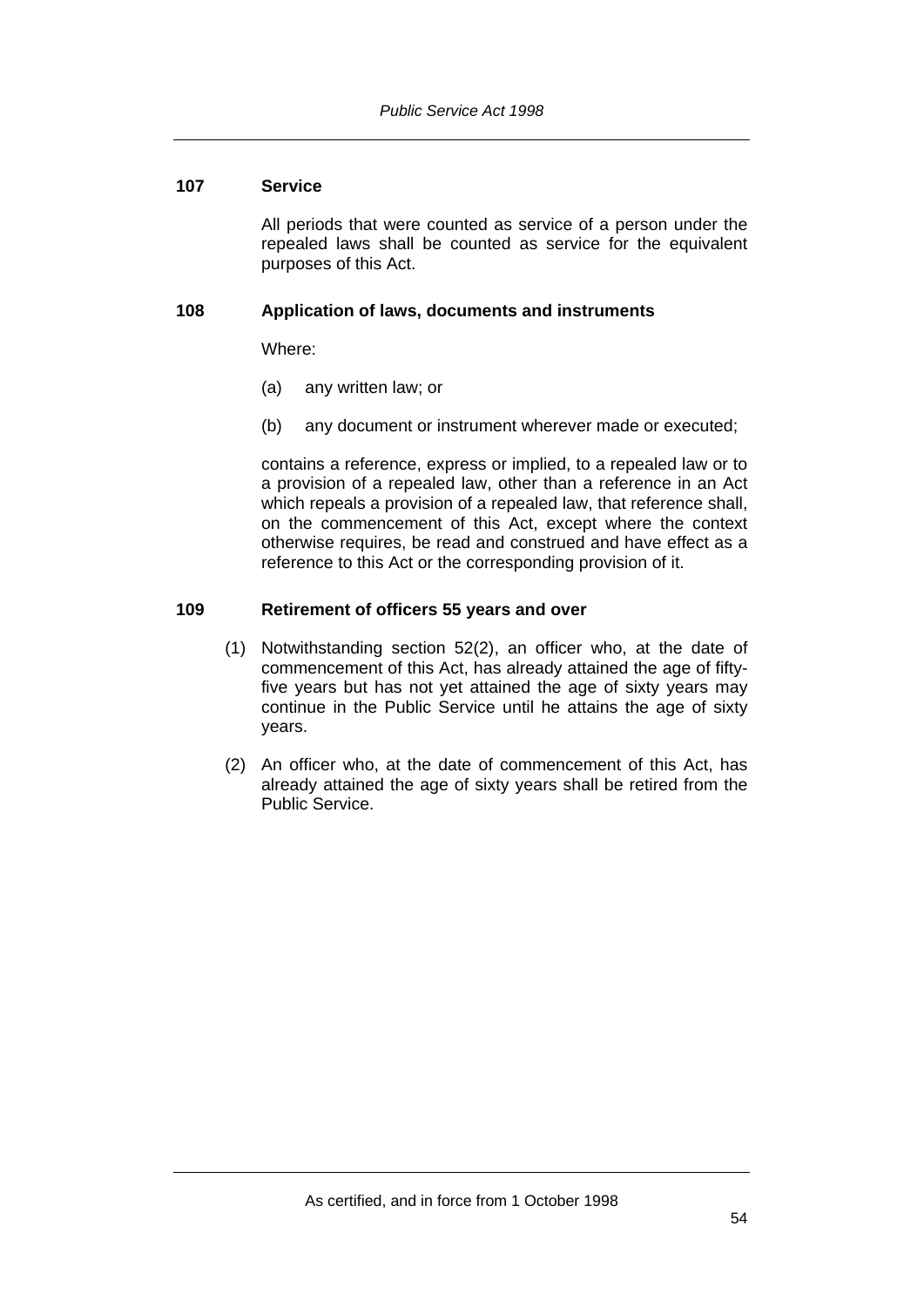### 107 Service

All periods that were counted as service of a person under the repealed laws shall be counted as service for the equivalent purposes of this Act.

### 108 Application of laws, documents and instruments

Where:

(a) any written law; or

(b) any document or instrument wherever made or executed;

contains a reference, express or implied, to a repealed law or to a provision of a repealed law, other than a reference in an Act which repeals a provision of a repealed law, that reference shall, on the commencement of this Act, except where the context otherwise requires, be read and construed and have effect as a reference to this Act or the corresponding provision of it.

### 109 Retirement of officers 55 years and over

(1) Notwithstanding section 52(2), an officer who, at the date of commencement of this Act, has already attained the age of fifty-five years but has not yet attained the age of sixty years may continue in the Public Service until he attains the age of sixty years.

(2) An officer who, at the date of commencement of this Act, has already attained the age of sixty years shall be retired from the Public Service.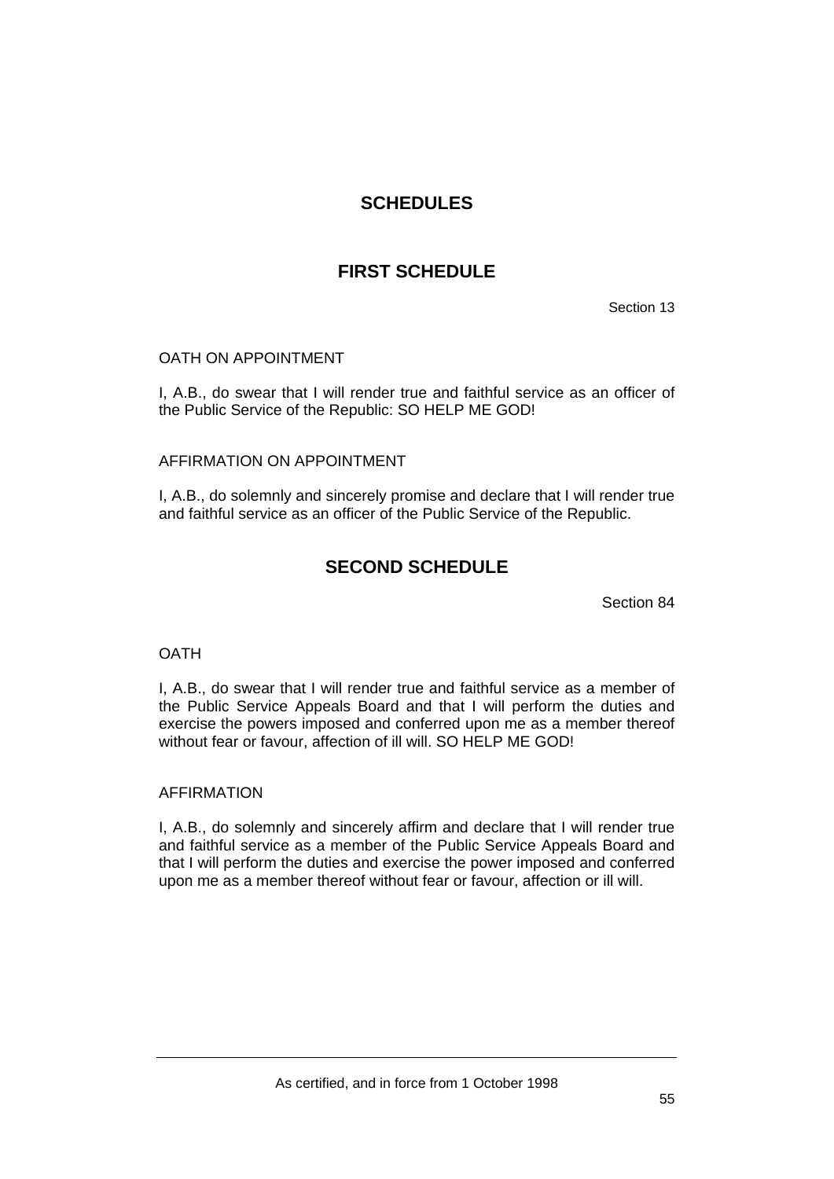# SCHEDULES

## FIRST SCHEDULE

Section 13

OATH ON APPOINTMENT

I, A.B., do swear that I will render true and faithful service as an officer of the Public Service of the Republic: SO HELP ME GOD!

AFFIRMATION ON APPOINTMENT

I, A.B., do solemnly and sincerely promise and declare that I will render true and faithful service as an officer of the Public Service of the Republic.

## SECOND SCHEDULE

Section 84

OATH

I, A.B., do swear that I will render true and faithful service as a member of the Public Service Appeals Board and that I will perform the duties and exercise the powers imposed and conferred upon me as a member thereof without fear or favour, affection of ill will. SO HELP ME GOD!

AFFIRMATION

I, A.B., do solemnly and sincerely affirm and declare that I will render true and faithful service as a member of the Public Service Appeals Board and that I will perform the duties and exercise the power imposed and conferred upon me as a member thereof without fear or favour, affection or ill will.